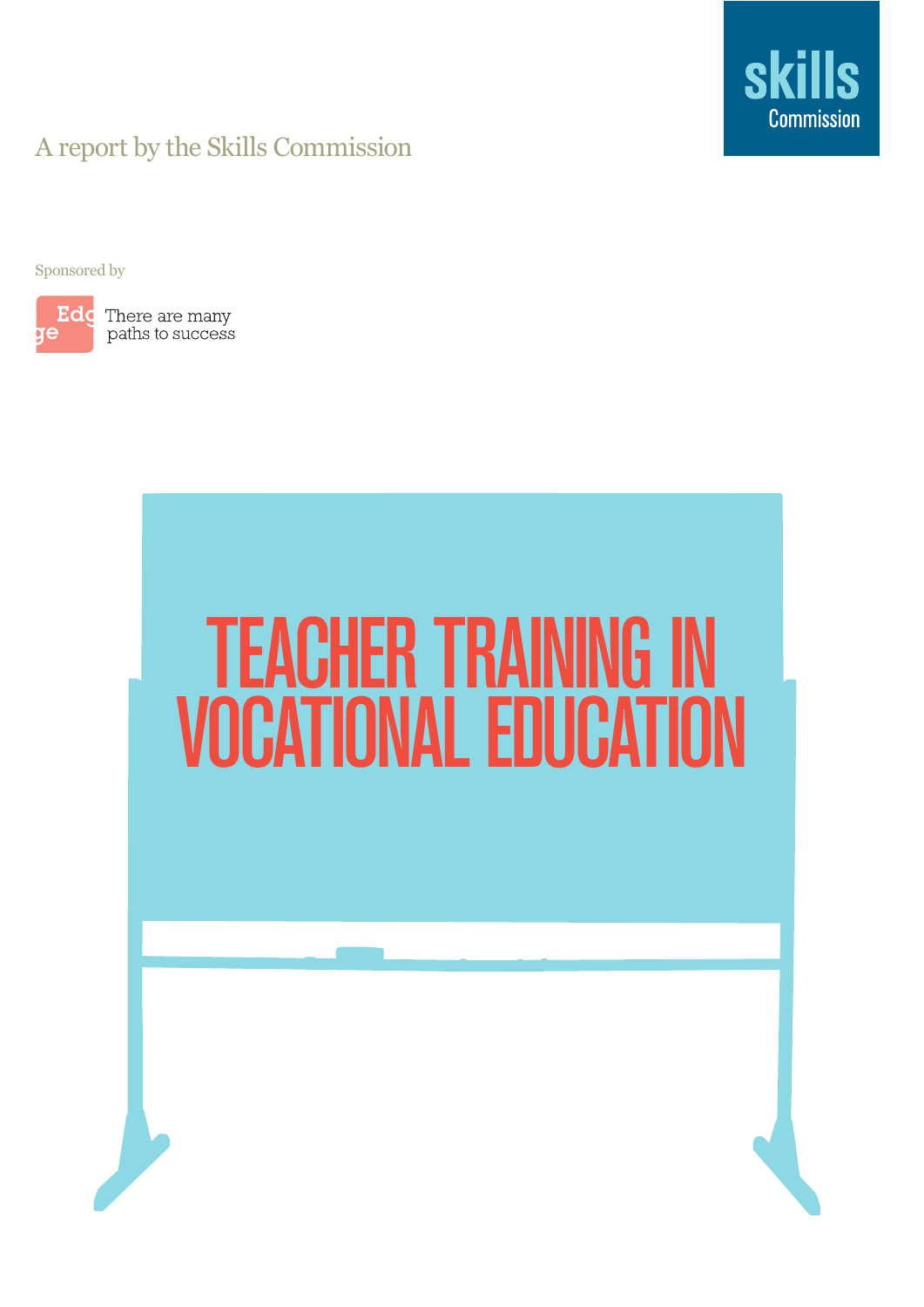skills Commission

A report by the Skills Commission

Sponsored by

Edge There are many paths to success

# TEACHER TRAINING IN VOCATIONAL EDUCATION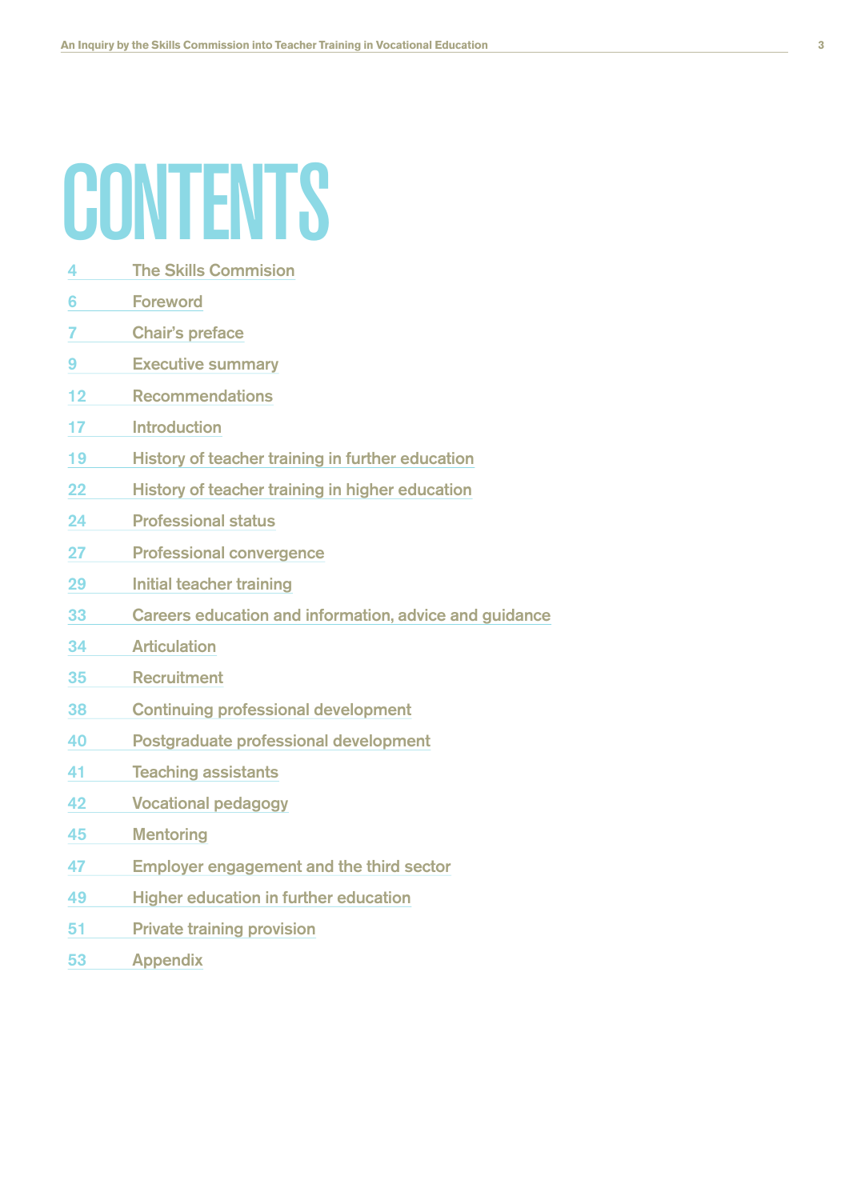# CONTENTS

| | |
|---|---|
| 4 | The Skills Commision |
| 6 | Foreword |
| 7 | Chair's preface |
| 9 | Executive summary |
| 12 | Recommendations |
| 17 | Introduction |
| 19 | History of teacher training in further education |
| 22 | History of teacher training in higher education |
| 24 | Professional status |
| 27 | Professional convergence |
| 29 | Initial teacher training |
| 33 | Careers education and information, advice and guidance |
| 34 | Articulation |
| 35 | Recruitment |
| 38 | Continuing professional development |
| 40 | Postgraduate professional development |
| 41 | Teaching assistants |
| 42 | Vocational pedagogy |
| 45 | Mentoring |
| 47 | Employer engagement and the third sector |
| 49 | Higher education in further education |
| 51 | Private training provision |
| 53 | Appendix |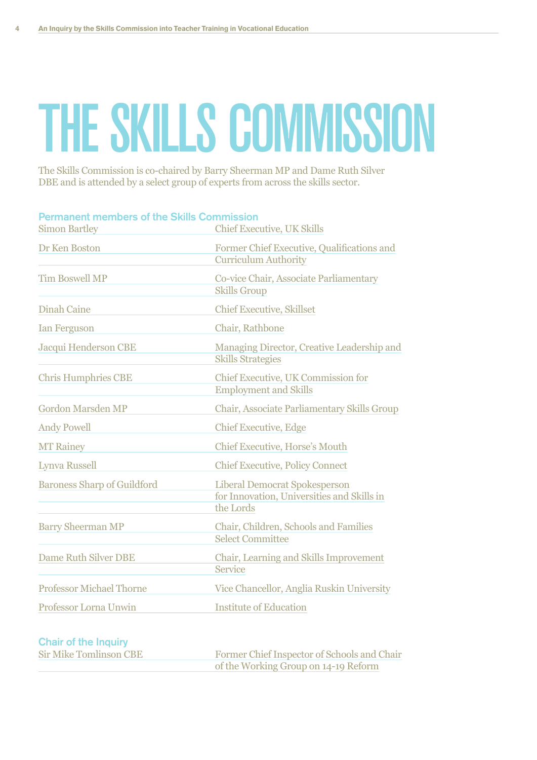# THE SKILLS COMMISSION

The Skills Commission is co-chaired by Barry Sheerman MP and Dame Ruth Silver DBE and is attended by a select group of experts from across the skills sector.

## Permanent members of the Skills Commission

| | |
|---|---|
| Simon Bartley | Chief Executive, UK Skills |
| Dr Ken Boston | Former Chief Executive, Qualifications and Curriculum Authority |
| Tim Boswell MP | Co-vice Chair, Associate Parliamentary Skills Group |
| Dinah Caine | Chief Executive, Skillset |
| Ian Ferguson | Chair, Rathbone |
| Jacqui Henderson CBE | Managing Director, Creative Leadership and Skills Strategies |
| Chris Humphries CBE | Chief Executive, UK Commission for Employment and Skills |
| Gordon Marsden MP | Chair, Associate Parliamentary Skills Group |
| Andy Powell | Chief Executive, Edge |
| MT Rainey | Chief Executive, Horse's Mouth |
| Lynva Russell | Chief Executive, Policy Connect |
| Baroness Sharp of Guildford | Liberal Democrat Spokesperson for Innovation, Universities and Skills in the Lords |
| Barry Sheerman MP | Chair, Children, Schools and Families Select Committee |
| Dame Ruth Silver DBE | Chair, Learning and Skills Improvement Service |
| Professor Michael Thorne | Vice Chancellor, Anglia Ruskin University |
| Professor Lorna Unwin | Institute of Education |

## Chair of the Inquiry

| | |
|---|---|
| Sir Mike Tomlinson CBE | Former Chief Inspector of Schools and Chair of the Working Group on 14-19 Reform |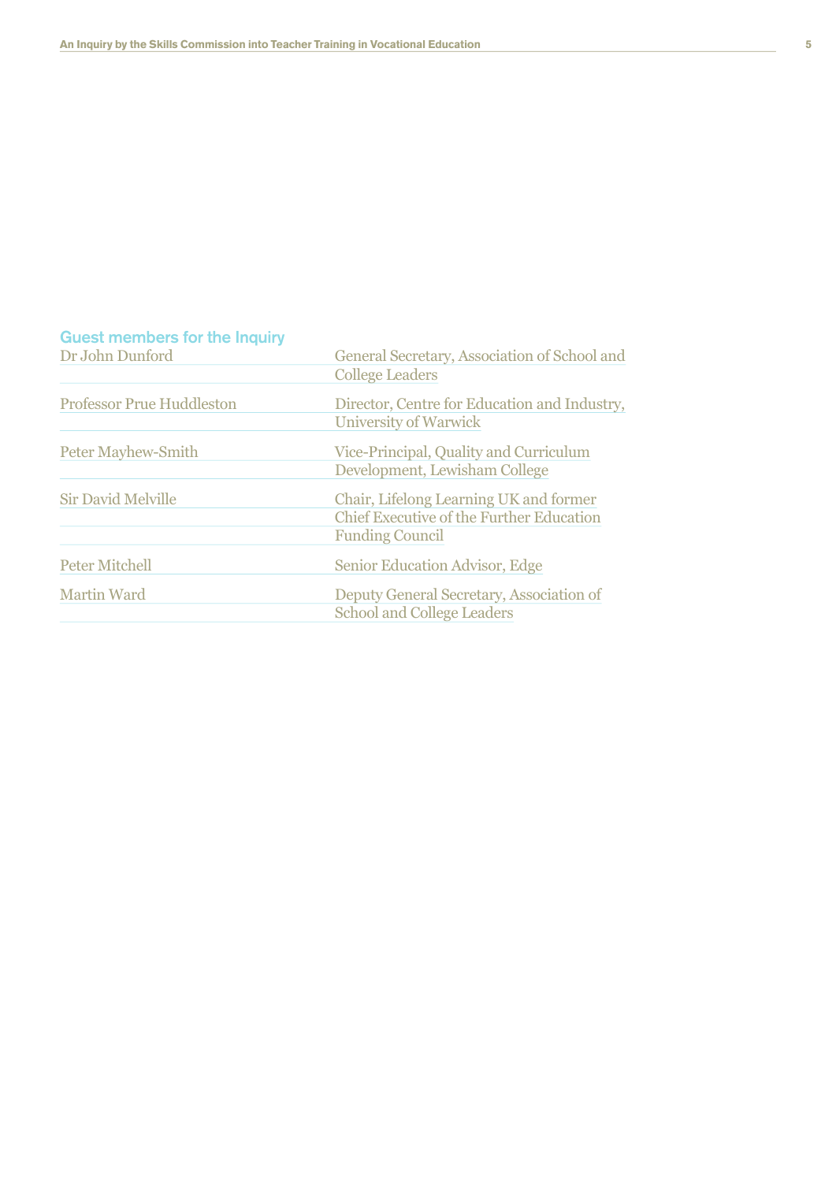## Guest members for the Inquiry

| | |
|---|---|
| Dr John Dunford | General Secretary, Association of School and College Leaders |
| Professor Prue Huddleston | Director, Centre for Education and Industry, University of Warwick |
| Peter Mayhew-Smith | Vice-Principal, Quality and Curriculum Development, Lewisham College |
| Sir David Melville | Chair, Lifelong Learning UK and former Chief Executive of the Further Education Funding Council |
| Peter Mitchell | Senior Education Advisor, Edge |
| Martin Ward | Deputy General Secretary, Association of School and College Leaders |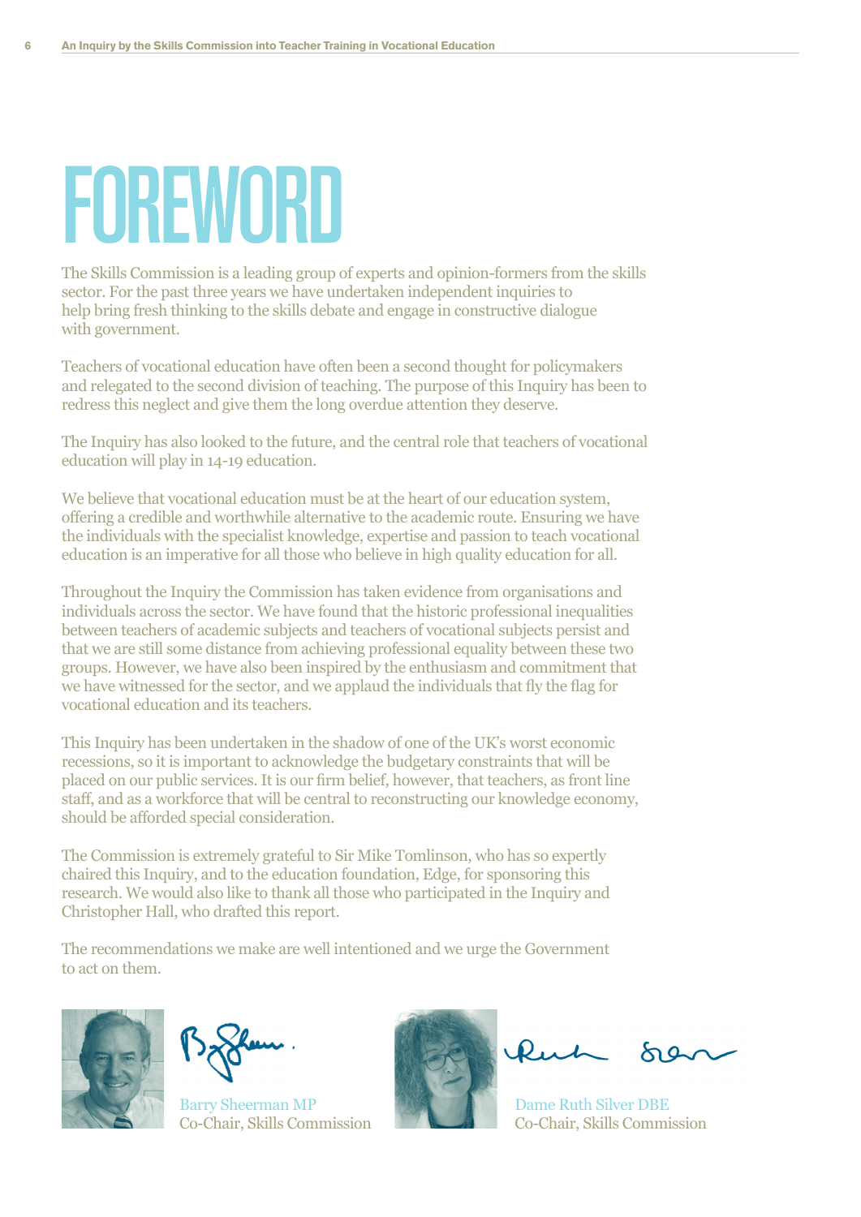# FOREWORD

The Skills Commission is a leading group of experts and opinion-formers from the skills sector. For the past three years we have undertaken independent inquiries to help bring fresh thinking to the skills debate and engage in constructive dialogue with government.

Teachers of vocational education have often been a second thought for policymakers and relegated to the second division of teaching. The purpose of this Inquiry has been to redress this neglect and give them the long overdue attention they deserve.

The Inquiry has also looked to the future, and the central role that teachers of vocational education will play in 14-19 education.

We believe that vocational education must be at the heart of our education system, offering a credible and worthwhile alternative to the academic route. Ensuring we have the individuals with the specialist knowledge, expertise and passion to teach vocational education is an imperative for all those who believe in high quality education for all.

Throughout the Inquiry the Commission has taken evidence from organisations and individuals across the sector. We have found that the historic professional inequalities between teachers of academic subjects and teachers of vocational subjects persist and that we are still some distance from achieving professional equality between these two groups. However, we have also been inspired by the enthusiasm and commitment that we have witnessed for the sector, and we applaud the individuals that fly the flag for vocational education and its teachers.

This Inquiry has been undertaken in the shadow of one of the UK's worst economic recessions, so it is important to acknowledge the budgetary constraints that will be placed on our public services. It is our firm belief, however, that teachers, as front line staff, and as a workforce that will be central to reconstructing our knowledge economy, should be afforded special consideration.

The Commission is extremely grateful to Sir Mike Tomlinson, who has so expertly chaired this Inquiry, and to the education foundation, Edge, for sponsoring this research. We would also like to thank all those who participated in the Inquiry and Christopher Hall, who drafted this report.

The recommendations we make are well intentioned and we urge the Government to act on them.

Barry Sheerman MP
Co-Chair, Skills Commission

Dame Ruth Silver DBE
Co-Chair, Skills Commission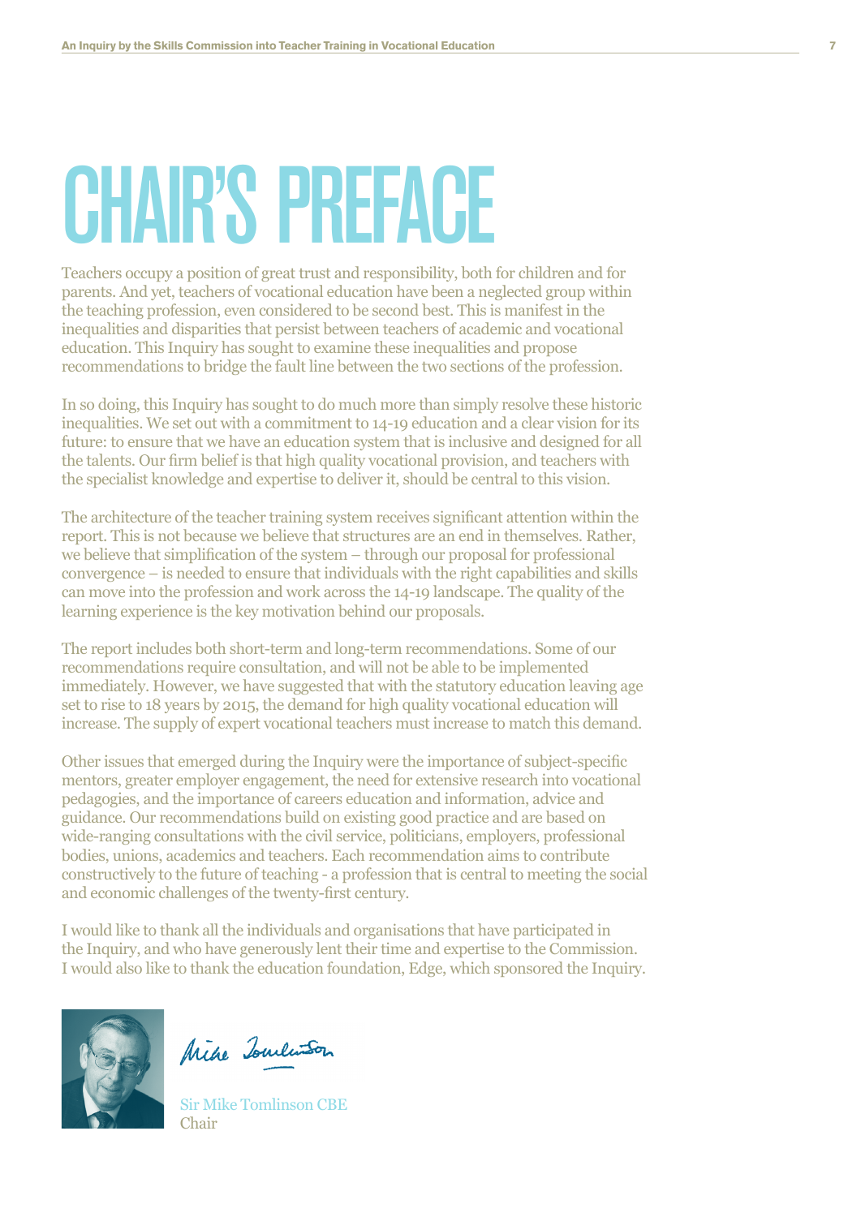# CHAIR'S PREFACE

Teachers occupy a position of great trust and responsibility, both for children and for parents. And yet, teachers of vocational education have been a neglected group within the teaching profession, even considered to be second best. This is manifest in the inequalities and disparities that persist between teachers of academic and vocational education. This Inquiry has sought to examine these inequalities and propose recommendations to bridge the fault line between the two sections of the profession.

In so doing, this Inquiry has sought to do much more than simply resolve these historic inequalities. We set out with a commitment to 14-19 education and a clear vision for its future: to ensure that we have an education system that is inclusive and designed for all the talents. Our firm belief is that high quality vocational provision, and teachers with the specialist knowledge and expertise to deliver it, should be central to this vision.

The architecture of the teacher training system receives significant attention within the report. This is not because we believe that structures are an end in themselves. Rather, we believe that simplification of the system – through our proposal for professional convergence – is needed to ensure that individuals with the right capabilities and skills can move into the profession and work across the 14-19 landscape. The quality of the learning experience is the key motivation behind our proposals.

The report includes both short-term and long-term recommendations. Some of our recommendations require consultation, and will not be able to be implemented immediately. However, we have suggested that with the statutory education leaving age set to rise to 18 years by 2015, the demand for high quality vocational education will increase. The supply of expert vocational teachers must increase to match this demand.

Other issues that emerged during the Inquiry were the importance of subject-specific mentors, greater employer engagement, the need for extensive research into vocational pedagogies, and the importance of careers education and information, advice and guidance. Our recommendations build on existing good practice and are based on wide-ranging consultations with the civil service, politicians, employers, professional bodies, unions, academics and teachers. Each recommendation aims to contribute constructively to the future of teaching - a profession that is central to meeting the social and economic challenges of the twenty-first century.

I would like to thank all the individuals and organisations that have participated in the Inquiry, and who have generously lent their time and expertise to the Commission. I would also like to thank the education foundation, Edge, which sponsored the Inquiry.

Sir Mike Tomlinson CBE
Chair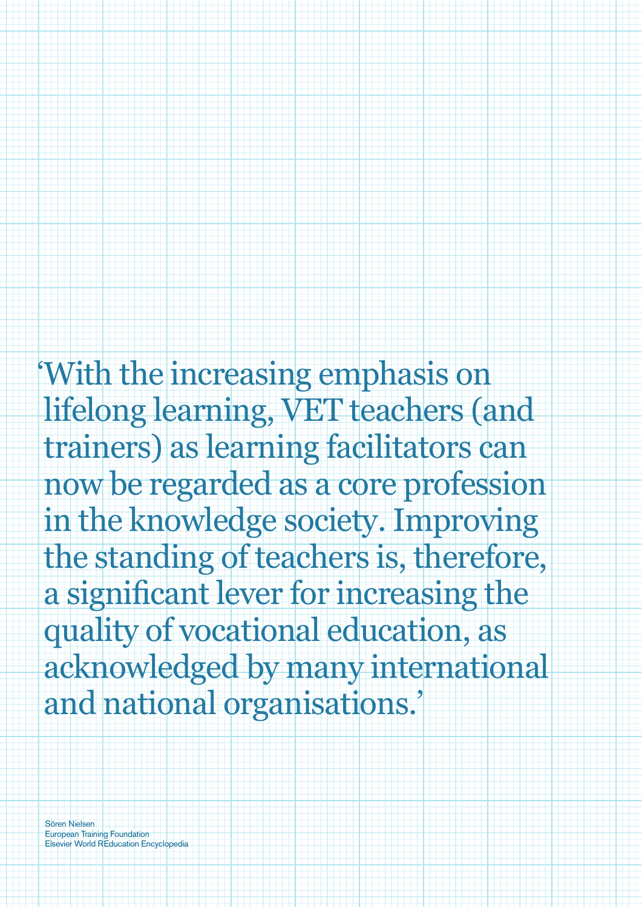'With the increasing emphasis on lifelong learning, VET teachers (and trainers) as learning facilitators can now be regarded as a core profession in the knowledge society. Improving the standing of teachers is, therefore, a significant lever for increasing the quality of vocational education, as acknowledged by many international and national organisations.'

Sören Nielsen
European Training Foundation
Elsevier World REducation Encyclopedia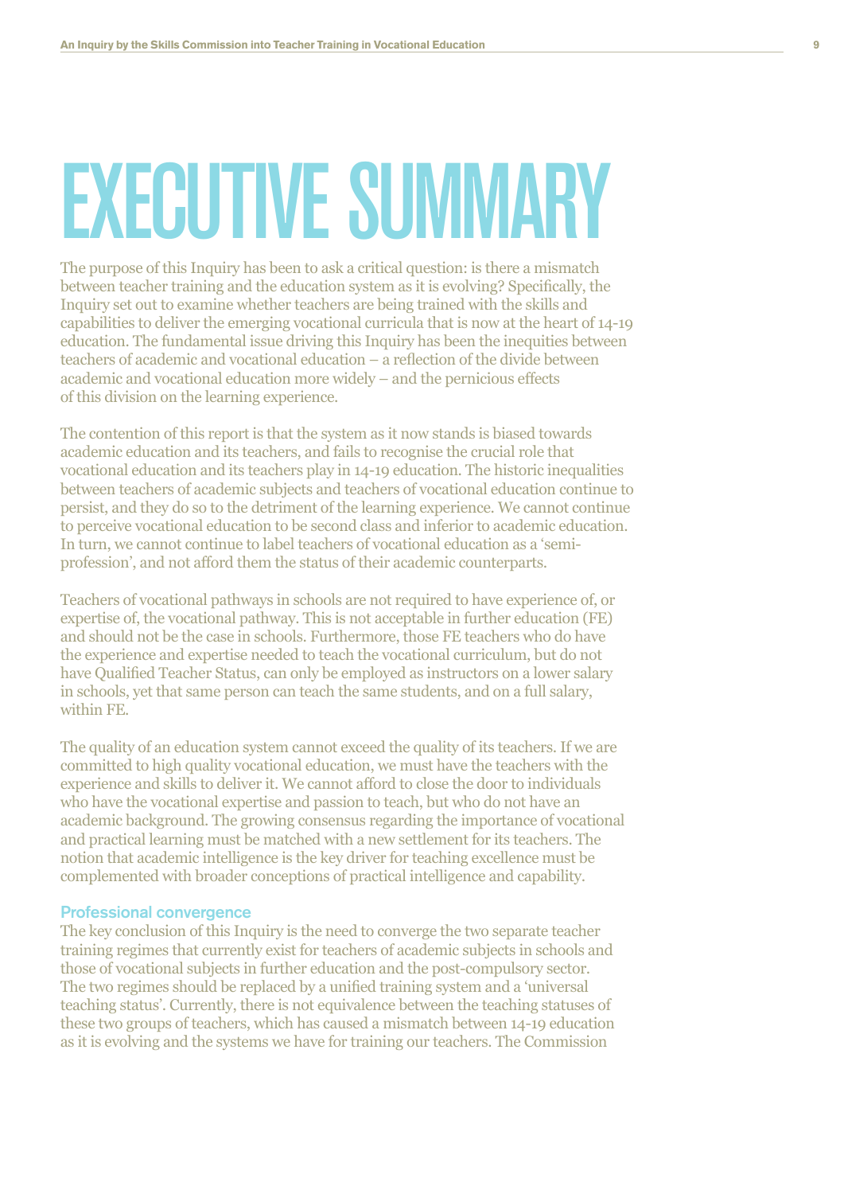# EXECUTIVE SUMMARY

The purpose of this Inquiry has been to ask a critical question: is there a mismatch between teacher training and the education system as it is evolving? Specifically, the Inquiry set out to examine whether teachers are being trained with the skills and capabilities to deliver the emerging vocational curricula that is now at the heart of 14-19 education. The fundamental issue driving this Inquiry has been the inequities between teachers of academic and vocational education – a reflection of the divide between academic and vocational education more widely – and the pernicious effects of this division on the learning experience.

The contention of this report is that the system as it now stands is biased towards academic education and its teachers, and fails to recognise the crucial role that vocational education and its teachers play in 14-19 education. The historic inequalities between teachers of academic subjects and teachers of vocational education continue to persist, and they do so to the detriment of the learning experience. We cannot continue to perceive vocational education to be second class and inferior to academic education. In turn, we cannot continue to label teachers of vocational education as a 'semi-profession', and not afford them the status of their academic counterparts.

Teachers of vocational pathways in schools are not required to have experience of, or expertise of, the vocational pathway. This is not acceptable in further education (FE) and should not be the case in schools. Furthermore, those FE teachers who do have the experience and expertise needed to teach the vocational curriculum, but do not have Qualified Teacher Status, can only be employed as instructors on a lower salary in schools, yet that same person can teach the same students, and on a full salary, within FE.

The quality of an education system cannot exceed the quality of its teachers. If we are committed to high quality vocational education, we must have the teachers with the experience and skills to deliver it. We cannot afford to close the door to individuals who have the vocational expertise and passion to teach, but who do not have an academic background. The growing consensus regarding the importance of vocational and practical learning must be matched with a new settlement for its teachers. The notion that academic intelligence is the key driver for teaching excellence must be complemented with broader conceptions of practical intelligence and capability.

### Professional convergence

The key conclusion of this Inquiry is the need to converge the two separate teacher training regimes that currently exist for teachers of academic subjects in schools and those of vocational subjects in further education and the post-compulsory sector. The two regimes should be replaced by a unified training system and a 'universal teaching status'. Currently, there is not equivalence between the teaching statuses of these two groups of teachers, which has caused a mismatch between 14-19 education as it is evolving and the systems we have for training our teachers. The Commission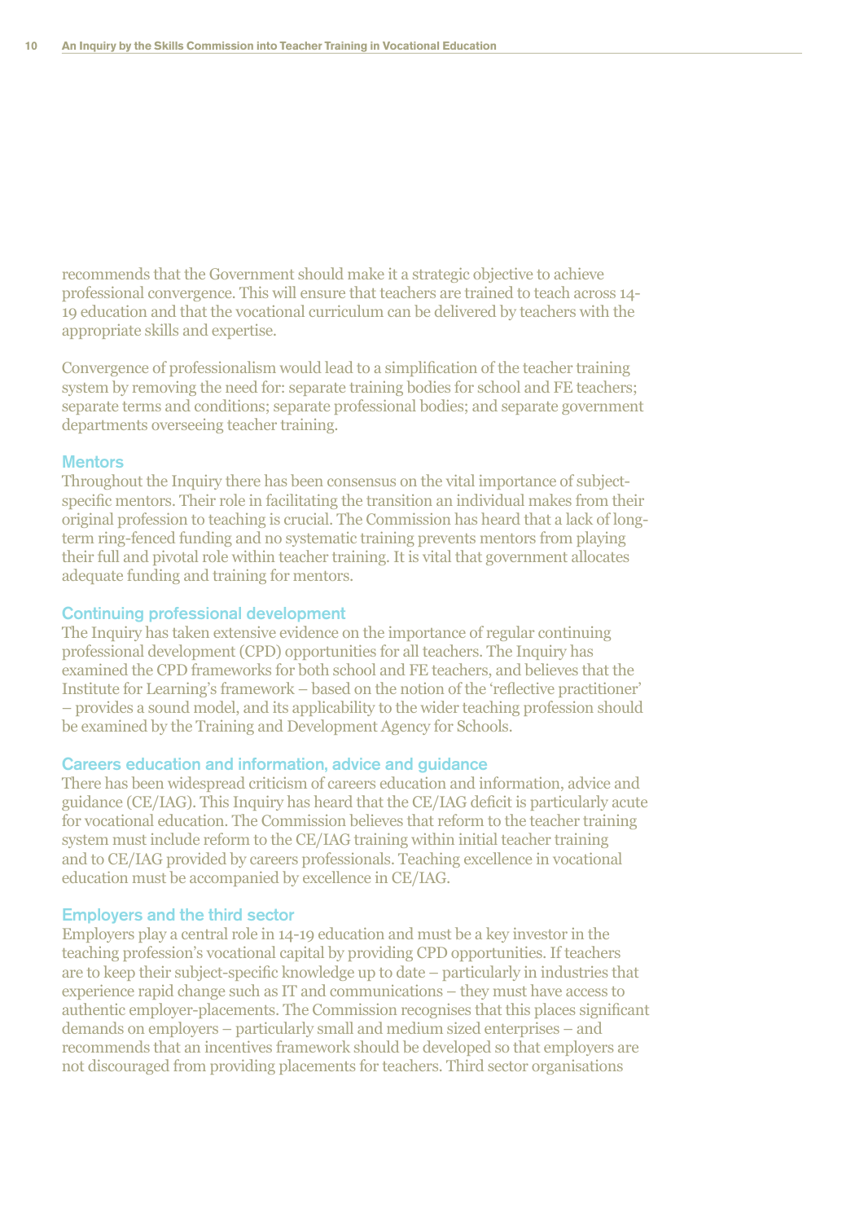recommends that the Government should make it a strategic objective to achieve professional convergence. This will ensure that teachers are trained to teach across 14-19 education and that the vocational curriculum can be delivered by teachers with the appropriate skills and expertise.

Convergence of professionalism would lead to a simplification of the teacher training system by removing the need for: separate training bodies for school and FE teachers; separate terms and conditions; separate professional bodies; and separate government departments overseeing teacher training.

### Mentors

Throughout the Inquiry there has been consensus on the vital importance of subject-specific mentors. Their role in facilitating the transition an individual makes from their original profession to teaching is crucial. The Commission has heard that a lack of long-term ring-fenced funding and no systematic training prevents mentors from playing their full and pivotal role within teacher training. It is vital that government allocates adequate funding and training for mentors.

### Continuing professional development

The Inquiry has taken extensive evidence on the importance of regular continuing professional development (CPD) opportunities for all teachers. The Inquiry has examined the CPD frameworks for both school and FE teachers, and believes that the Institute for Learning's framework – based on the notion of the 'reflective practitioner' – provides a sound model, and its applicability to the wider teaching profession should be examined by the Training and Development Agency for Schools.

### Careers education and information, advice and guidance

There has been widespread criticism of careers education and information, advice and guidance (CE/IAG). This Inquiry has heard that the CE/IAG deficit is particularly acute for vocational education. The Commission believes that reform to the teacher training system must include reform to the CE/IAG training within initial teacher training and to CE/IAG provided by careers professionals. Teaching excellence in vocational education must be accompanied by excellence in CE/IAG.

### Employers and the third sector

Employers play a central role in 14-19 education and must be a key investor in the teaching profession's vocational capital by providing CPD opportunities. If teachers are to keep their subject-specific knowledge up to date – particularly in industries that experience rapid change such as IT and communications – they must have access to authentic employer-placements. The Commission recognises that this places significant demands on employers – particularly small and medium sized enterprises – and recommends that an incentives framework should be developed so that employers are not discouraged from providing placements for teachers. Third sector organisations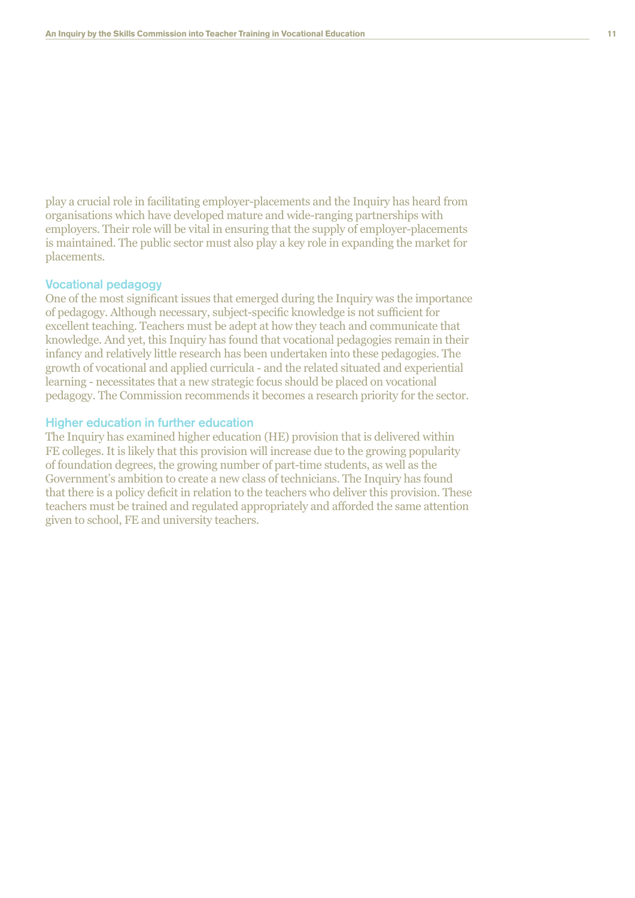play a crucial role in facilitating employer-placements and the Inquiry has heard from organisations which have developed mature and wide-ranging partnerships with employers. Their role will be vital in ensuring that the supply of employer-placements is maintained. The public sector must also play a key role in expanding the market for placements.

### Vocational pedagogy

One of the most significant issues that emerged during the Inquiry was the importance of pedagogy. Although necessary, subject-specific knowledge is not sufficient for excellent teaching. Teachers must be adept at how they teach and communicate that knowledge. And yet, this Inquiry has found that vocational pedagogies remain in their infancy and relatively little research has been undertaken into these pedagogies. The growth of vocational and applied curricula - and the related situated and experiential learning - necessitates that a new strategic focus should be placed on vocational pedagogy. The Commission recommends it becomes a research priority for the sector.

### Higher education in further education

The Inquiry has examined higher education (HE) provision that is delivered within FE colleges. It is likely that this provision will increase due to the growing popularity of foundation degrees, the growing number of part-time students, as well as the Government's ambition to create a new class of technicians. The Inquiry has found that there is a policy deficit in relation to the teachers who deliver this provision. These teachers must be trained and regulated appropriately and afforded the same attention given to school, FE and university teachers.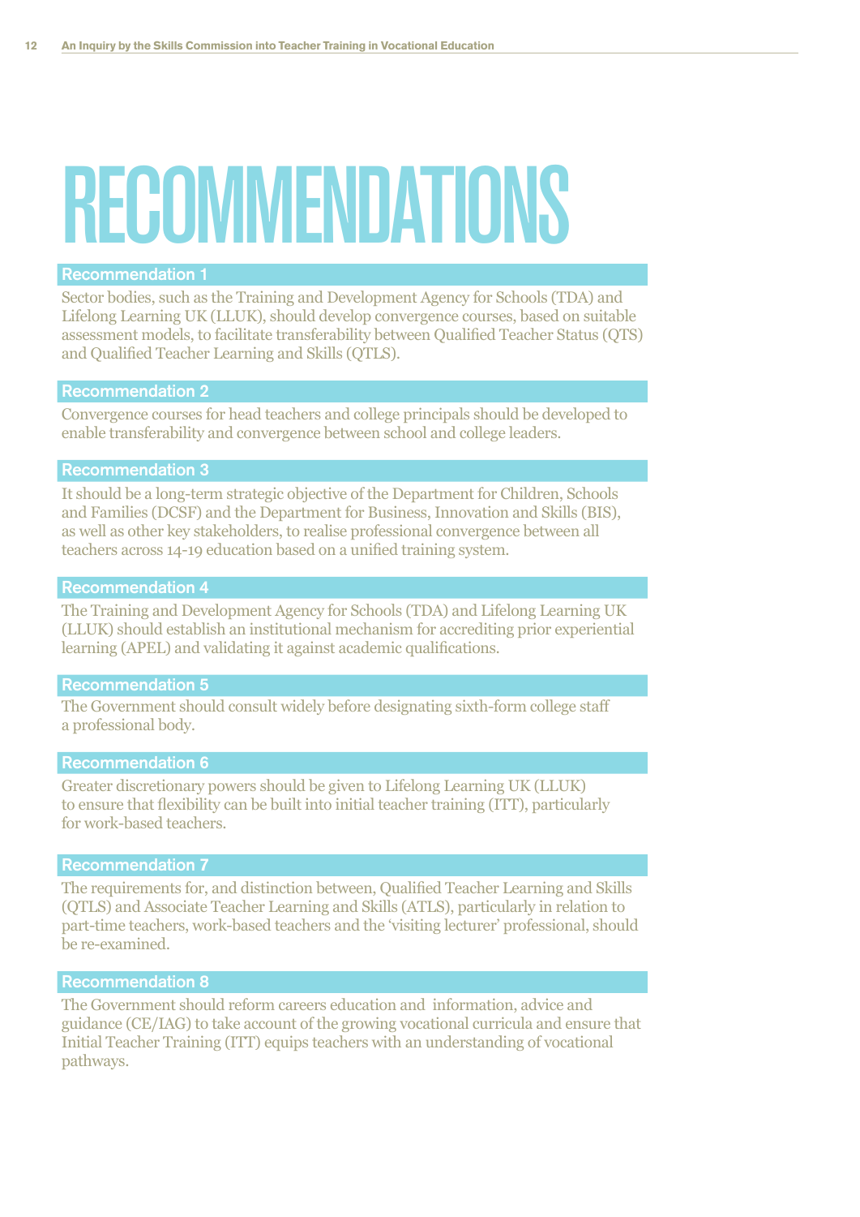# RECOMMENDATIONS

### Recommendation 1

Sector bodies, such as the Training and Development Agency for Schools (TDA) and Lifelong Learning UK (LLUK), should develop convergence courses, based on suitable assessment models, to facilitate transferability between Qualified Teacher Status (QTS) and Qualified Teacher Learning and Skills (QTLS).

### Recommendation 2

Convergence courses for head teachers and college principals should be developed to enable transferability and convergence between school and college leaders.

### Recommendation 3

It should be a long-term strategic objective of the Department for Children, Schools and Families (DCSF) and the Department for Business, Innovation and Skills (BIS), as well as other key stakeholders, to realise professional convergence between all teachers across 14-19 education based on a unified training system.

### Recommendation 4

The Training and Development Agency for Schools (TDA) and Lifelong Learning UK (LLUK) should establish an institutional mechanism for accrediting prior experiential learning (APEL) and validating it against academic qualifications.

### Recommendation 5

The Government should consult widely before designating sixth-form college staff a professional body.

### Recommendation 6

Greater discretionary powers should be given to Lifelong Learning UK (LLUK) to ensure that flexibility can be built into initial teacher training (ITT), particularly for work-based teachers.

### Recommendation 7

The requirements for, and distinction between, Qualified Teacher Learning and Skills (QTLS) and Associate Teacher Learning and Skills (ATLS), particularly in relation to part-time teachers, work-based teachers and the 'visiting lecturer' professional, should be re-examined.

### Recommendation 8

The Government should reform careers education and information, advice and guidance (CE/IAG) to take account of the growing vocational curricula and ensure that Initial Teacher Training (ITT) equips teachers with an understanding of vocational pathways.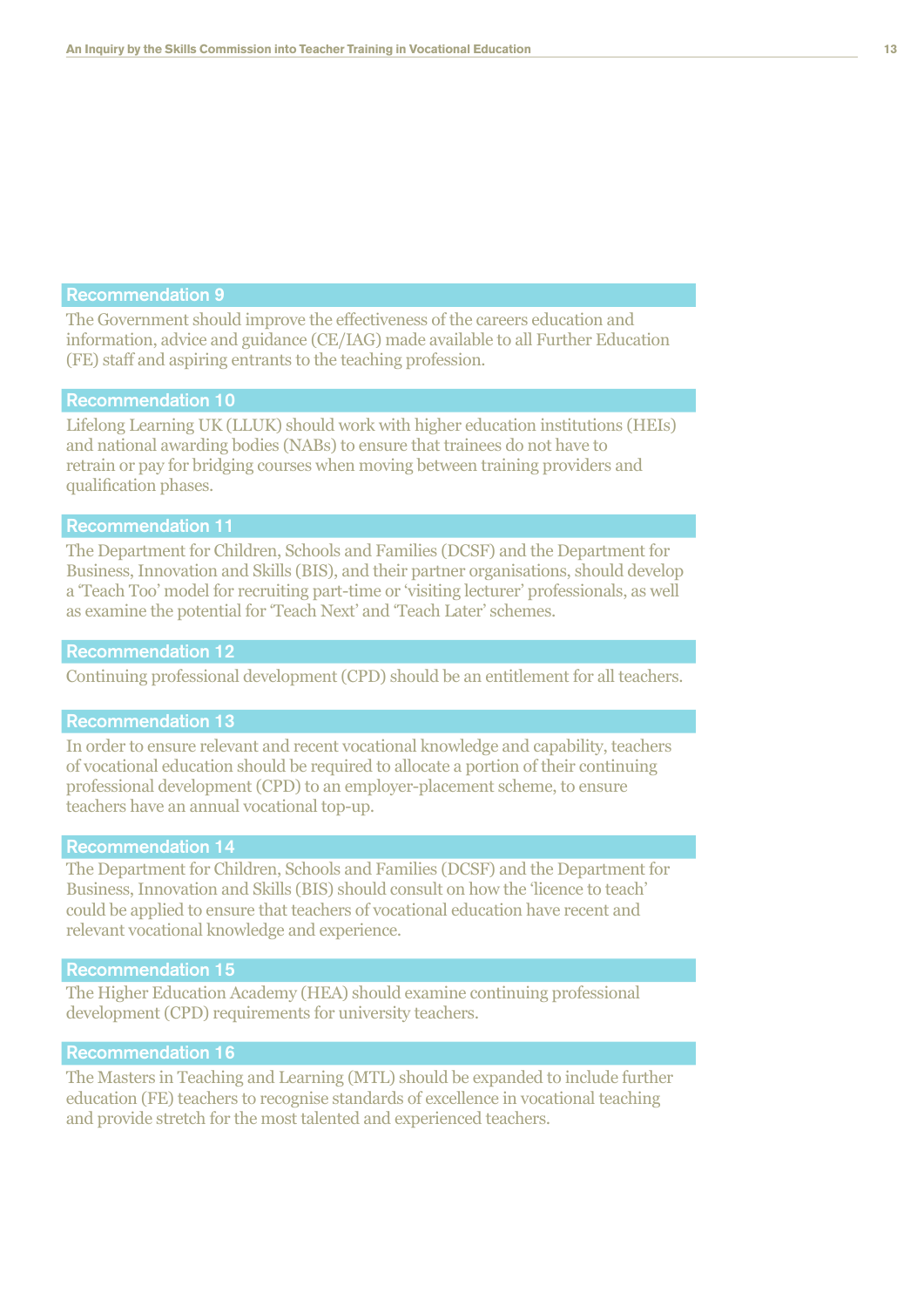## Recommendation 9

The Government should improve the effectiveness of the careers education and information, advice and guidance (CE/IAG) made available to all Further Education (FE) staff and aspiring entrants to the teaching profession.

## Recommendation 10

Lifelong Learning UK (LLUK) should work with higher education institutions (HEIs) and national awarding bodies (NABs) to ensure that trainees do not have to retrain or pay for bridging courses when moving between training providers and qualification phases.

## Recommendation 11

The Department for Children, Schools and Families (DCSF) and the Department for Business, Innovation and Skills (BIS), and their partner organisations, should develop a 'Teach Too' model for recruiting part-time or 'visiting lecturer' professionals, as well as examine the potential for 'Teach Next' and 'Teach Later' schemes.

## Recommendation 12

Continuing professional development (CPD) should be an entitlement for all teachers.

## Recommendation 13

In order to ensure relevant and recent vocational knowledge and capability, teachers of vocational education should be required to allocate a portion of their continuing professional development (CPD) to an employer-placement scheme, to ensure teachers have an annual vocational top-up.

## Recommendation 14

The Department for Children, Schools and Families (DCSF) and the Department for Business, Innovation and Skills (BIS) should consult on how the 'licence to teach' could be applied to ensure that teachers of vocational education have recent and relevant vocational knowledge and experience.

## Recommendation 15

The Higher Education Academy (HEA) should examine continuing professional development (CPD) requirements for university teachers.

## Recommendation 16

The Masters in Teaching and Learning (MTL) should be expanded to include further education (FE) teachers to recognise standards of excellence in vocational teaching and provide stretch for the most talented and experienced teachers.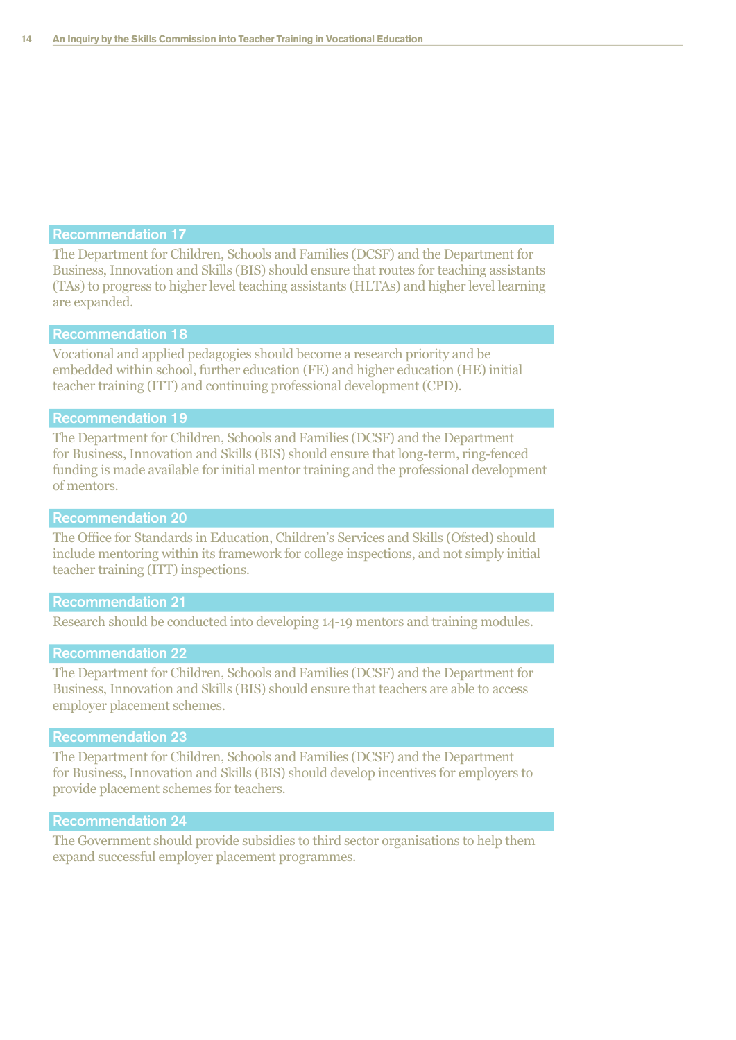### Recommendation 17

The Department for Children, Schools and Families (DCSF) and the Department for Business, Innovation and Skills (BIS) should ensure that routes for teaching assistants (TAs) to progress to higher level teaching assistants (HLTAs) and higher level learning are expanded.

### Recommendation 18

Vocational and applied pedagogies should become a research priority and be embedded within school, further education (FE) and higher education (HE) initial teacher training (ITT) and continuing professional development (CPD).

### Recommendation 19

The Department for Children, Schools and Families (DCSF) and the Department for Business, Innovation and Skills (BIS) should ensure that long-term, ring-fenced funding is made available for initial mentor training and the professional development of mentors.

### Recommendation 20

The Office for Standards in Education, Children's Services and Skills (Ofsted) should include mentoring within its framework for college inspections, and not simply initial teacher training (ITT) inspections.

### Recommendation 21

Research should be conducted into developing 14-19 mentors and training modules.

### Recommendation 22

The Department for Children, Schools and Families (DCSF) and the Department for Business, Innovation and Skills (BIS) should ensure that teachers are able to access employer placement schemes.

### Recommendation 23

The Department for Children, Schools and Families (DCSF) and the Department for Business, Innovation and Skills (BIS) should develop incentives for employers to provide placement schemes for teachers.

### Recommendation 24

The Government should provide subsidies to third sector organisations to help them expand successful employer placement programmes.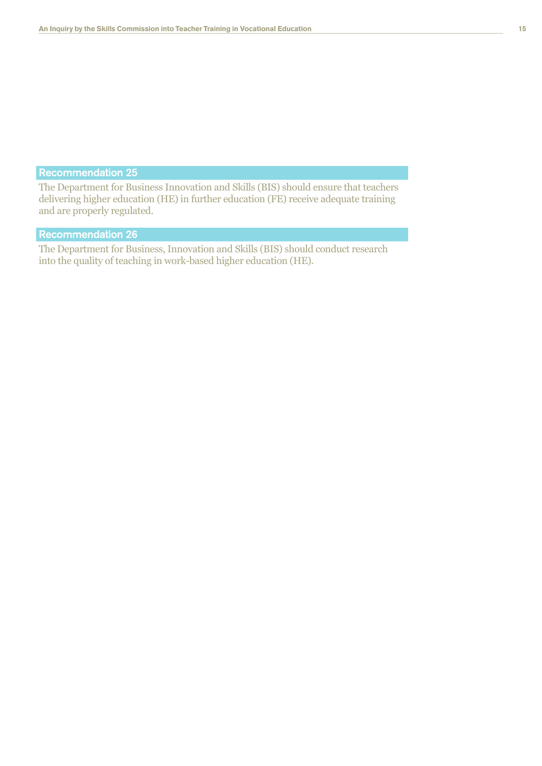### Recommendation 25

The Department for Business Innovation and Skills (BIS) should ensure that teachers delivering higher education (HE) in further education (FE) receive adequate training and are properly regulated.

### Recommendation 26

The Department for Business, Innovation and Skills (BIS) should conduct research into the quality of teaching in work-based higher education (HE).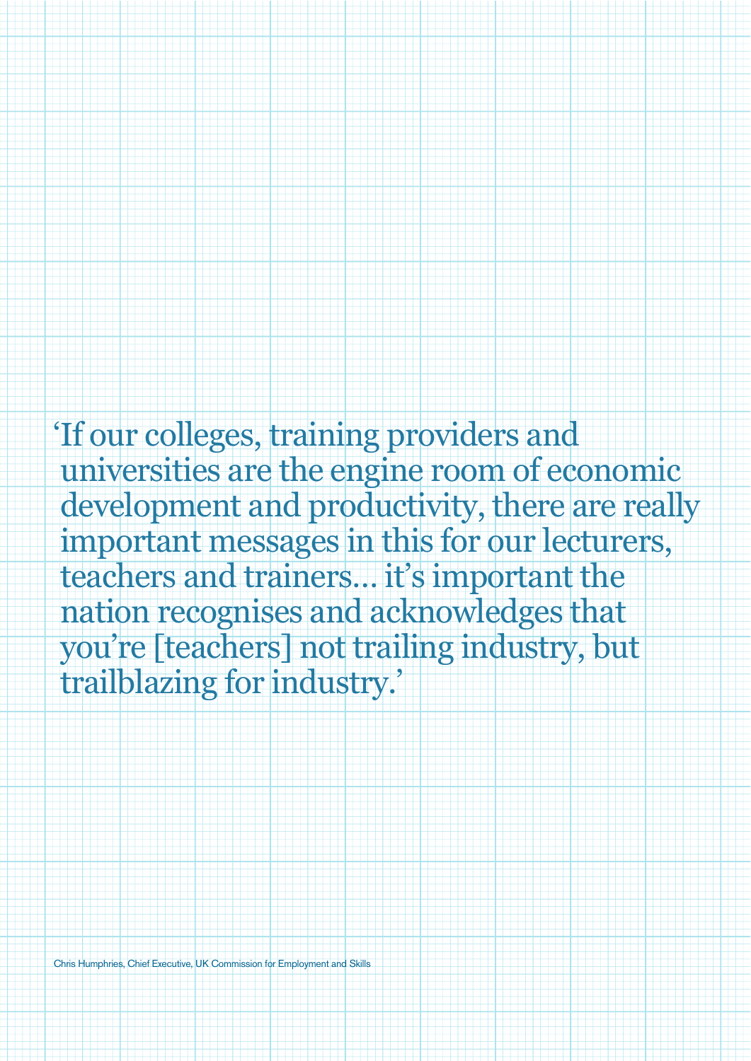‘If our colleges, training providers and universities are the engine room of economic development and productivity, there are really important messages in this for our lecturers, teachers and trainers... it’s important the nation recognises and acknowledges that you’re [teachers] not trailing industry, but trailblazing for industry.’

Chris Humphries, Chief Executive, UK Commission for Employment and Skills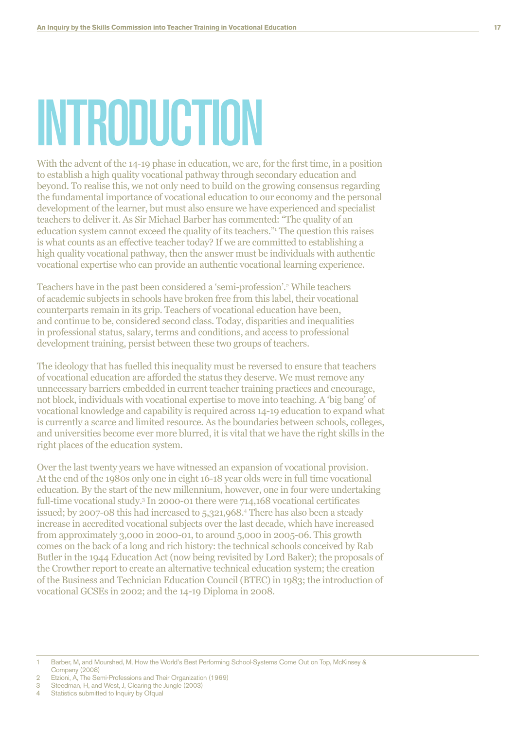# INTRODUCTION

With the advent of the 14-19 phase in education, we are, for the first time, in a position to establish a high quality vocational pathway through secondary education and beyond. To realise this, we not only need to build on the growing consensus regarding the fundamental importance of vocational education to our economy and the personal development of the learner, but must also ensure we have experienced and specialist teachers to deliver it. As Sir Michael Barber has commented: "The quality of an education system cannot exceed the quality of its teachers."[1] The question this raises is what counts as an effective teacher today? If we are committed to establishing a high quality vocational pathway, then the answer must be individuals with authentic vocational expertise who can provide an authentic vocational learning experience.

Teachers have in the past been considered a 'semi-profession'.[2] While teachers of academic subjects in schools have broken free from this label, their vocational counterparts remain in its grip. Teachers of vocational education have been, and continue to be, considered second class. Today, disparities and inequalities in professional status, salary, terms and conditions, and access to professional development training, persist between these two groups of teachers.

The ideology that has fuelled this inequality must be reversed to ensure that teachers of vocational education are afforded the status they deserve. We must remove any unnecessary barriers embedded in current teacher training practices and encourage, not block, individuals with vocational expertise to move into teaching. A 'big bang' of vocational knowledge and capability is required across 14-19 education to expand what is currently a scarce and limited resource. As the boundaries between schools, colleges, and universities become ever more blurred, it is vital that we have the right skills in the right places of the education system.

Over the last twenty years we have witnessed an expansion of vocational provision. At the end of the 1980s only one in eight 16-18 year olds were in full time vocational education. By the start of the new millennium, however, one in four were undertaking full-time vocational study.[3] In 2000-01 there were 714,168 vocational certificates issued; by 2007-08 this had increased to 5,321,968.[4] There has also been a steady increase in accredited vocational subjects over the last decade, which have increased from approximately 3,000 in 2000-01, to around 5,000 in 2005-06. This growth comes on the back of a long and rich history: the technical schools conceived by Rab Butler in the 1944 Education Act (now being revisited by Lord Baker); the proposals of the Crowther report to create an alternative technical education system; the creation of the Business and Technician Education Council (BTEC) in 1983; the introduction of vocational GCSEs in 2002; and the 14-19 Diploma in 2008.

---

1. Barber, M, and Mourshed, M, How the World's Best Performing School-Systems Come Out on Top, McKinsey & Company (2008)
2. Etzioni, A, The Semi-Professions and Their Organization (1969)
3. Steedman, H, and West, J, Clearing the Jungle (2003)
4. Statistics submitted to Inquiry by Ofqual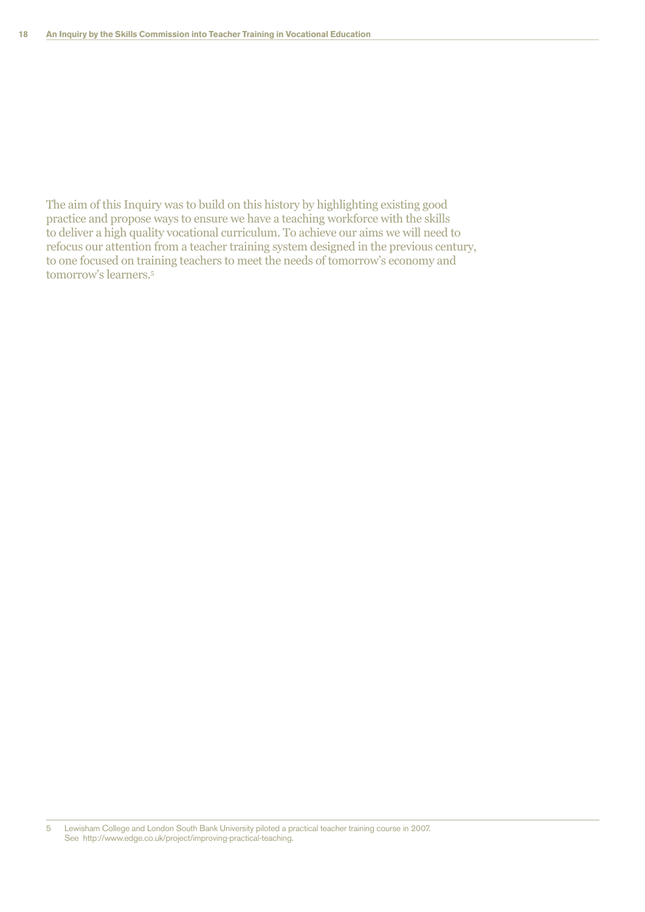The aim of this Inquiry was to build on this history by highlighting existing good practice and propose ways to ensure we have a teaching workforce with the skills to deliver a high quality vocational curriculum. To achieve our aims we will need to refocus our attention from a teacher training system designed in the previous century, to one focused on training teachers to meet the needs of tomorrow's economy and tomorrow's learners.[5]

5 Lewisham College and London South Bank University piloted a practical teacher training course in 2007. See http://www.edge.co.uk/project/improving-practical-teaching.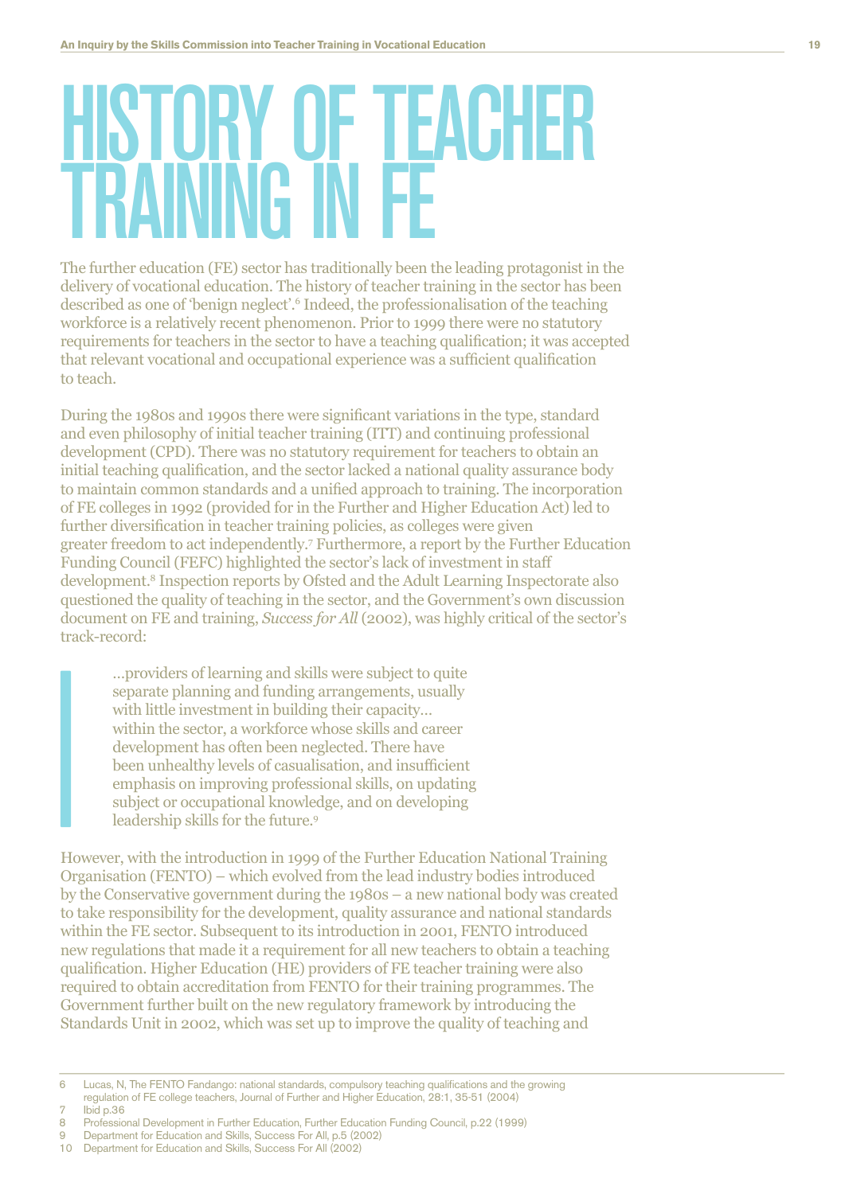# HISTORY OF TEACHER TRAINING IN FE

The further education (FE) sector has traditionally been the leading protagonist in the delivery of vocational education. The history of teacher training in the sector has been described as one of 'benign neglect'.[6] Indeed, the professionalisation of the teaching workforce is a relatively recent phenomenon. Prior to 1999 there were no statutory requirements for teachers in the sector to have a teaching qualification; it was accepted that relevant vocational and occupational experience was a sufficient qualification to teach.

During the 1980s and 1990s there were significant variations in the type, standard and even philosophy of initial teacher training (ITT) and continuing professional development (CPD). There was no statutory requirement for teachers to obtain an initial teaching qualification, and the sector lacked a national quality assurance body to maintain common standards and a unified approach to training. The incorporation of FE colleges in 1992 (provided for in the Further and Higher Education Act) led to further diversification in teacher training policies, as colleges were given greater freedom to act independently.[7] Furthermore, a report by the Further Education Funding Council (FEFC) highlighted the sector's lack of investment in staff development.[8] Inspection reports by Ofsted and the Adult Learning Inspectorate also questioned the quality of teaching in the sector, and the Government's own discussion document on FE and training, *Success for All* (2002), was highly critical of the sector's track-record:

> …providers of learning and skills were subject to quite separate planning and funding arrangements, usually with little investment in building their capacity… within the sector, a workforce whose skills and career development has often been neglected. There have been unhealthy levels of casualisation, and insufficient emphasis on improving professional skills, on updating subject or occupational knowledge, and on developing leadership skills for the future.[9]

However, with the introduction in 1999 of the Further Education National Training Organisation (FENTO) – which evolved from the lead industry bodies introduced by the Conservative government during the 1980s – a new national body was created to take responsibility for the development, quality assurance and national standards within the FE sector. Subsequent to its introduction in 2001, FENTO introduced new regulations that made it a requirement for all new teachers to obtain a teaching qualification. Higher Education (HE) providers of FE teacher training were also required to obtain accreditation from FENTO for their training programmes. The Government further built on the new regulatory framework by introducing the Standards Unit in 2002, which was set up to improve the quality of teaching and

6 Lucas, N, The FENTO Fandango: national standards, compulsory teaching qualifications and the growing regulation of FE college teachers, Journal of Further and Higher Education, 28:1, 35-51 (2004)
7 Ibid p.36
8 Professional Development in Further Education, Further Education Funding Council, p.22 (1999)
9 Department for Education and Skills, Success For All, p.5 (2002)
10 Department for Education and Skills, Success For All (2002)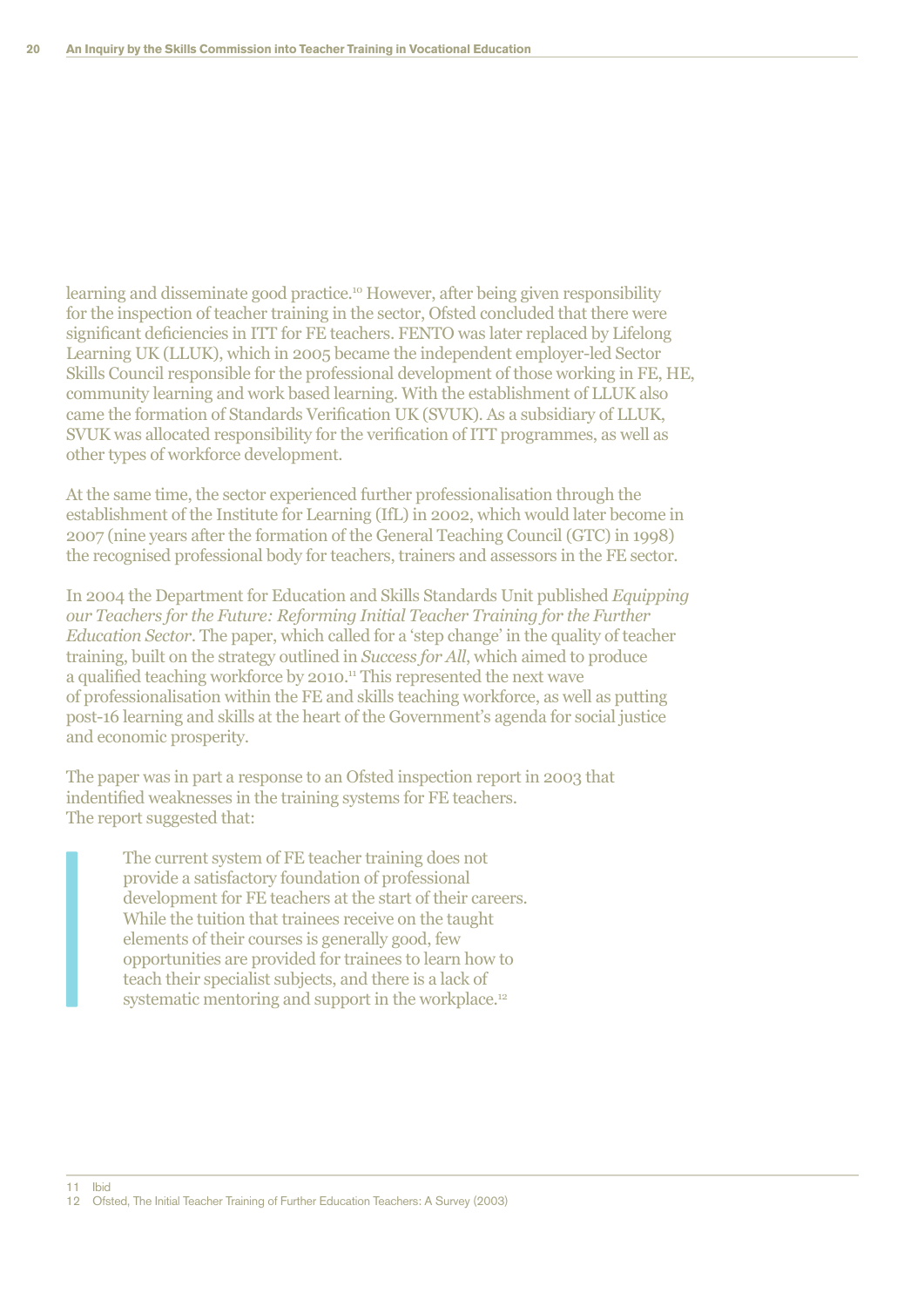learning and disseminate good practice.[10] However, after being given responsibility for the inspection of teacher training in the sector, Ofsted concluded that there were significant deficiencies in ITT for FE teachers. FENTO was later replaced by Lifelong Learning UK (LLUK), which in 2005 became the independent employer-led Sector Skills Council responsible for the professional development of those working in FE, HE, community learning and work based learning. With the establishment of LLUK also came the formation of Standards Verification UK (SVUK). As a subsidiary of LLUK, SVUK was allocated responsibility for the verification of ITT programmes, as well as other types of workforce development.

At the same time, the sector experienced further professionalisation through the establishment of the Institute for Learning (IfL) in 2002, which would later become in 2007 (nine years after the formation of the General Teaching Council (GTC) in 1998) the recognised professional body for teachers, trainers and assessors in the FE sector.

In 2004 the Department for Education and Skills Standards Unit published *Equipping our Teachers for the Future: Reforming Initial Teacher Training for the Further Education Sector*. The paper, which called for a 'step change' in the quality of teacher training, built on the strategy outlined in *Success for All*, which aimed to produce a qualified teaching workforce by 2010.[11] This represented the next wave of professionalisation within the FE and skills teaching workforce, as well as putting post-16 learning and skills at the heart of the Government's agenda for social justice and economic prosperity.

The paper was in part a response to an Ofsted inspection report in 2003 that indentified weaknesses in the training systems for FE teachers. The report suggested that:

> The current system of FE teacher training does not provide a satisfactory foundation of professional development for FE teachers at the start of their careers. While the tuition that trainees receive on the taught elements of their courses is generally good, few opportunities are provided for trainees to learn how to teach their specialist subjects, and there is a lack of systematic mentoring and support in the workplace.[12]

11 Ibid
12 Ofsted, The Initial Teacher Training of Further Education Teachers: A Survey (2003)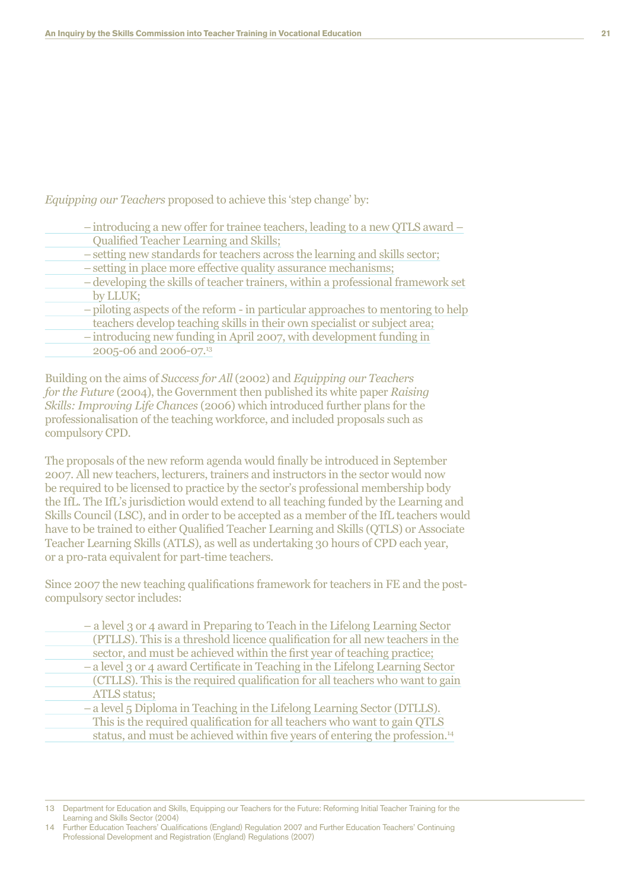*Equipping our Teachers* proposed to achieve this 'step change' by:

- introducing a new offer for trainee teachers, leading to a new QTLS award – Qualified Teacher Learning and Skills;
- setting new standards for teachers across the learning and skills sector;
- setting in place more effective quality assurance mechanisms;
- developing the skills of teacher trainers, within a professional framework set by LLUK;
- piloting aspects of the reform - in particular approaches to mentoring to help teachers develop teaching skills in their own specialist or subject area;
- introducing new funding in April 2007, with development funding in 2005-06 and 2006-07.[13]

Building on the aims of *Success for All* (2002) and *Equipping our Teachers for the Future* (2004), the Government then published its white paper *Raising Skills: Improving Life Chances* (2006) which introduced further plans for the professionalisation of the teaching workforce, and included proposals such as compulsory CPD.

The proposals of the new reform agenda would finally be introduced in September 2007. All new teachers, lecturers, trainers and instructors in the sector would now be required to be licensed to practice by the sector's professional membership body the IfL. The IfL's jurisdiction would extend to all teaching funded by the Learning and Skills Council (LSC), and in order to be accepted as a member of the IfL teachers would have to be trained to either Qualified Teacher Learning and Skills (QTLS) or Associate Teacher Learning Skills (ATLS), as well as undertaking 30 hours of CPD each year, or a pro-rata equivalent for part-time teachers.

Since 2007 the new teaching qualifications framework for teachers in FE and the post-compulsory sector includes:

- a level 3 or 4 award in Preparing to Teach in the Lifelong Learning Sector (PTLLS). This is a threshold licence qualification for all new teachers in the sector, and must be achieved within the first year of teaching practice;
- a level 3 or 4 award Certificate in Teaching in the Lifelong Learning Sector (CTLLS). This is the required qualification for all teachers who want to gain ATLS status;
- a level 5 Diploma in Teaching in the Lifelong Learning Sector (DTLLS). This is the required qualification for all teachers who want to gain QTLS status, and must be achieved within five years of entering the profession.[14]

13 Department for Education and Skills, Equipping our Teachers for the Future: Reforming Initial Teacher Training for the Learning and Skills Sector (2004)

14 Further Education Teachers' Qualifications (England) Regulation 2007 and Further Education Teachers' Continuing Professional Development and Registration (England) Regulations (2007)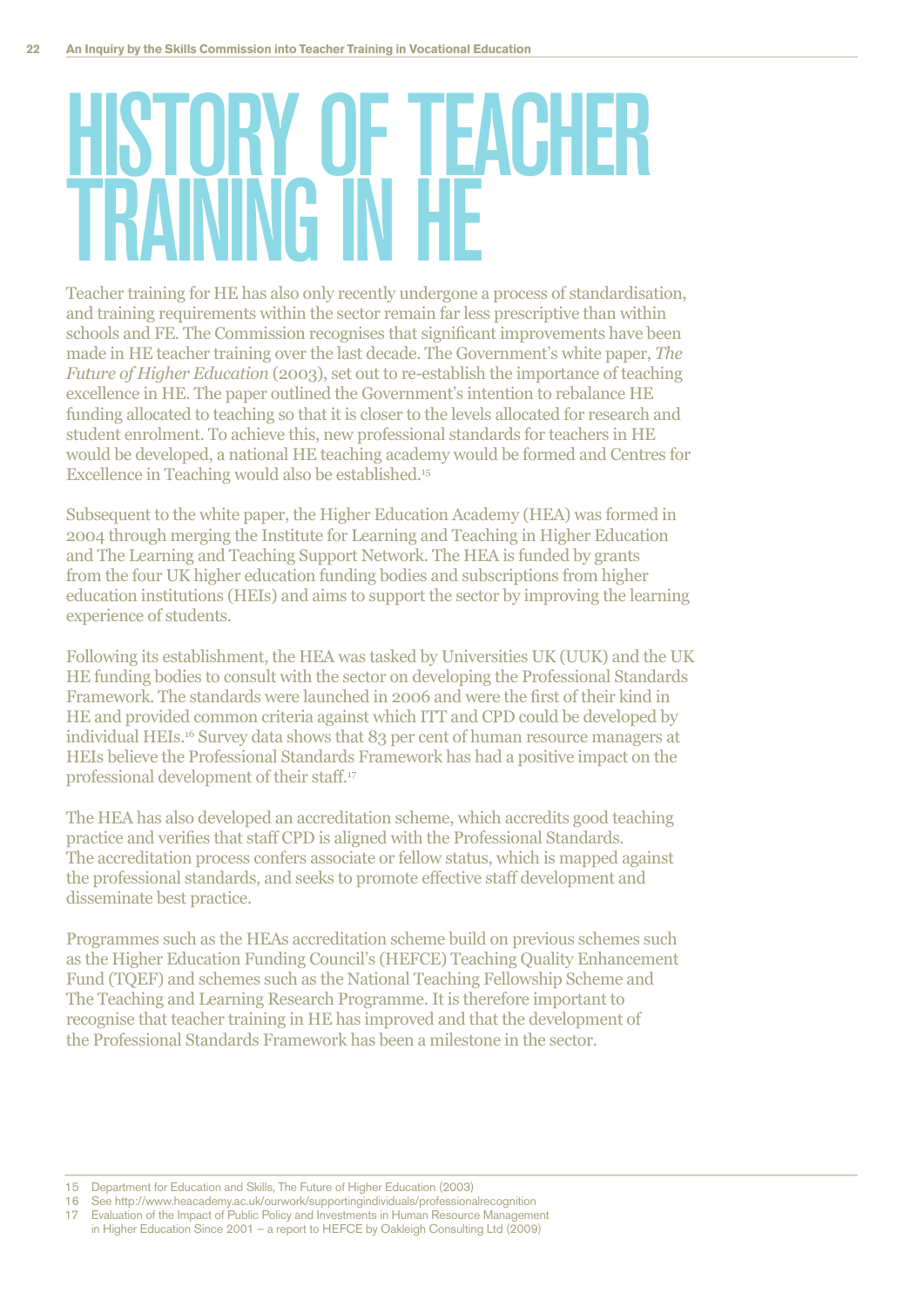# HISTORY OF TEACHER TRAINING IN HE

Teacher training for HE has also only recently undergone a process of standardisation, and training requirements within the sector remain far less prescriptive than within schools and FE. The Commission recognises that significant improvements have been made in HE teacher training over the last decade. The Government's white paper, *The Future of Higher Education* (2003), set out to re-establish the importance of teaching excellence in HE. The paper outlined the Government's intention to rebalance HE funding allocated to teaching so that it is closer to the levels allocated for research and student enrolment. To achieve this, new professional standards for teachers in HE would be developed, a national HE teaching academy would be formed and Centres for Excellence in Teaching would also be established.[15]

Subsequent to the white paper, the Higher Education Academy (HEA) was formed in 2004 through merging the Institute for Learning and Teaching in Higher Education and The Learning and Teaching Support Network. The HEA is funded by grants from the four UK higher education funding bodies and subscriptions from higher education institutions (HEIs) and aims to support the sector by improving the learning experience of students.

Following its establishment, the HEA was tasked by Universities UK (UUK) and the UK HE funding bodies to consult with the sector on developing the Professional Standards Framework. The standards were launched in 2006 and were the first of their kind in HE and provided common criteria against which ITT and CPD could be developed by individual HEIs.[16] Survey data shows that 83 per cent of human resource managers at HEIs believe the Professional Standards Framework has had a positive impact on the professional development of their staff.[17]

The HEA has also developed an accreditation scheme, which accredits good teaching practice and verifies that staff CPD is aligned with the Professional Standards. The accreditation process confers associate or fellow status, which is mapped against the professional standards, and seeks to promote effective staff development and disseminate best practice.

Programmes such as the HEAs accreditation scheme build on previous schemes such as the Higher Education Funding Council's (HEFCE) Teaching Quality Enhancement Fund (TQEF) and schemes such as the National Teaching Fellowship Scheme and The Teaching and Learning Research Programme. It is therefore important to recognise that teacher training in HE has improved and that the development of the Professional Standards Framework has been a milestone in the sector.

---

15 Department for Education and Skills, The Future of Higher Education (2003)

16 See http://www.heacademy.ac.uk/ourwork/supportingindividuals/professionalrecognition

17 Evaluation of the Impact of Public Policy and Investments in Human Resource Management in Higher Education Since 2001 – a report to HEFCE by Oakleigh Consulting Ltd (2009)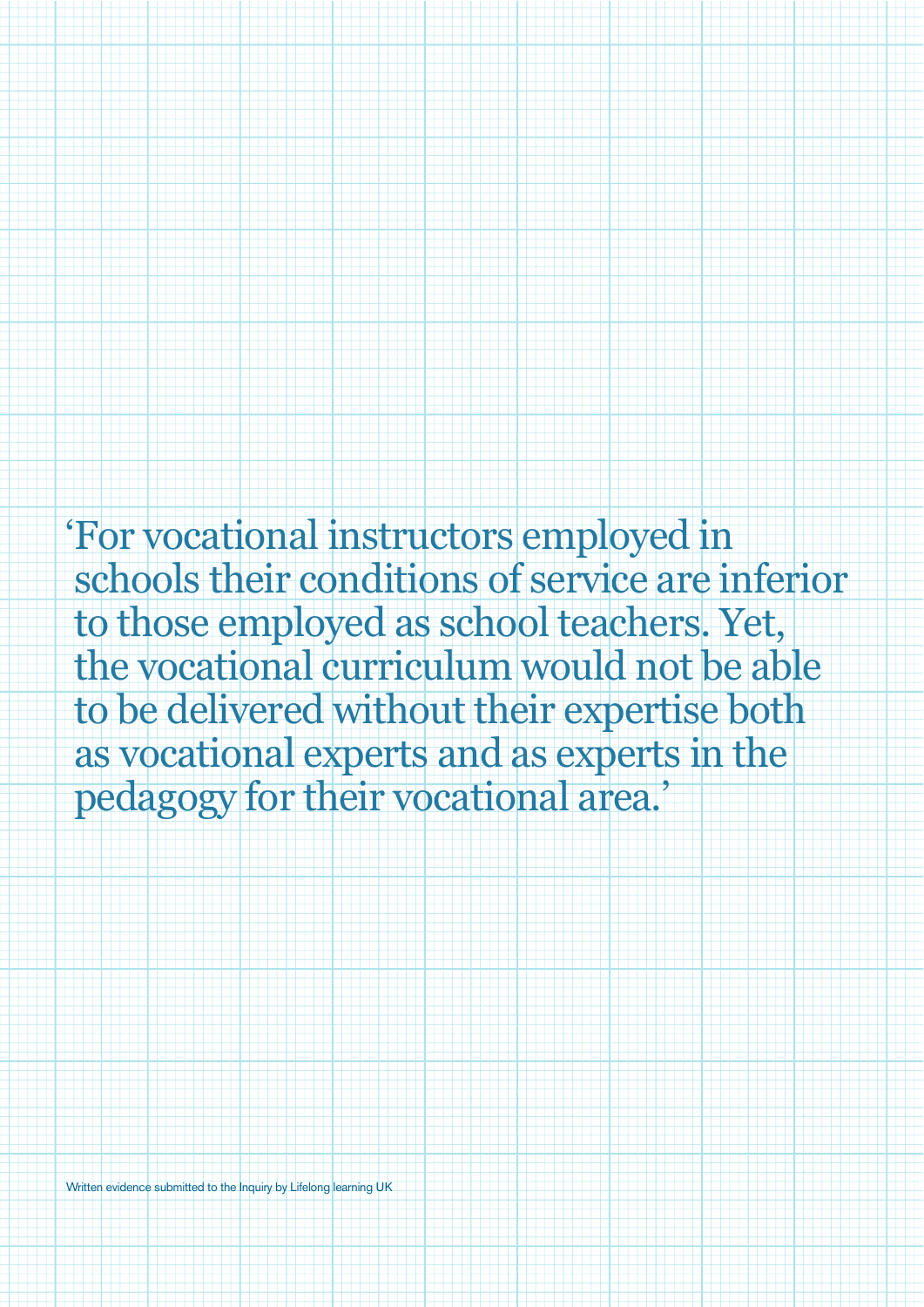> 'For vocational instructors employed in schools their conditions of service are inferior to those employed as school teachers. Yet, the vocational curriculum would not be able to be delivered without their expertise both as vocational experts and as experts in the pedagogy for their vocational area.'

Written evidence submitted to the Inquiry by Lifelong learning UK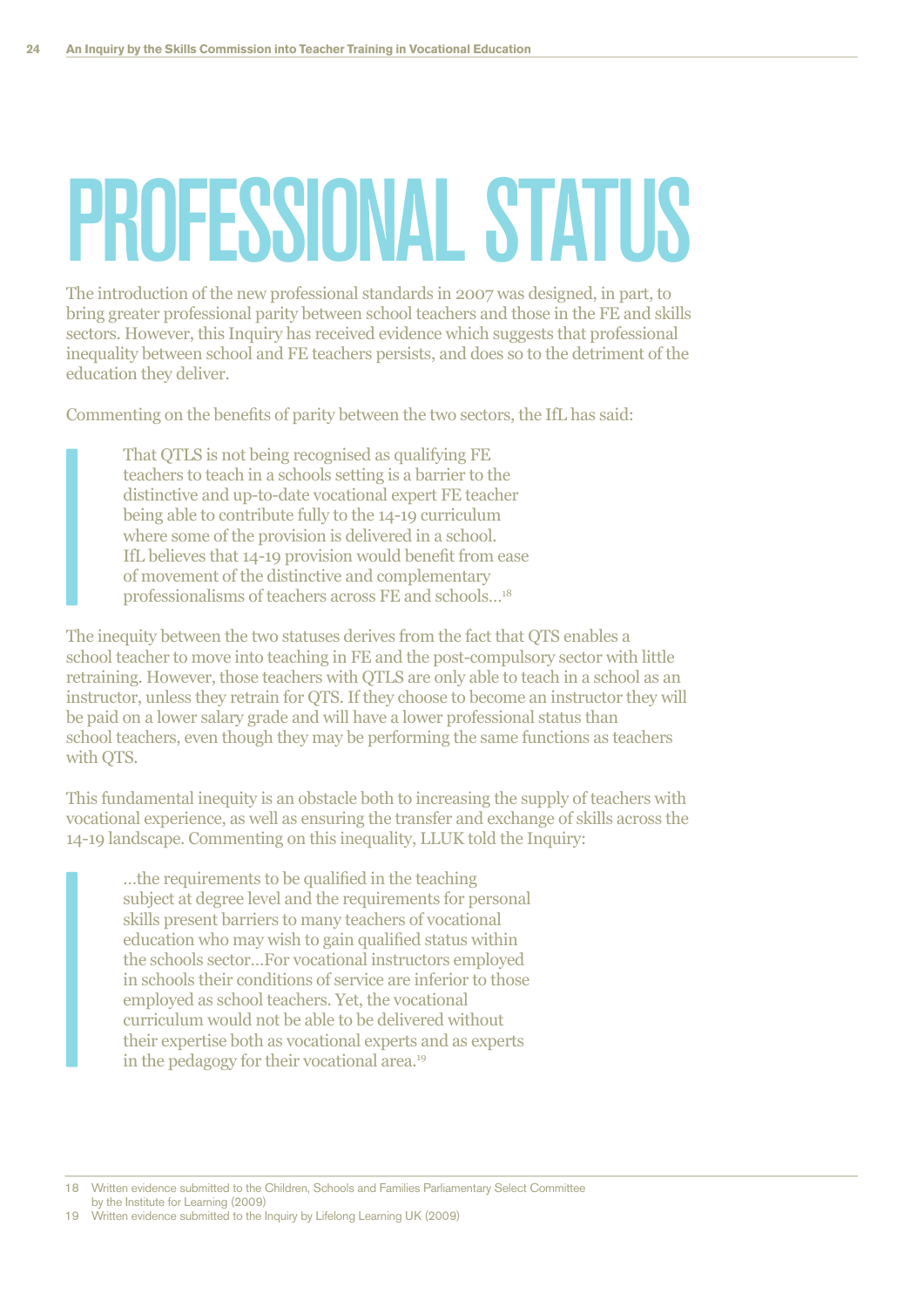# PROFESSIONAL STATUS

The introduction of the new professional standards in 2007 was designed, in part, to bring greater professional parity between school teachers and those in the FE and skills sectors. However, this Inquiry has received evidence which suggests that professional inequality between school and FE teachers persists, and does so to the detriment of the education they deliver.

Commenting on the benefits of parity between the two sectors, the IfL has said:

> That QTLS is not being recognised as qualifying FE teachers to teach in a schools setting is a barrier to the distinctive and up-to-date vocational expert FE teacher being able to contribute fully to the 14-19 curriculum where some of the provision is delivered in a school. IfL believes that 14-19 provision would benefit from ease of movement of the distinctive and complementary professionalisms of teachers across FE and schools…[18]

The inequity between the two statuses derives from the fact that QTS enables a school teacher to move into teaching in FE and the post-compulsory sector with little retraining. However, those teachers with QTLS are only able to teach in a school as an instructor, unless they retrain for QTS. If they choose to become an instructor they will be paid on a lower salary grade and will have a lower professional status than school teachers, even though they may be performing the same functions as teachers with QTS.

This fundamental inequity is an obstacle both to increasing the supply of teachers with vocational experience, as well as ensuring the transfer and exchange of skills across the 14-19 landscape. Commenting on this inequality, LLUK told the Inquiry:

> …the requirements to be qualified in the teaching subject at degree level and the requirements for personal skills present barriers to many teachers of vocational education who may wish to gain qualified status within the schools sector…For vocational instructors employed in schools their conditions of service are inferior to those employed as school teachers. Yet, the vocational curriculum would not be able to be delivered without their expertise both as vocational experts and as experts in the pedagogy for their vocational area.[19]

---

18 Written evidence submitted to the Children, Schools and Families Parliamentary Select Committee by the Institute for Learning (2009)

19 Written evidence submitted to the Inquiry by Lifelong Learning UK (2009)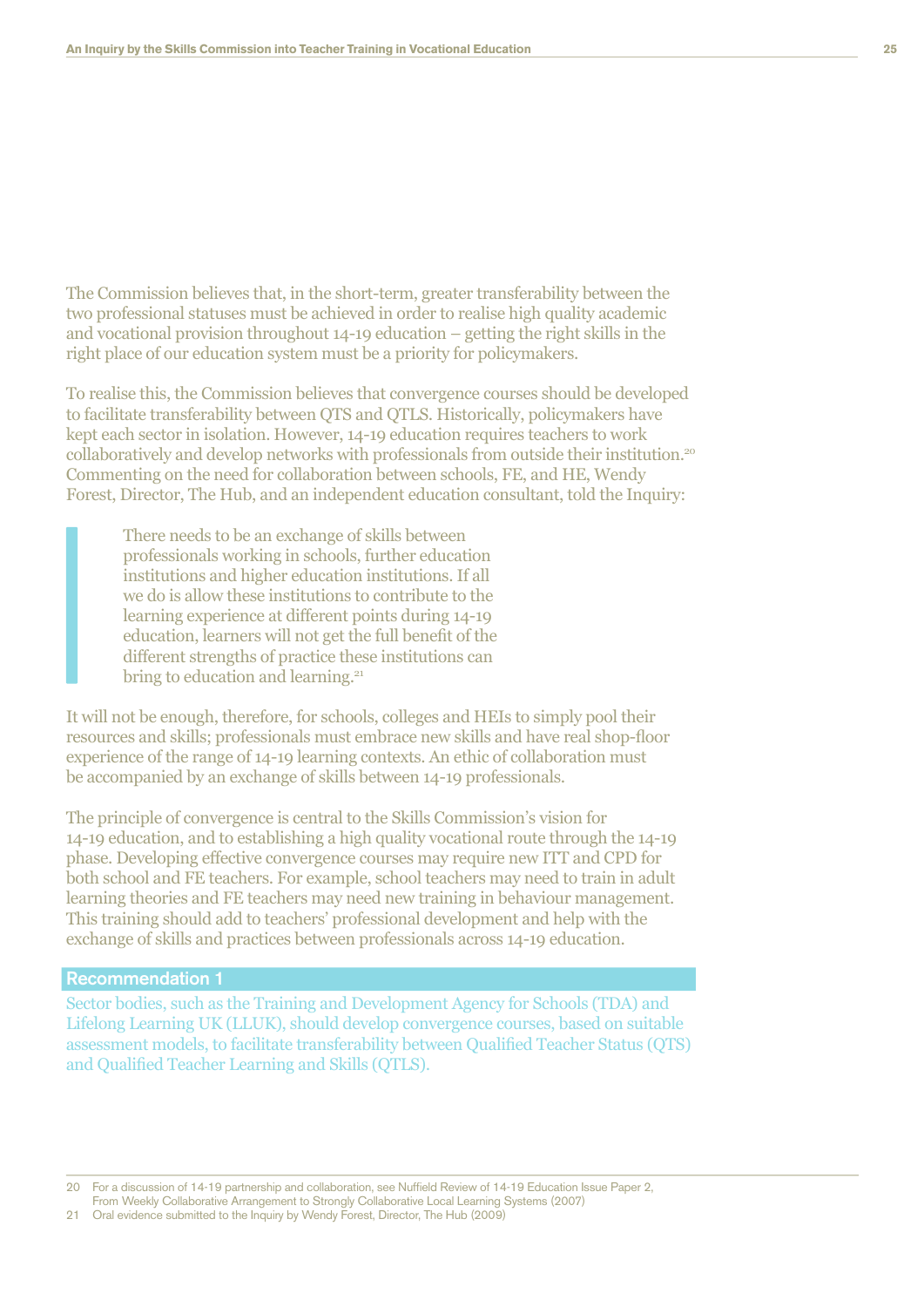The Commission believes that, in the short-term, greater transferability between the two professional statuses must be achieved in order to realise high quality academic and vocational provision throughout 14-19 education – getting the right skills in the right place of our education system must be a priority for policymakers.

To realise this, the Commission believes that convergence courses should be developed to facilitate transferability between QTS and QTLS. Historically, policymakers have kept each sector in isolation. However, 14-19 education requires teachers to work collaboratively and develop networks with professionals from outside their institution.[20] Commenting on the need for collaboration between schools, FE, and HE, Wendy Forest, Director, The Hub, and an independent education consultant, told the Inquiry:

> There needs to be an exchange of skills between professionals working in schools, further education institutions and higher education institutions. If all we do is allow these institutions to contribute to the learning experience at different points during 14-19 education, learners will not get the full benefit of the different strengths of practice these institutions can bring to education and learning.[21]

It will not be enough, therefore, for schools, colleges and HEIs to simply pool their resources and skills; professionals must embrace new skills and have real shop-floor experience of the range of 14-19 learning contexts. An ethic of collaboration must be accompanied by an exchange of skills between 14-19 professionals.

The principle of convergence is central to the Skills Commission's vision for 14-19 education, and to establishing a high quality vocational route through the 14-19 phase. Developing effective convergence courses may require new ITT and CPD for both school and FE teachers. For example, school teachers may need to train in adult learning theories and FE teachers may need new training in behaviour management. This training should add to teachers' professional development and help with the exchange of skills and practices between professionals across 14-19 education.

**Recommendation 1**

Sector bodies, such as the Training and Development Agency for Schools (TDA) and Lifelong Learning UK (LLUK), should develop convergence courses, based on suitable assessment models, to facilitate transferability between Qualified Teacher Status (QTS) and Qualified Teacher Learning and Skills (QTLS).

---

20 For a discussion of 14-19 partnership and collaboration, see Nuffield Review of 14-19 Education Issue Paper 2, From Weekly Collaborative Arrangement to Strongly Collaborative Local Learning Systems (2007)

21 Oral evidence submitted to the Inquiry by Wendy Forest, Director, The Hub (2009)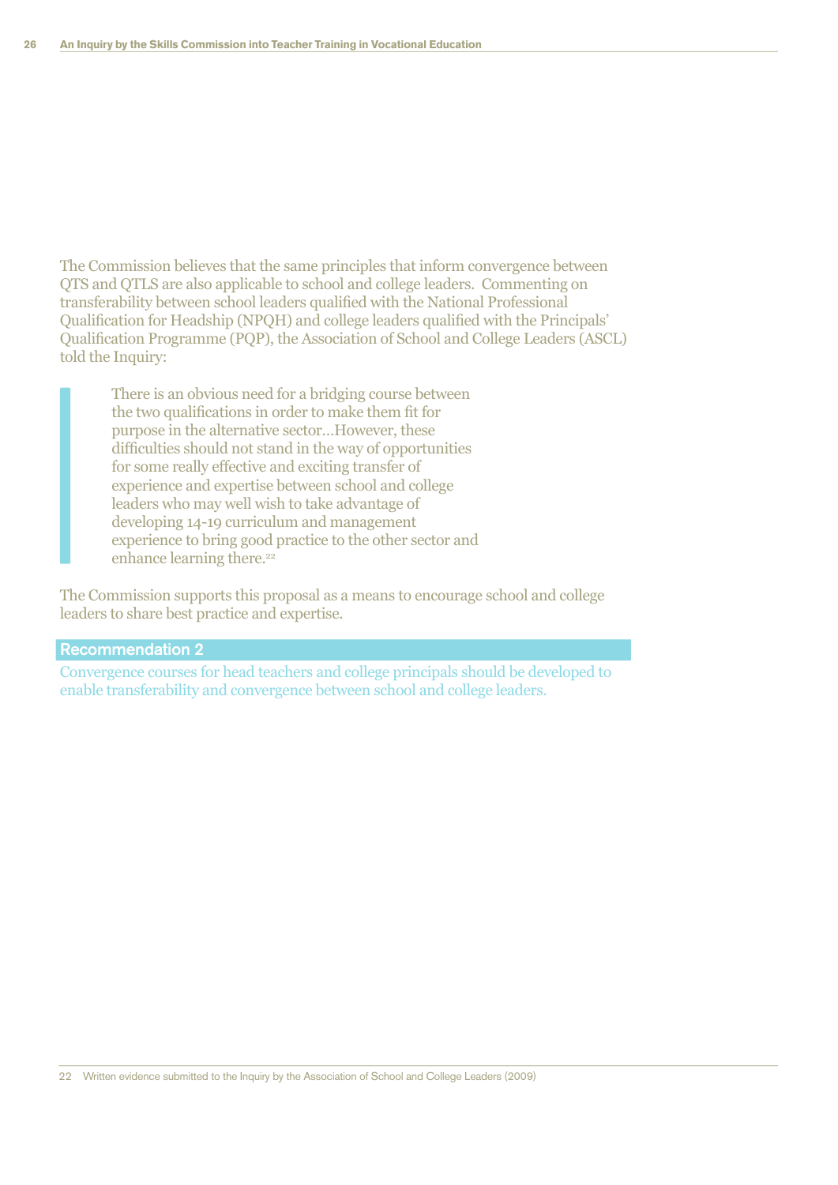The Commission believes that the same principles that inform convergence between QTS and QTLS are also applicable to school and college leaders. Commenting on transferability between school leaders qualified with the National Professional Qualification for Headship (NPQH) and college leaders qualified with the Principals' Qualification Programme (PQP), the Association of School and College Leaders (ASCL) told the Inquiry:

> There is an obvious need for a bridging course between the two qualifications in order to make them fit for purpose in the alternative sector…However, these difficulties should not stand in the way of opportunities for some really effective and exciting transfer of experience and expertise between school and college leaders who may well wish to take advantage of developing 14-19 curriculum and management experience to bring good practice to the other sector and enhance learning there.[22]

The Commission supports this proposal as a means to encourage school and college leaders to share best practice and expertise.

**Recommendation 2**

Convergence courses for head teachers and college principals should be developed to enable transferability and convergence between school and college leaders.

22 Written evidence submitted to the Inquiry by the Association of School and College Leaders (2009)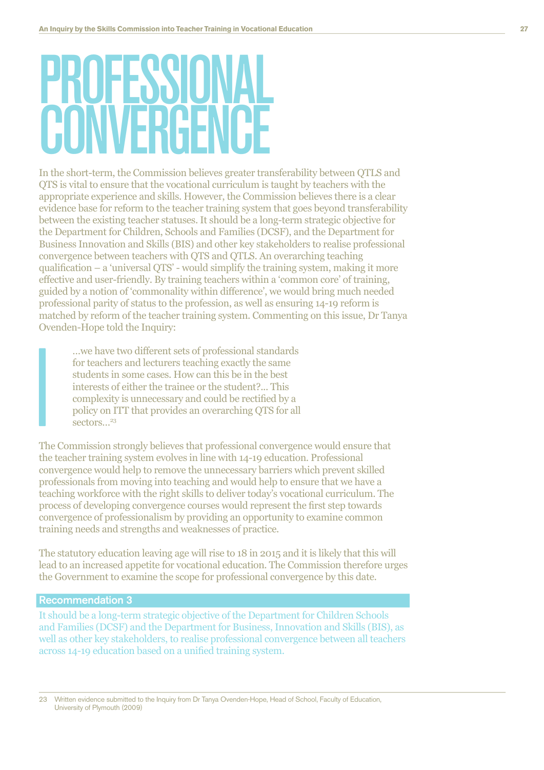# PROFESSIONAL CONVERGENCE

In the short-term, the Commission believes greater transferability between QTLS and QTS is vital to ensure that the vocational curriculum is taught by teachers with the appropriate experience and skills. However, the Commission believes there is a clear evidence base for reform to the teacher training system that goes beyond transferability between the existing teacher statuses. It should be a long-term strategic objective for the Department for Children, Schools and Families (DCSF), and the Department for Business Innovation and Skills (BIS) and other key stakeholders to realise professional convergence between teachers with QTS and QTLS. An overarching teaching qualification – a 'universal QTS' - would simplify the training system, making it more effective and user-friendly. By training teachers within a 'common core' of training, guided by a notion of 'commonality within difference', we would bring much needed professional parity of status to the profession, as well as ensuring 14-19 reform is matched by reform of the teacher training system. Commenting on this issue, Dr Tanya Ovenden-Hope told the Inquiry:

> …we have two different sets of professional standards for teachers and lecturers teaching exactly the same students in some cases. How can this be in the best interests of either the trainee or the student?… This complexity is unnecessary and could be rectified by a policy on ITT that provides an overarching QTS for all sectors…[23]

The Commission strongly believes that professional convergence would ensure that the teacher training system evolves in line with 14-19 education. Professional convergence would help to remove the unnecessary barriers which prevent skilled professionals from moving into teaching and would help to ensure that we have a teaching workforce with the right skills to deliver today's vocational curriculum. The process of developing convergence courses would represent the first step towards convergence of professionalism by providing an opportunity to examine common training needs and strengths and weaknesses of practice.

The statutory education leaving age will rise to 18 in 2015 and it is likely that this will lead to an increased appetite for vocational education. The Commission therefore urges the Government to examine the scope for professional convergence by this date.

**Recommendation 3**

It should be a long-term strategic objective of the Department for Children Schools and Families (DCSF) and the Department for Business, Innovation and Skills (BIS), as well as other key stakeholders, to realise professional convergence between all teachers across 14-19 education based on a unified training system.

23 Written evidence submitted to the Inquiry from Dr Tanya Ovenden-Hope, Head of School, Faculty of Education, University of Plymouth (2009)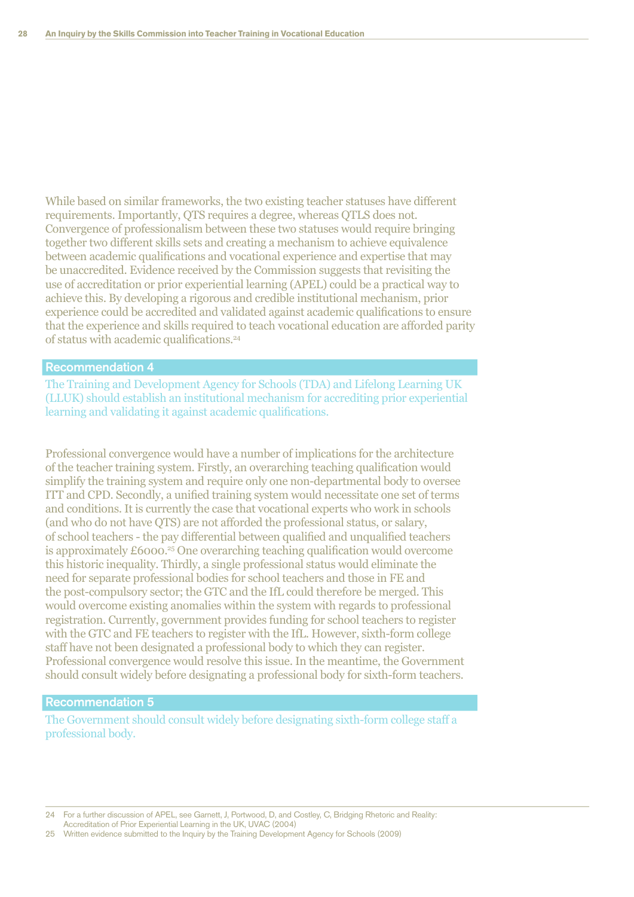While based on similar frameworks, the two existing teacher statuses have different requirements. Importantly, QTS requires a degree, whereas QTLS does not. Convergence of professionalism between these two statuses would require bringing together two different skills sets and creating a mechanism to achieve equivalence between academic qualifications and vocational experience and expertise that may be unaccredited. Evidence received by the Commission suggests that revisiting the use of accreditation or prior experiential learning (APEL) could be a practical way to achieve this. By developing a rigorous and credible institutional mechanism, prior experience could be accredited and validated against academic qualifications to ensure that the experience and skills required to teach vocational education are afforded parity of status with academic qualifications.[24]

## Recommendation 4

The Training and Development Agency for Schools (TDA) and Lifelong Learning UK (LLUK) should establish an institutional mechanism for accrediting prior experiential learning and validating it against academic qualifications.

Professional convergence would have a number of implications for the architecture of the teacher training system. Firstly, an overarching teaching qualification would simplify the training system and require only one non-departmental body to oversee ITT and CPD. Secondly, a unified training system would necessitate one set of terms and conditions. It is currently the case that vocational experts who work in schools (and who do not have QTS) are not afforded the professional status, or salary, of school teachers - the pay differential between qualified and unqualified teachers is approximately £6000.[25] One overarching teaching qualification would overcome this historic inequality. Thirdly, a single professional status would eliminate the need for separate professional bodies for school teachers and those in FE and the post-compulsory sector; the GTC and the IfL could therefore be merged. This would overcome existing anomalies within the system with regards to professional registration. Currently, government provides funding for school teachers to register with the GTC and FE teachers to register with the IfL. However, sixth-form college staff have not been designated a professional body to which they can register. Professional convergence would resolve this issue. In the meantime, the Government should consult widely before designating a professional body for sixth-form teachers.

## Recommendation 5

The Government should consult widely before designating sixth-form college staff a professional body.

---

24 For a further discussion of APEL, see Garnett, J, Portwood, D, and Costley, C, Bridging Rhetoric and Reality: Accreditation of Prior Experiential Learning in the UK, UVAC (2004)

25 Written evidence submitted to the Inquiry by the Training Development Agency for Schools (2009)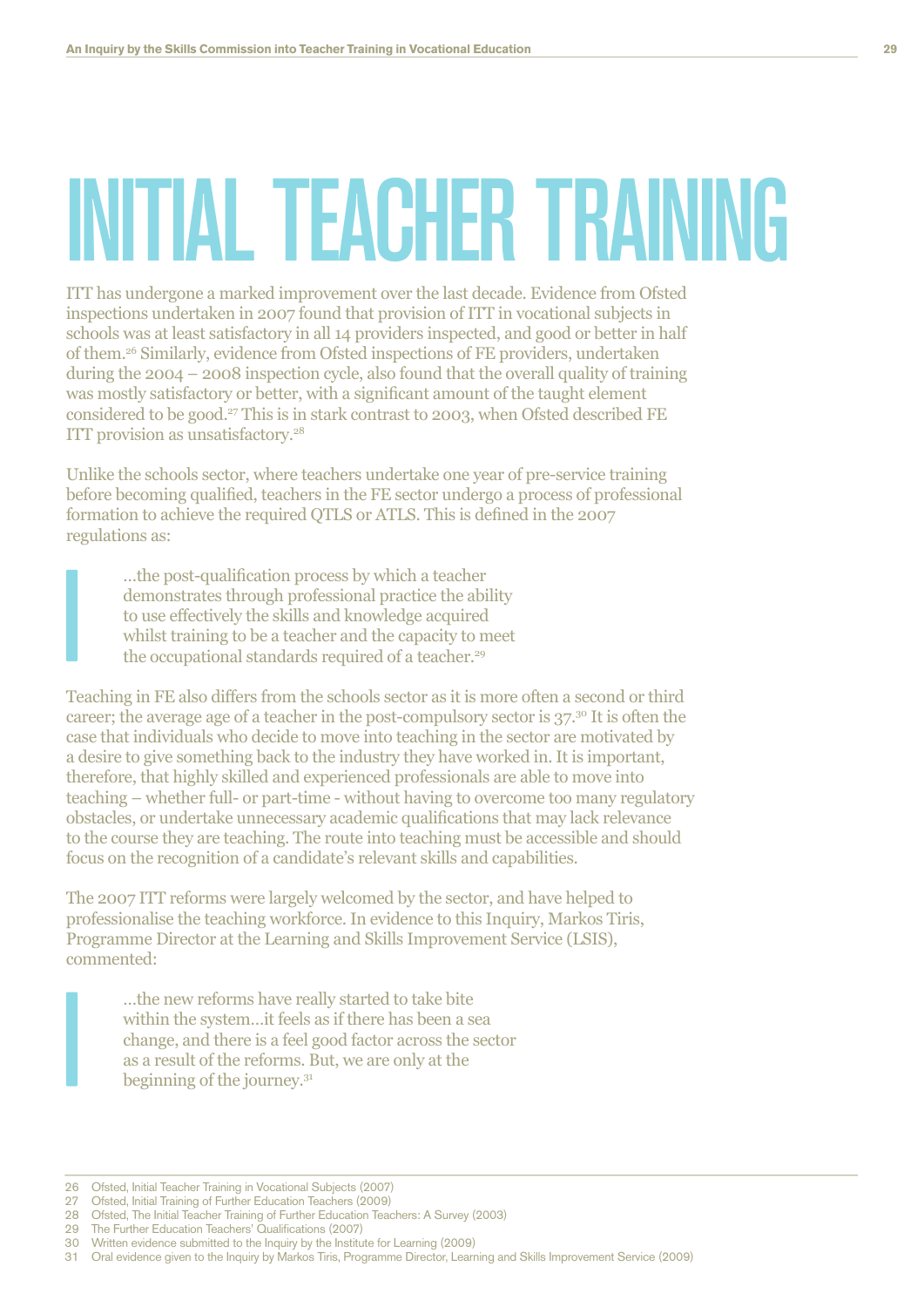# INITIAL TEACHER TRAINING

ITT has undergone a marked improvement over the last decade. Evidence from Ofsted inspections undertaken in 2007 found that provision of ITT in vocational subjects in schools was at least satisfactory in all 14 providers inspected, and good or better in half of them.[26] Similarly, evidence from Ofsted inspections of FE providers, undertaken during the 2004 – 2008 inspection cycle, also found that the overall quality of training was mostly satisfactory or better, with a significant amount of the taught element considered to be good.[27] This is in stark contrast to 2003, when Ofsted described FE ITT provision as unsatisfactory.[28]

Unlike the schools sector, where teachers undertake one year of pre-service training before becoming qualified, teachers in the FE sector undergo a process of professional formation to achieve the required QTLS or ATLS. This is defined in the 2007 regulations as:

> …the post-qualification process by which a teacher demonstrates through professional practice the ability to use effectively the skills and knowledge acquired whilst training to be a teacher and the capacity to meet the occupational standards required of a teacher.[29]

Teaching in FE also differs from the schools sector as it is more often a second or third career; the average age of a teacher in the post-compulsory sector is 37.[30] It is often the case that individuals who decide to move into teaching in the sector are motivated by a desire to give something back to the industry they have worked in. It is important, therefore, that highly skilled and experienced professionals are able to move into teaching – whether full- or part-time - without having to overcome too many regulatory obstacles, or undertake unnecessary academic qualifications that may lack relevance to the course they are teaching. The route into teaching must be accessible and should focus on the recognition of a candidate's relevant skills and capabilities.

The 2007 ITT reforms were largely welcomed by the sector, and have helped to professionalise the teaching workforce. In evidence to this Inquiry, Markos Tiris, Programme Director at the Learning and Skills Improvement Service (LSIS), commented:

> …the new reforms have really started to take bite within the system…it feels as if there has been a sea change, and there is a feel good factor across the sector as a result of the reforms. But, we are only at the beginning of the journey.[31]

---

26 Ofsted, Initial Teacher Training in Vocational Subjects (2007)
27 Ofsted, Initial Training of Further Education Teachers (2009)
28 Ofsted, The Initial Teacher Training of Further Education Teachers: A Survey (2003)
29 The Further Education Teachers' Qualifications (2007)
30 Written evidence submitted to the Inquiry by the Institute for Learning (2009)
31 Oral evidence given to the Inquiry by Markos Tiris, Programme Director, Learning and Skills Improvement Service (2009)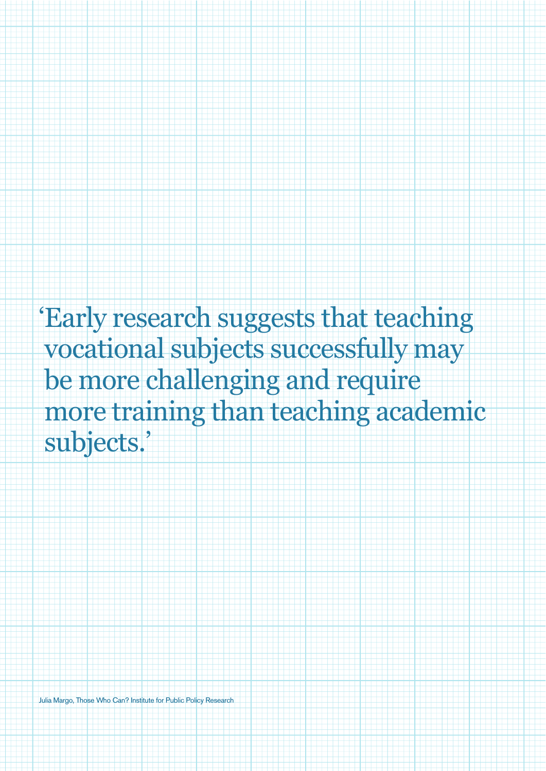> ‘Early research suggests that teaching vocational subjects successfully may be more challenging and require more training than teaching academic subjects.’

Julia Margo, Those Who Can? Institute for Public Policy Research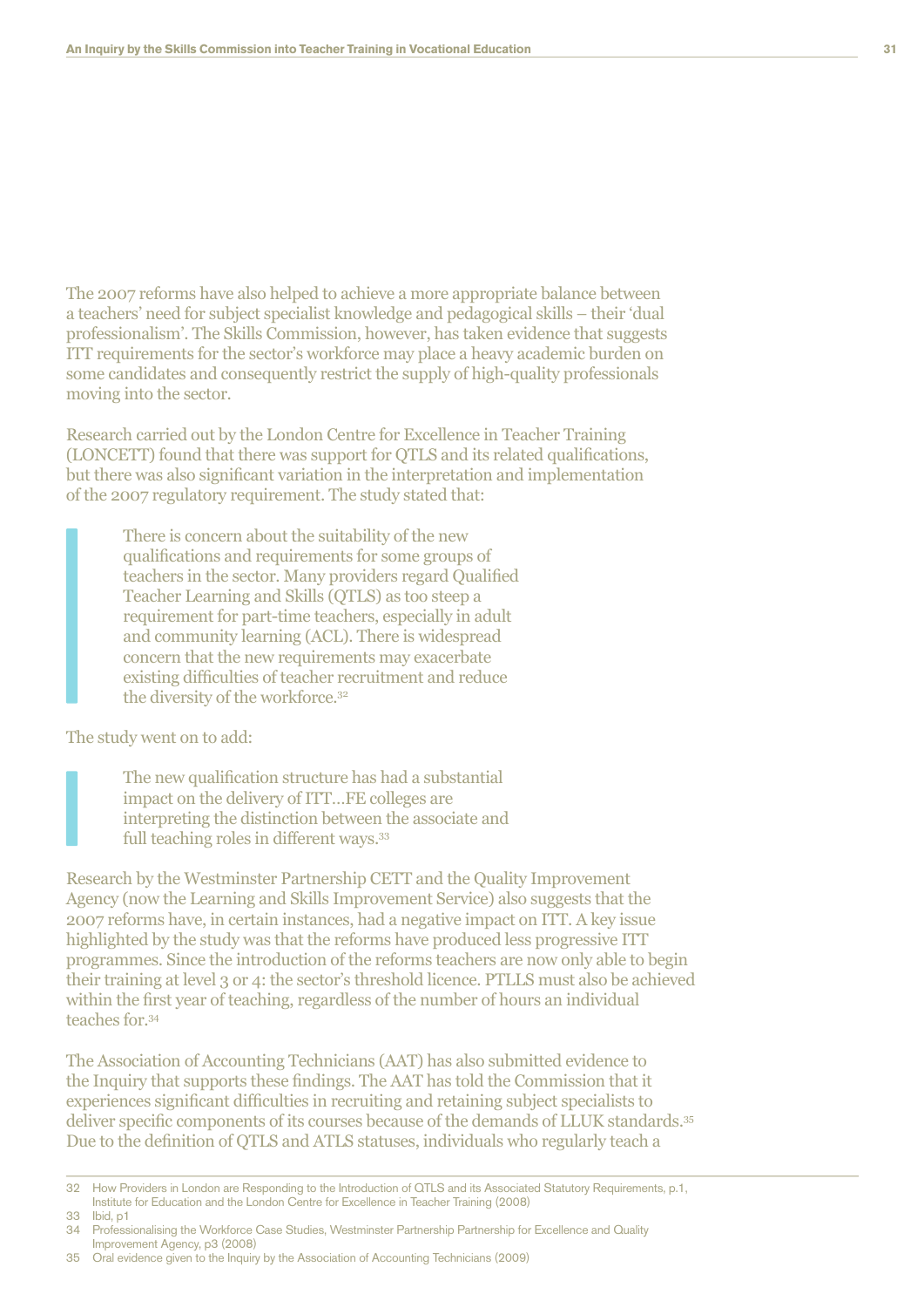The 2007 reforms have also helped to achieve a more appropriate balance between a teachers' need for subject specialist knowledge and pedagogical skills – their 'dual professionalism'. The Skills Commission, however, has taken evidence that suggests ITT requirements for the sector's workforce may place a heavy academic burden on some candidates and consequently restrict the supply of high-quality professionals moving into the sector.

Research carried out by the London Centre for Excellence in Teacher Training (LONCETT) found that there was support for QTLS and its related qualifications, but there was also significant variation in the interpretation and implementation of the 2007 regulatory requirement. The study stated that:

> There is concern about the suitability of the new qualifications and requirements for some groups of teachers in the sector. Many providers regard Qualified Teacher Learning and Skills (QTLS) as too steep a requirement for part-time teachers, especially in adult and community learning (ACL). There is widespread concern that the new requirements may exacerbate existing difficulties of teacher recruitment and reduce the diversity of the workforce.[32]

The study went on to add:

> The new qualification structure has had a substantial impact on the delivery of ITT…FE colleges are interpreting the distinction between the associate and full teaching roles in different ways.[33]

Research by the Westminster Partnership CETT and the Quality Improvement Agency (now the Learning and Skills Improvement Service) also suggests that the 2007 reforms have, in certain instances, had a negative impact on ITT. A key issue highlighted by the study was that the reforms have produced less progressive ITT programmes. Since the introduction of the reforms teachers are now only able to begin their training at level 3 or 4: the sector's threshold licence. PTLLS must also be achieved within the first year of teaching, regardless of the number of hours an individual teaches for.[34]

The Association of Accounting Technicians (AAT) has also submitted evidence to the Inquiry that supports these findings. The AAT has told the Commission that it experiences significant difficulties in recruiting and retaining subject specialists to deliver specific components of its courses because of the demands of LLUK standards.[35] Due to the definition of QTLS and ATLS statuses, individuals who regularly teach a

---

32 How Providers in London are Responding to the Introduction of QTLS and its Associated Statutory Requirements, p.1, Institute for Education and the London Centre for Excellence in Teacher Training (2008)

33 Ibid, p1

34 Professionalising the Workforce Case Studies, Westminster Partnership Partnership for Excellence and Quality Improvement Agency, p3 (2008)

35 Oral evidence given to the Inquiry by the Association of Accounting Technicians (2009)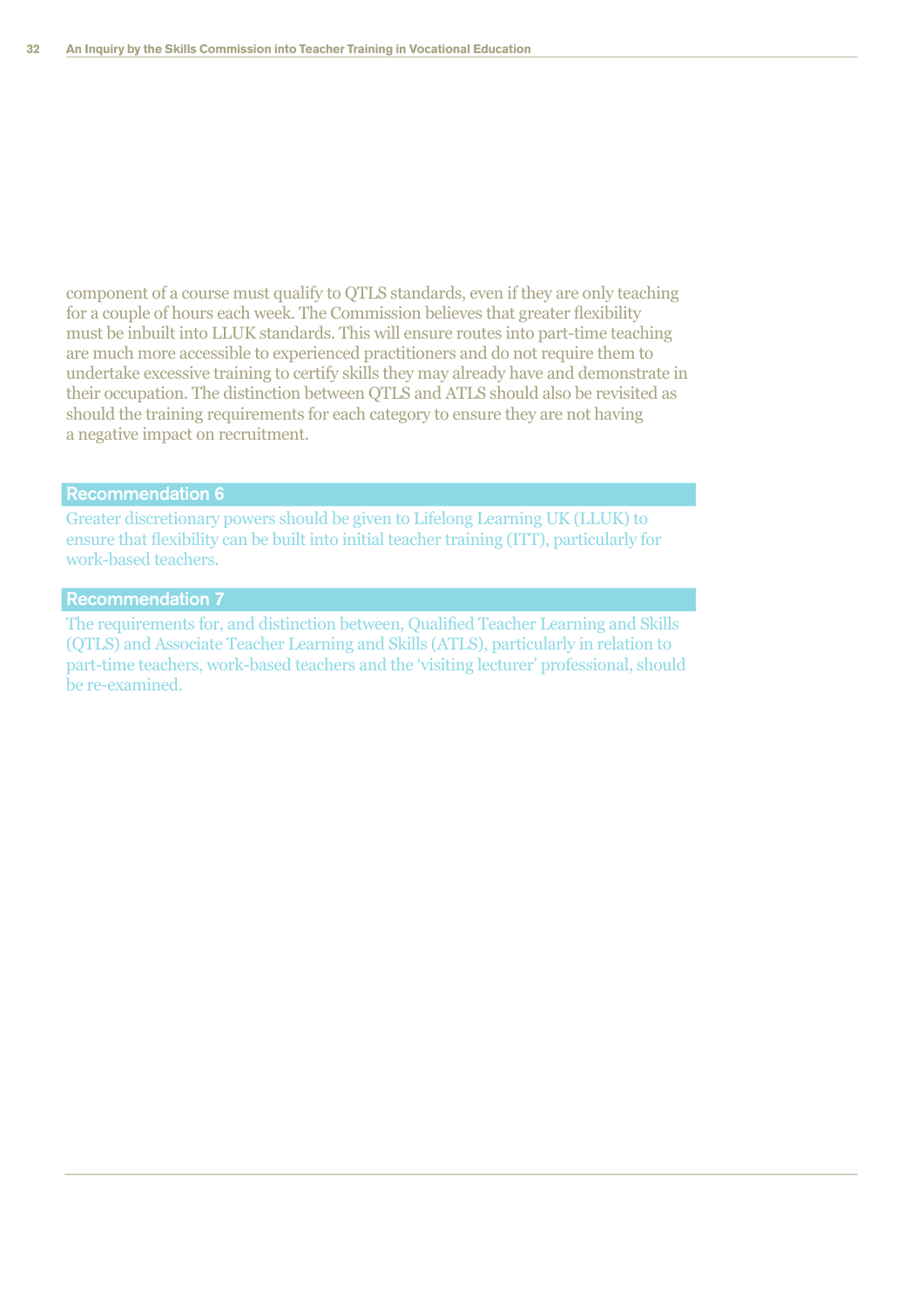component of a course must qualify to QTLS standards, even if they are only teaching for a couple of hours each week. The Commission believes that greater flexibility must be inbuilt into LLUK standards. This will ensure routes into part-time teaching are much more accessible to experienced practitioners and do not require them to undertake excessive training to certify skills they may already have and demonstrate in their occupation. The distinction between QTLS and ATLS should also be revisited as should the training requirements for each category to ensure they are not having a negative impact on recruitment.

### Recommendation 6

Greater discretionary powers should be given to Lifelong Learning UK (LLUK) to ensure that flexibility can be built into initial teacher training (ITT), particularly for work-based teachers.

### Recommendation 7

The requirements for, and distinction between, Qualified Teacher Learning and Skills (QTLS) and Associate Teacher Learning and Skills (ATLS), particularly in relation to part-time teachers, work-based teachers and the 'visiting lecturer' professional, should be re-examined.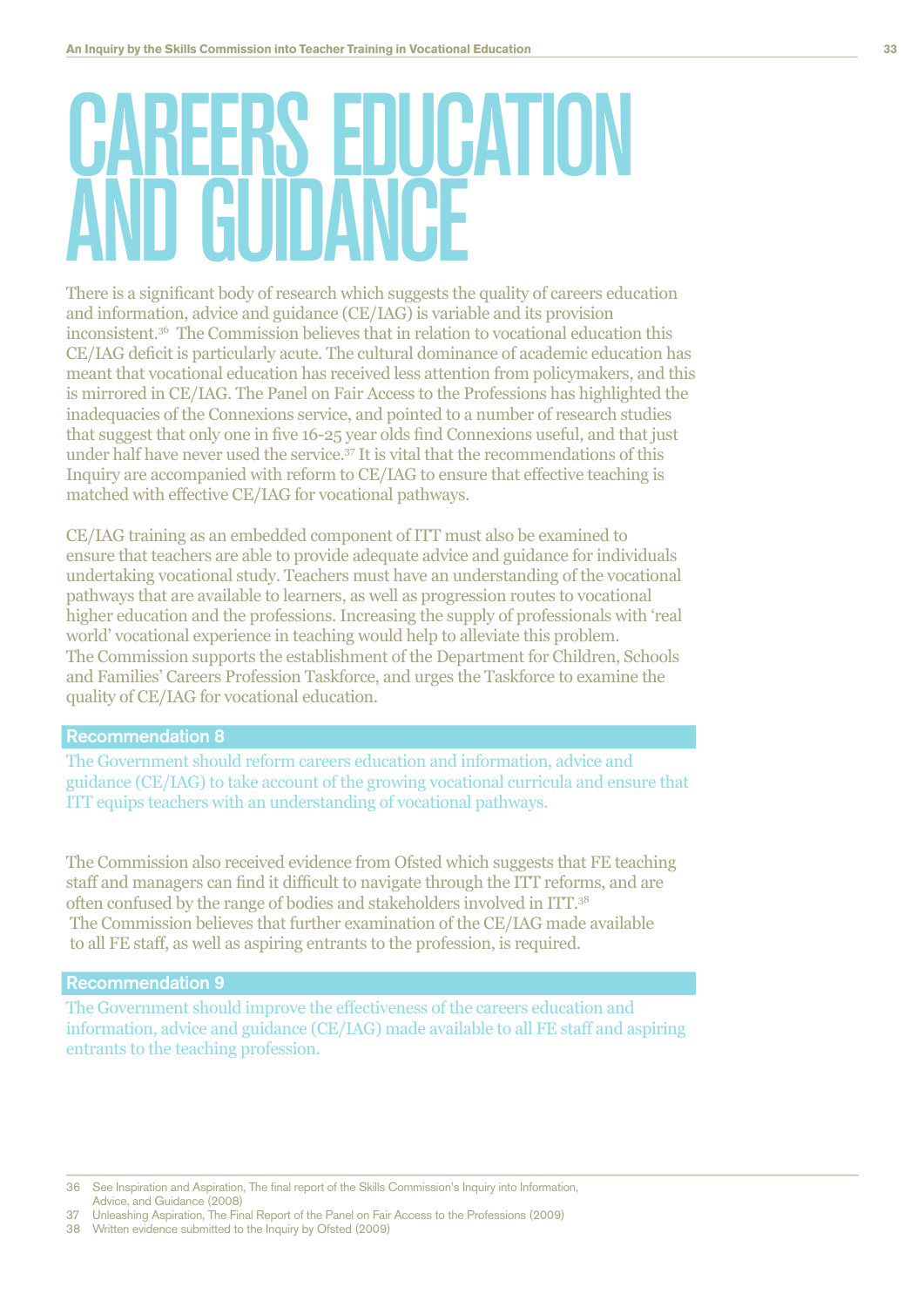# CAREERS EDUCATION AND GUIDANCE

There is a significant body of research which suggests the quality of careers education and information, advice and guidance (CE/IAG) is variable and its provision inconsistent.[36] The Commission believes that in relation to vocational education this CE/IAG deficit is particularly acute. The cultural dominance of academic education has meant that vocational education has received less attention from policymakers, and this is mirrored in CE/IAG. The Panel on Fair Access to the Professions has highlighted the inadequacies of the Connexions service, and pointed to a number of research studies that suggest that only one in five 16-25 year olds find Connexions useful, and that just under half have never used the service.[37] It is vital that the recommendations of this Inquiry are accompanied with reform to CE/IAG to ensure that effective teaching is matched with effective CE/IAG for vocational pathways.

CE/IAG training as an embedded component of ITT must also be examined to ensure that teachers are able to provide adequate advice and guidance for individuals undertaking vocational study. Teachers must have an understanding of the vocational pathways that are available to learners, as well as progression routes to vocational higher education and the professions. Increasing the supply of professionals with 'real world' vocational experience in teaching would help to alleviate this problem. The Commission supports the establishment of the Department for Children, Schools and Families' Careers Profession Taskforce, and urges the Taskforce to examine the quality of CE/IAG for vocational education.

**Recommendation 8**

The Government should reform careers education and information, advice and guidance (CE/IAG) to take account of the growing vocational curricula and ensure that ITT equips teachers with an understanding of vocational pathways.

The Commission also received evidence from Ofsted which suggests that FE teaching staff and managers can find it difficult to navigate through the ITT reforms, and are often confused by the range of bodies and stakeholders involved in ITT.[38] The Commission believes that further examination of the CE/IAG made available to all FE staff, as well as aspiring entrants to the profession, is required.

**Recommendation 9**

The Government should improve the effectiveness of the careers education and information, advice and guidance (CE/IAG) made available to all FE staff and aspiring entrants to the teaching profession.

---

36 See Inspiration and Aspiration, The final report of the Skills Commission's Inquiry into Information, Advice, and Guidance (2008)
37 Unleashing Aspiration, The Final Report of the Panel on Fair Access to the Professions (2009)
38 Written evidence submitted to the Inquiry by Ofsted (2009)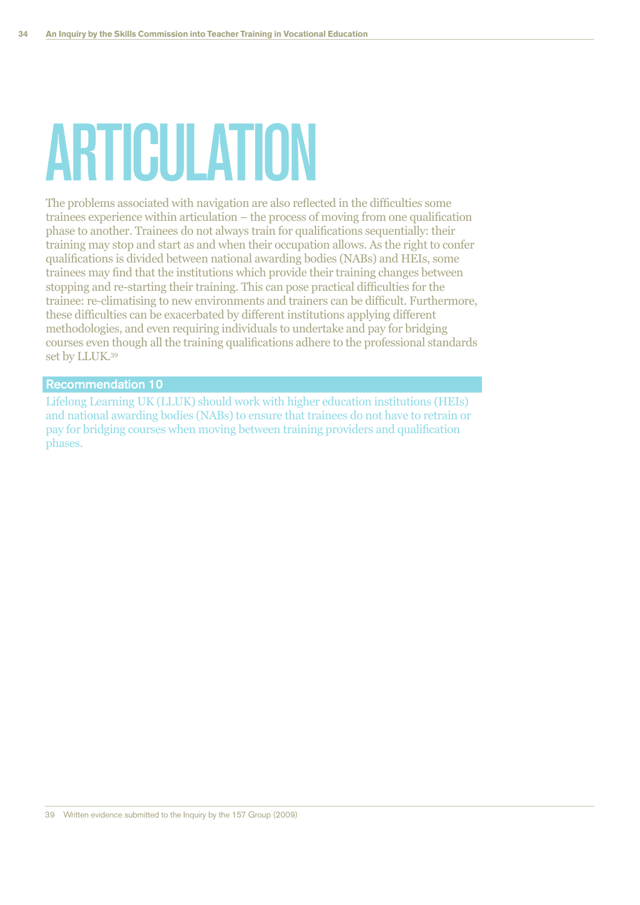# ARTICULATION

The problems associated with navigation are also reflected in the difficulties some trainees experience within articulation – the process of moving from one qualification phase to another. Trainees do not always train for qualifications sequentially: their training may stop and start as and when their occupation allows. As the right to confer qualifications is divided between national awarding bodies (NABs) and HEIs, some trainees may find that the institutions which provide their training changes between stopping and re-starting their training. This can pose practical difficulties for the trainee: re-climatising to new environments and trainers can be difficult. Furthermore, these difficulties can be exacerbated by different institutions applying different methodologies, and even requiring individuals to undertake and pay for bridging courses even though all the training qualifications adhere to the professional standards set by LLUK.[39]

**Recommendation 10**

Lifelong Learning UK (LLUK) should work with higher education institutions (HEIs) and national awarding bodies (NABs) to ensure that trainees do not have to retrain or pay for bridging courses when moving between training providers and qualification phases.

---

39 Written evidence submitted to the Inquiry by the 157 Group (2009)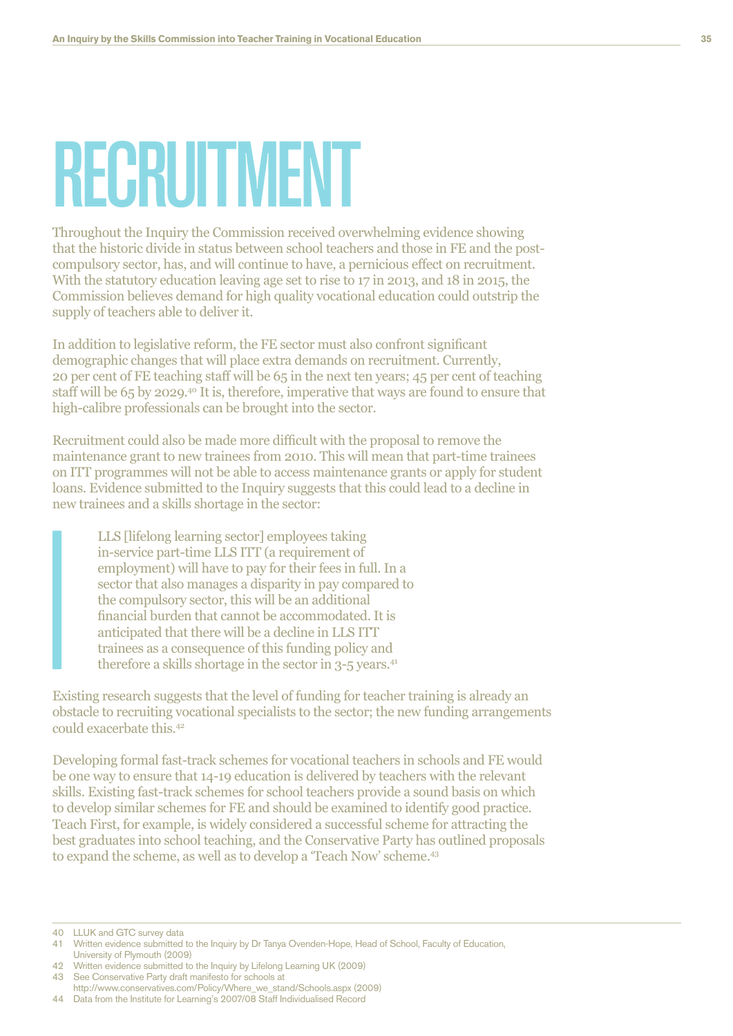# RECRUITMENT

Throughout the Inquiry the Commission received overwhelming evidence showing that the historic divide in status between school teachers and those in FE and the post-compulsory sector, has, and will continue to have, a pernicious effect on recruitment. With the statutory education leaving age set to rise to 17 in 2013, and 18 in 2015, the Commission believes demand for high quality vocational education could outstrip the supply of teachers able to deliver it.

In addition to legislative reform, the FE sector must also confront significant demographic changes that will place extra demands on recruitment. Currently, 20 per cent of FE teaching staff will be 65 in the next ten years; 45 per cent of teaching staff will be 65 by 2029.[40] It is, therefore, imperative that ways are found to ensure that high-calibre professionals can be brought into the sector.

Recruitment could also be made more difficult with the proposal to remove the maintenance grant to new trainees from 2010. This will mean that part-time trainees on ITT programmes will not be able to access maintenance grants or apply for student loans. Evidence submitted to the Inquiry suggests that this could lead to a decline in new trainees and a skills shortage in the sector:

> LLS [lifelong learning sector] employees taking in-service part-time LLS ITT (a requirement of employment) will have to pay for their fees in full. In a sector that also manages a disparity in pay compared to the compulsory sector, this will be an additional financial burden that cannot be accommodated. It is anticipated that there will be a decline in LLS ITT trainees as a consequence of this funding policy and therefore a skills shortage in the sector in 3-5 years.[41]

Existing research suggests that the level of funding for teacher training is already an obstacle to recruiting vocational specialists to the sector; the new funding arrangements could exacerbate this.[42]

Developing formal fast-track schemes for vocational teachers in schools and FE would be one way to ensure that 14-19 education is delivered by teachers with the relevant skills. Existing fast-track schemes for school teachers provide a sound basis on which to develop similar schemes for FE and should be examined to identify good practice. Teach First, for example, is widely considered a successful scheme for attracting the best graduates into school teaching, and the Conservative Party has outlined proposals to expand the scheme, as well as to develop a 'Teach Now' scheme.[43]

---

40 LLUK and GTC survey data
41 Written evidence submitted to the Inquiry by Dr Tanya Ovenden-Hope, Head of School, Faculty of Education, University of Plymouth (2009)
42 Written evidence submitted to the Inquiry by Lifelong Learning UK (2009)
43 See Conservative Party draft manifesto for schools at http://www.conservatives.com/Policy/Where_we_stand/Schools.aspx (2009)
44 Data from the Institute for Learning's 2007/08 Staff Individualised Record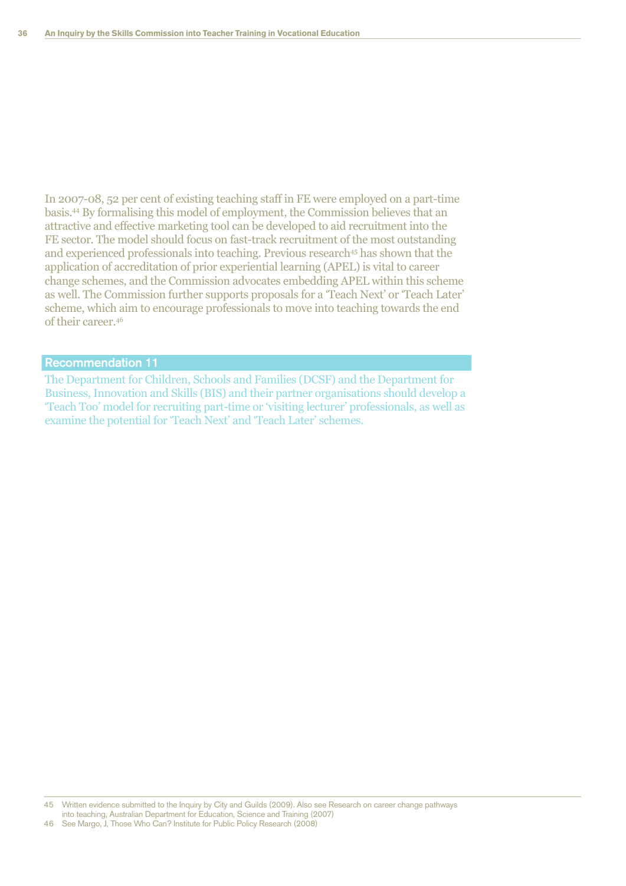In 2007-08, 52 per cent of existing teaching staff in FE were employed on a part-time basis.[44] By formalising this model of employment, the Commission believes that an attractive and effective marketing tool can be developed to aid recruitment into the FE sector. The model should focus on fast-track recruitment of the most outstanding and experienced professionals into teaching. Previous research[45] has shown that the application of accreditation of prior experiential learning (APEL) is vital to career change schemes, and the Commission advocates embedding APEL within this scheme as well. The Commission further supports proposals for a 'Teach Next' or 'Teach Later' scheme, which aim to encourage professionals to move into teaching towards the end of their career.[46]

### Recommendation 11

The Department for Children, Schools and Families (DCSF) and the Department for Business, Innovation and Skills (BIS) and their partner organisations should develop a 'Teach Too' model for recruiting part-time or 'visiting lecturer' professionals, as well as examine the potential for 'Teach Next' and 'Teach Later' schemes.

45 Written evidence submitted to the Inquiry by City and Guilds (2009). Also see Research on career change pathways into teaching, Australian Department for Education, Science and Training (2007)

46 See Margo, J, Those Who Can? Institute for Public Policy Research (2008)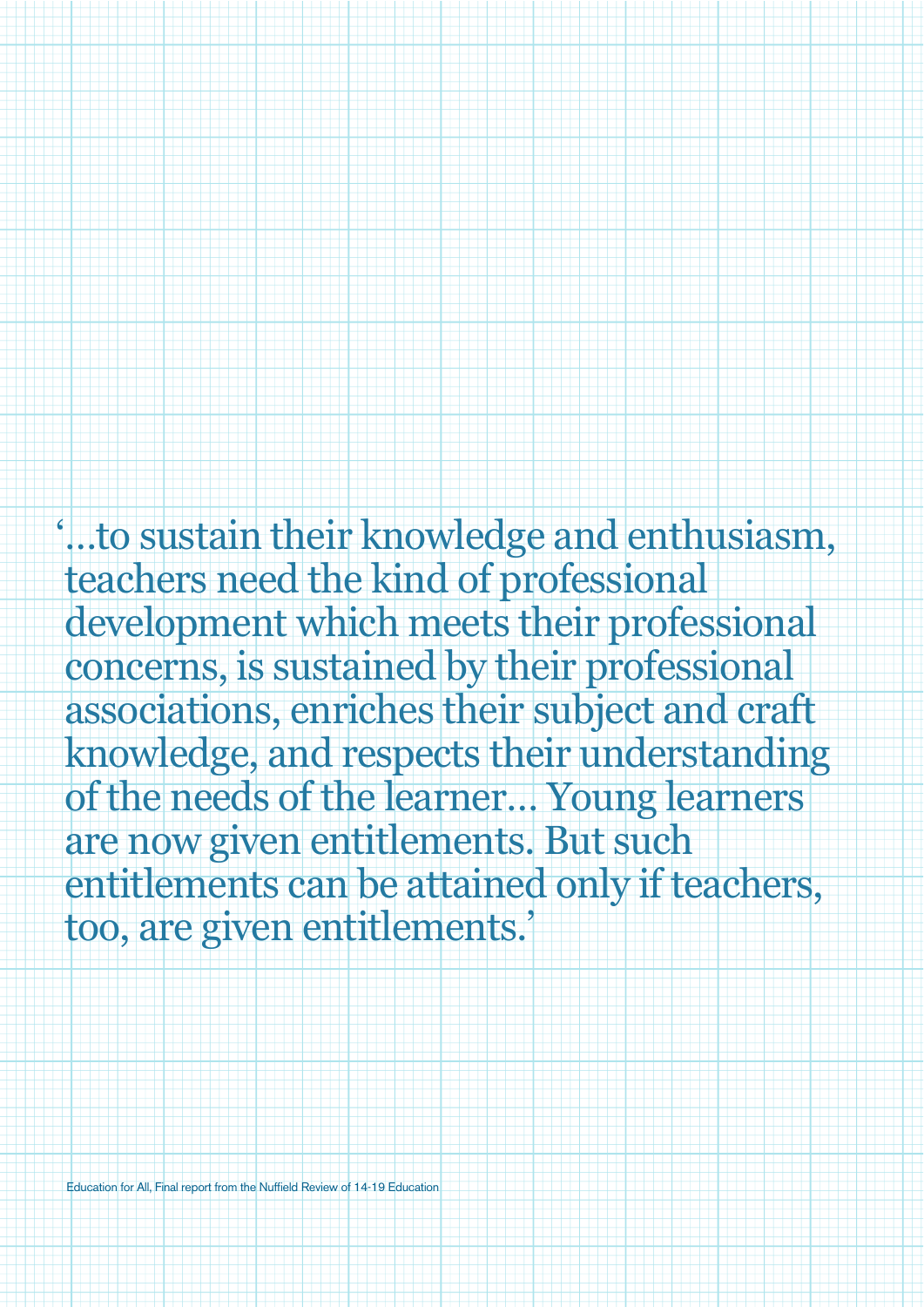'…to sustain their knowledge and enthusiasm, teachers need the kind of professional development which meets their professional concerns, is sustained by their professional associations, enriches their subject and craft knowledge, and respects their understanding of the needs of the learner… Young learners are now given entitlements. But such entitlements can be attained only if teachers, too, are given entitlements.'

Education for All, Final report from the Nuffield Review of 14-19 Education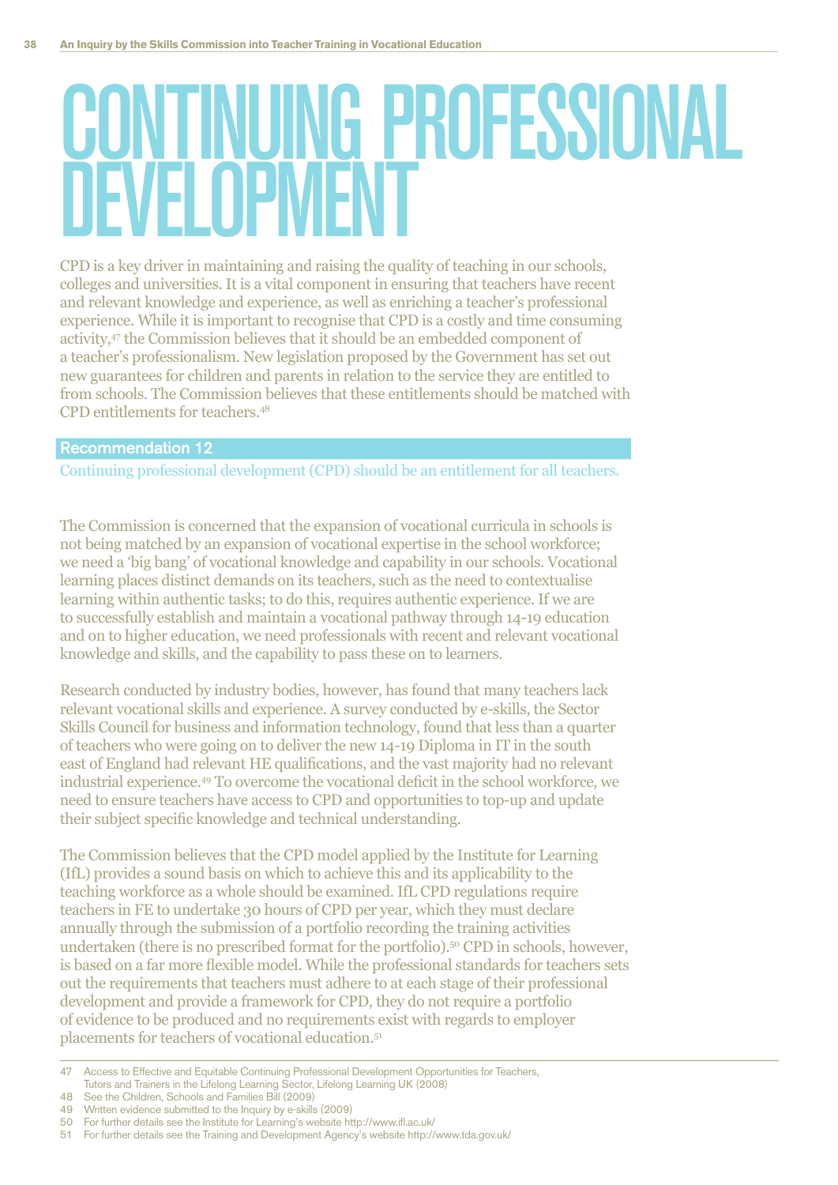# CONTINUING PROFESSIONAL DEVELOPMENT

CPD is a key driver in maintaining and raising the quality of teaching in our schools, colleges and universities. It is a vital component in ensuring that teachers have recent and relevant knowledge and experience, as well as enriching a teacher's professional experience. While it is important to recognise that CPD is a costly and time consuming activity,[47] the Commission believes that it should be an embedded component of a teacher's professionalism. New legislation proposed by the Government has set out new guarantees for children and parents in relation to the service they are entitled to from schools. The Commission believes that these entitlements should be matched with CPD entitlements for teachers.[48]

**Recommendation 12**

Continuing professional development (CPD) should be an entitlement for all teachers.

The Commission is concerned that the expansion of vocational curricula in schools is not being matched by an expansion of vocational expertise in the school workforce; we need a 'big bang' of vocational knowledge and capability in our schools. Vocational learning places distinct demands on its teachers, such as the need to contextualise learning within authentic tasks; to do this, requires authentic experience. If we are to successfully establish and maintain a vocational pathway through 14-19 education and on to higher education, we need professionals with recent and relevant vocational knowledge and skills, and the capability to pass these on to learners.

Research conducted by industry bodies, however, has found that many teachers lack relevant vocational skills and experience. A survey conducted by e-skills, the Sector Skills Council for business and information technology, found that less than a quarter of teachers who were going on to deliver the new 14-19 Diploma in IT in the south east of England had relevant HE qualifications, and the vast majority had no relevant industrial experience.[49] To overcome the vocational deficit in the school workforce, we need to ensure teachers have access to CPD and opportunities to top-up and update their subject specific knowledge and technical understanding.

The Commission believes that the CPD model applied by the Institute for Learning (IfL) provides a sound basis on which to achieve this and its applicability to the teaching workforce as a whole should be examined. IfL CPD regulations require teachers in FE to undertake 30 hours of CPD per year, which they must declare annually through the submission of a portfolio recording the training activities undertaken (there is no prescribed format for the portfolio).[50] CPD in schools, however, is based on a far more flexible model. While the professional standards for teachers sets out the requirements that teachers must adhere to at each stage of their professional development and provide a framework for CPD, they do not require a portfolio of evidence to be produced and no requirements exist with regards to employer placements for teachers of vocational education.[51]

---

47 Access to Effective and Equitable Continuing Professional Development Opportunities for Teachers, Tutors and Trainers in the Lifelong Learning Sector, Lifelong Learning UK (2008)

48 See the Children, Schools and Families Bill (2009)

49 Written evidence submitted to the Inquiry by e-skills (2009)

50 For further details see the Institute for Learning's website http://www.ifl.ac.uk/

51 For further details see the Training and Development Agency's website http://www.tda.gov.uk/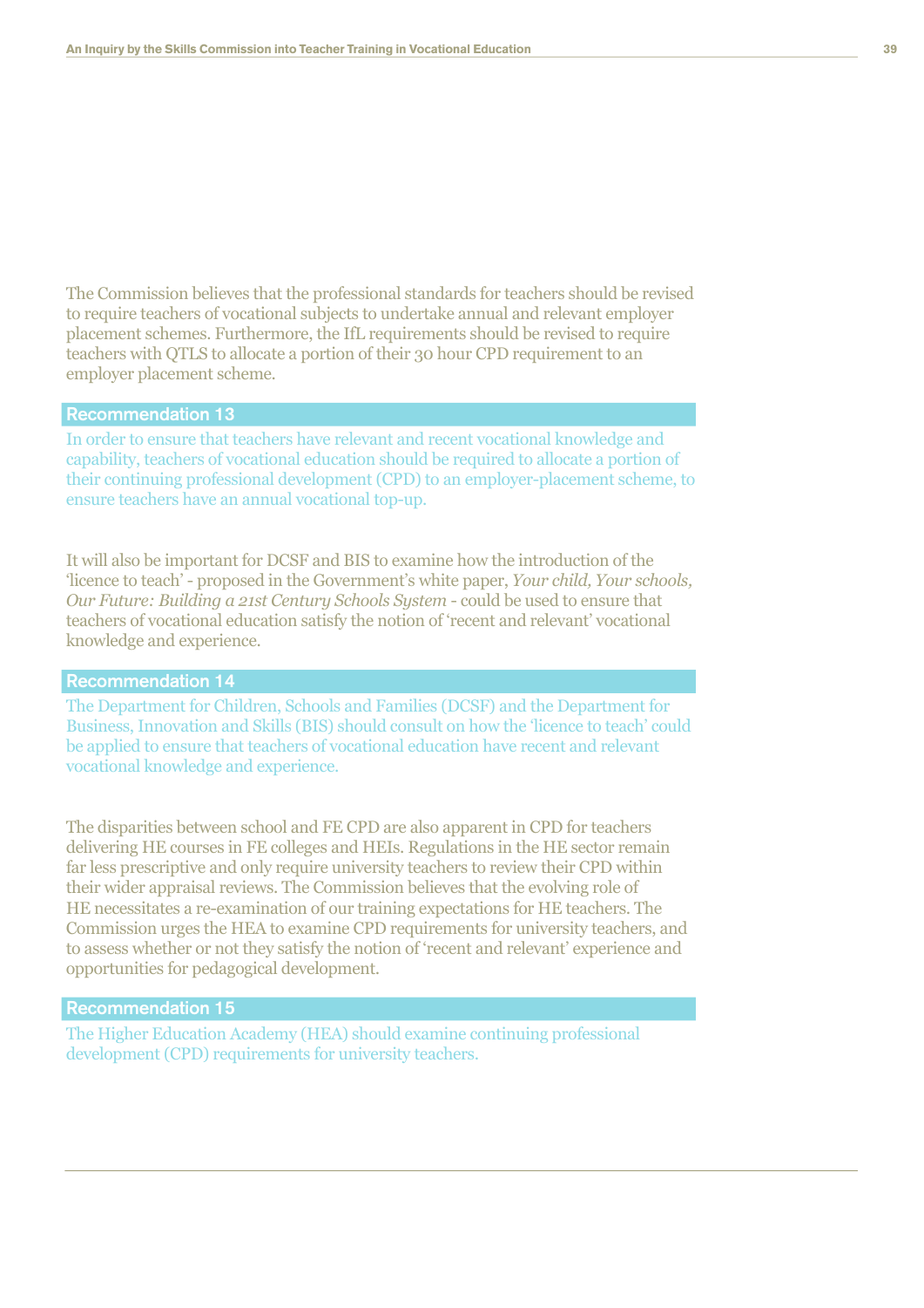The Commission believes that the professional standards for teachers should be revised to require teachers of vocational subjects to undertake annual and relevant employer placement schemes. Furthermore, the IfL requirements should be revised to require teachers with QTLS to allocate a portion of their 30 hour CPD requirement to an employer placement scheme.

### Recommendation 13

In order to ensure that teachers have relevant and recent vocational knowledge and capability, teachers of vocational education should be required to allocate a portion of their continuing professional development (CPD) to an employer-placement scheme, to ensure teachers have an annual vocational top-up.

It will also be important for DCSF and BIS to examine how the introduction of the 'licence to teach' - proposed in the Government's white paper, *Your child, Your schools, Our Future: Building a 21st Century Schools System* - could be used to ensure that teachers of vocational education satisfy the notion of 'recent and relevant' vocational knowledge and experience.

### Recommendation 14

The Department for Children, Schools and Families (DCSF) and the Department for Business, Innovation and Skills (BIS) should consult on how the 'licence to teach' could be applied to ensure that teachers of vocational education have recent and relevant vocational knowledge and experience.

The disparities between school and FE CPD are also apparent in CPD for teachers delivering HE courses in FE colleges and HEIs. Regulations in the HE sector remain far less prescriptive and only require university teachers to review their CPD within their wider appraisal reviews. The Commission believes that the evolving role of HE necessitates a re-examination of our training expectations for HE teachers. The Commission urges the HEA to examine CPD requirements for university teachers, and to assess whether or not they satisfy the notion of 'recent and relevant' experience and opportunities for pedagogical development.

### Recommendation 15

The Higher Education Academy (HEA) should examine continuing professional development (CPD) requirements for university teachers.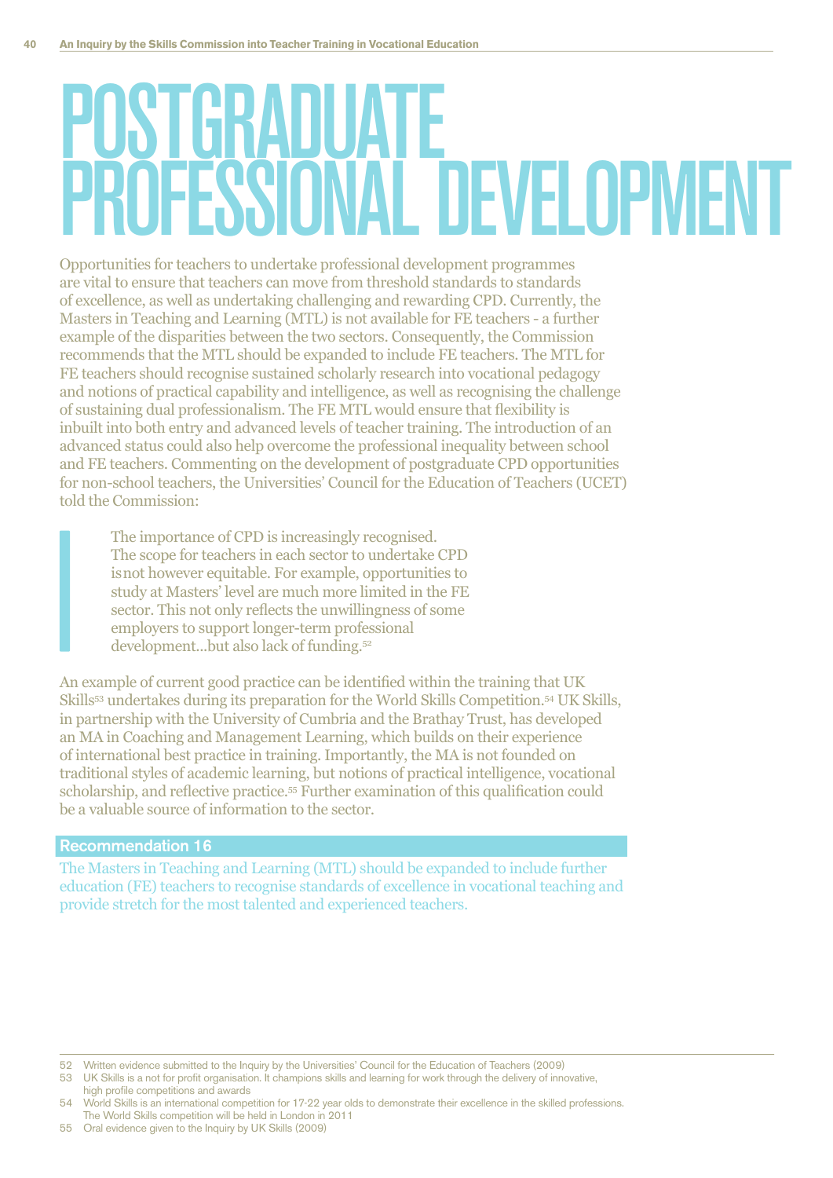# POSTGRADUATE PROFESSIONAL DEVELOPMENT

Opportunities for teachers to undertake professional development programmes are vital to ensure that teachers can move from threshold standards to standards of excellence, as well as undertaking challenging and rewarding CPD. Currently, the Masters in Teaching and Learning (MTL) is not available for FE teachers - a further example of the disparities between the two sectors. Consequently, the Commission recommends that the MTL should be expanded to include FE teachers. The MTL for FE teachers should recognise sustained scholarly research into vocational pedagogy and notions of practical capability and intelligence, as well as recognising the challenge of sustaining dual professionalism. The FE MTL would ensure that flexibility is inbuilt into both entry and advanced levels of teacher training. The introduction of an advanced status could also help overcome the professional inequality between school and FE teachers. Commenting on the development of postgraduate CPD opportunities for non-school teachers, the Universities' Council for the Education of Teachers (UCET) told the Commission:

> The importance of CPD is increasingly recognised. The scope for teachers in each sector to undertake CPD is not however equitable. For example, opportunities to study at Masters' level are much more limited in the FE sector. This not only reflects the unwillingness of some employers to support longer-term professional development...but also lack of funding.[52]

An example of current good practice can be identified within the training that UK Skills[53] undertakes during its preparation for the World Skills Competition.[54] UK Skills, in partnership with the University of Cumbria and the Brathay Trust, has developed an MA in Coaching and Management Learning, which builds on their experience of international best practice in training. Importantly, the MA is not founded on traditional styles of academic learning, but notions of practical intelligence, vocational scholarship, and reflective practice.[55] Further examination of this qualification could be a valuable source of information to the sector.

**Recommendation 16**

The Masters in Teaching and Learning (MTL) should be expanded to include further education (FE) teachers to recognise standards of excellence in vocational teaching and provide stretch for the most talented and experienced teachers.

---

52 Written evidence submitted to the Inquiry by the Universities' Council for the Education of Teachers (2009)

53 UK Skills is a not for profit organisation. It champions skills and learning for work through the delivery of innovative, high profile competitions and awards

54 World Skills is an international competition for 17-22 year olds to demonstrate their excellence in the skilled professions. The World Skills competition will be held in London in 2011

55 Oral evidence given to the Inquiry by UK Skills (2009)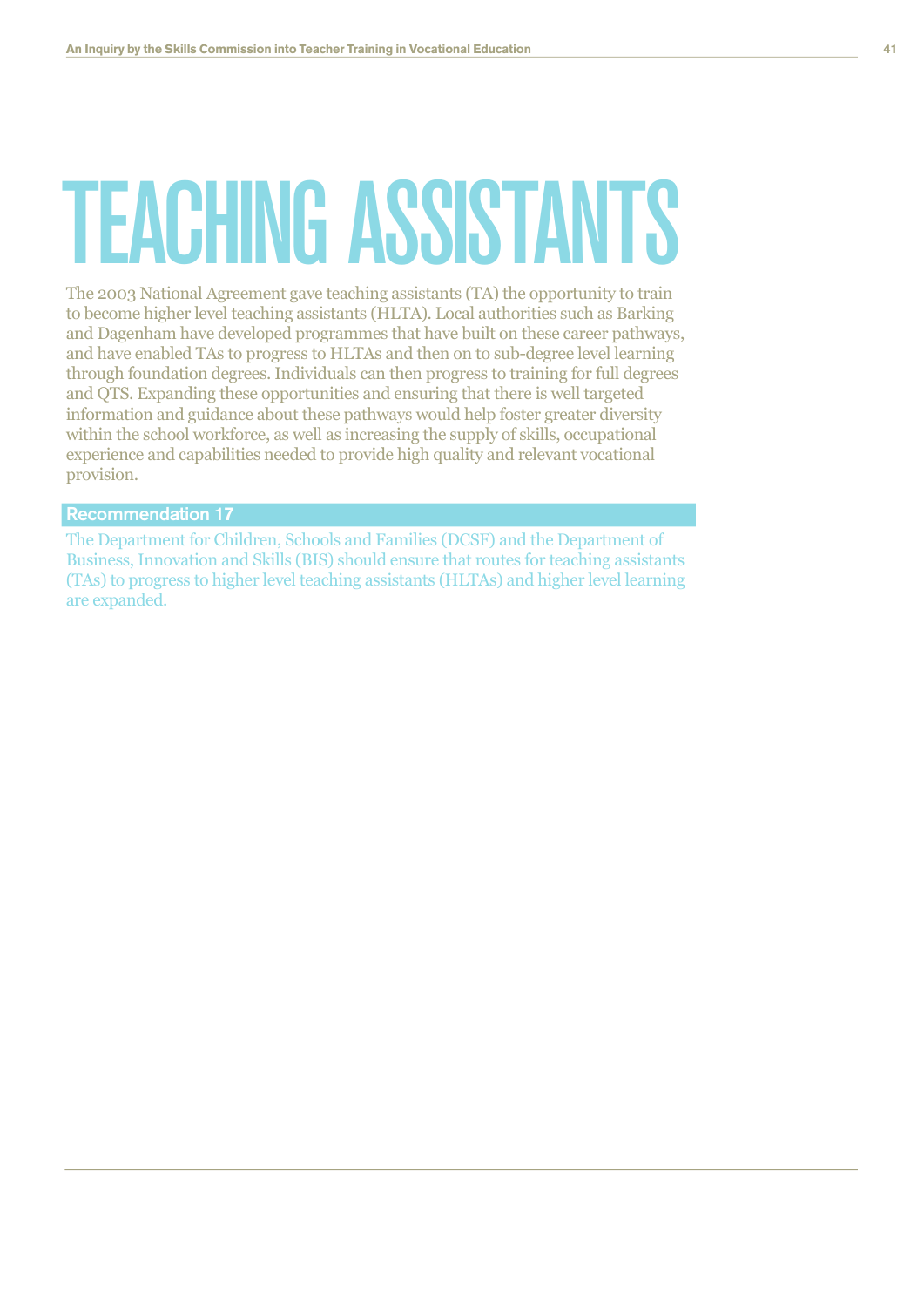# TEACHING ASSISTANTS

The 2003 National Agreement gave teaching assistants (TA) the opportunity to train to become higher level teaching assistants (HLTA). Local authorities such as Barking and Dagenham have developed programmes that have built on these career pathways, and have enabled TAs to progress to HLTAs and then on to sub-degree level learning through foundation degrees. Individuals can then progress to training for full degrees and QTS. Expanding these opportunities and ensuring that there is well targeted information and guidance about these pathways would help foster greater diversity within the school workforce, as well as increasing the supply of skills, occupational experience and capabilities needed to provide high quality and relevant vocational provision.

**Recommendation 17**

The Department for Children, Schools and Families (DCSF) and the Department of Business, Innovation and Skills (BIS) should ensure that routes for teaching assistants (TAs) to progress to higher level teaching assistants (HLTAs) and higher level learning are expanded.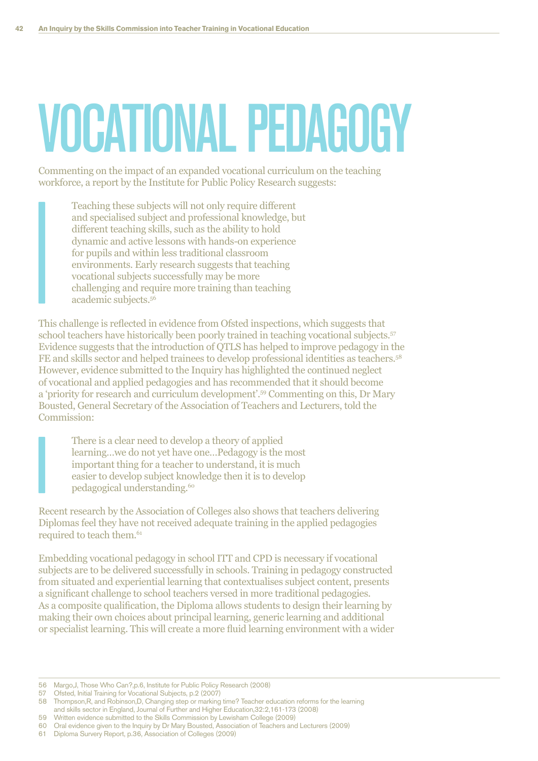# VOCATIONAL PEDAGOGY

Commenting on the impact of an expanded vocational curriculum on the teaching workforce, a report by the Institute for Public Policy Research suggests:

> Teaching these subjects will not only require different and specialised subject and professional knowledge, but different teaching skills, such as the ability to hold dynamic and active lessons with hands-on experience for pupils and within less traditional classroom environments. Early research suggests that teaching vocational subjects successfully may be more challenging and require more training than teaching academic subjects.[56]

This challenge is reflected in evidence from Ofsted inspections, which suggests that school teachers have historically been poorly trained in teaching vocational subjects.[57] Evidence suggests that the introduction of QTLS has helped to improve pedagogy in the FE and skills sector and helped trainees to develop professional identities as teachers.[58] However, evidence submitted to the Inquiry has highlighted the continued neglect of vocational and applied pedagogies and has recommended that it should become a 'priority for research and curriculum development'.[59] Commenting on this, Dr Mary Bousted, General Secretary of the Association of Teachers and Lecturers, told the Commission:

> There is a clear need to develop a theory of applied learning…we do not yet have one…Pedagogy is the most important thing for a teacher to understand, it is much easier to develop subject knowledge then it is to develop pedagogical understanding.[60]

Recent research by the Association of Colleges also shows that teachers delivering Diplomas feel they have not received adequate training in the applied pedagogies required to teach them.[61]

Embedding vocational pedagogy in school ITT and CPD is necessary if vocational subjects are to be delivered successfully in schools. Training in pedagogy constructed from situated and experiential learning that contextualises subject content, presents a significant challenge to school teachers versed in more traditional pedagogies. As a composite qualification, the Diploma allows students to design their learning by making their own choices about principal learning, generic learning and additional or specialist learning. This will create a more fluid learning environment with a wider

---

56 Margo,J, Those Who Can?,p.6, Institute for Public Policy Research (2008)
57 Ofsted, Initial Training for Vocational Subjects, p.2 (2007)
58 Thompson,R, and Robinson,D, Changing step or marking time? Teacher education reforms for the learning and skills sector in England, Journal of Further and Higher Education,32:2,161-173 (2008)
59 Written evidence submitted to the Skills Commission by Lewisham College (2009)
60 Oral evidence given to the Inquiry by Dr Mary Bousted, Association of Teachers and Lecturers (2009)
61 Diploma Survery Report, p.36, Association of Colleges (2009)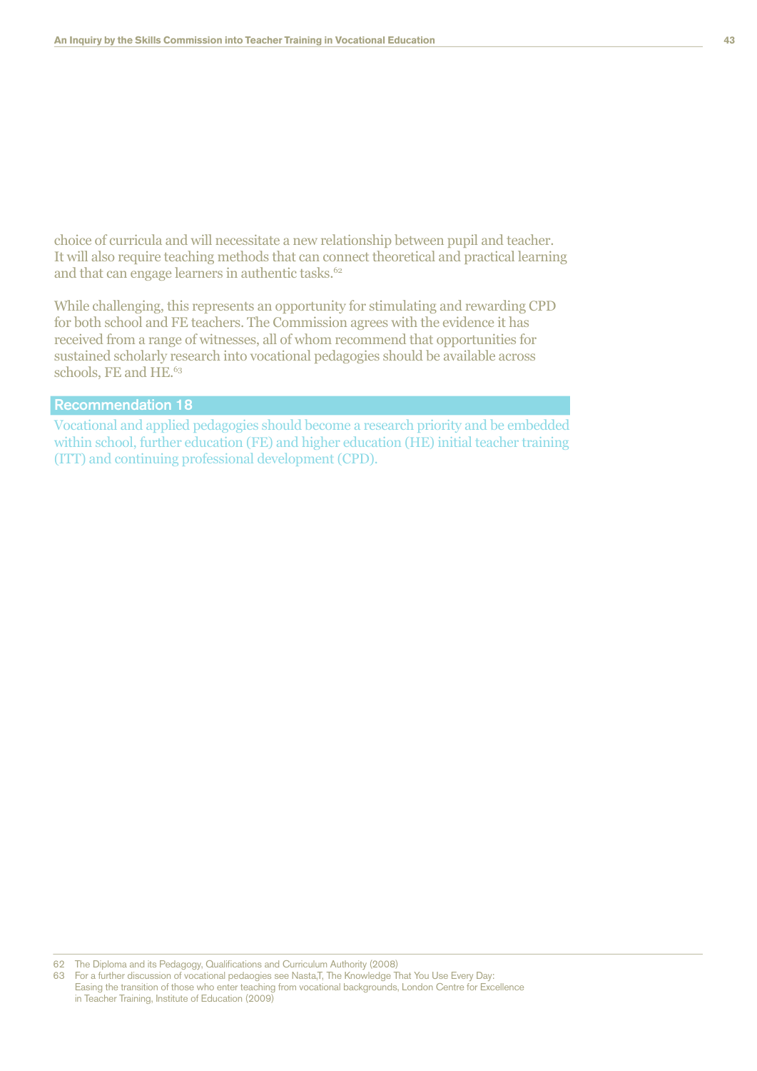choice of curricula and will necessitate a new relationship between pupil and teacher. It will also require teaching methods that can connect theoretical and practical learning and that can engage learners in authentic tasks.[62]

While challenging, this represents an opportunity for stimulating and rewarding CPD for both school and FE teachers. The Commission agrees with the evidence it has received from a range of witnesses, all of whom recommend that opportunities for sustained scholarly research into vocational pedagogies should be available across schools, FE and HE.[63]

### Recommendation 18

Vocational and applied pedagogies should become a research priority and be embedded within school, further education (FE) and higher education (HE) initial teacher training (ITT) and continuing professional development (CPD).

---

62 The Diploma and its Pedagogy, Qualifications and Curriculum Authority (2008)

63 For a further discussion of vocational pedaogies see Nasta,T, The Knowledge That You Use Every Day: Easing the transition of those who enter teaching from vocational backgrounds, London Centre for Excellence in Teacher Training, Institute of Education (2009)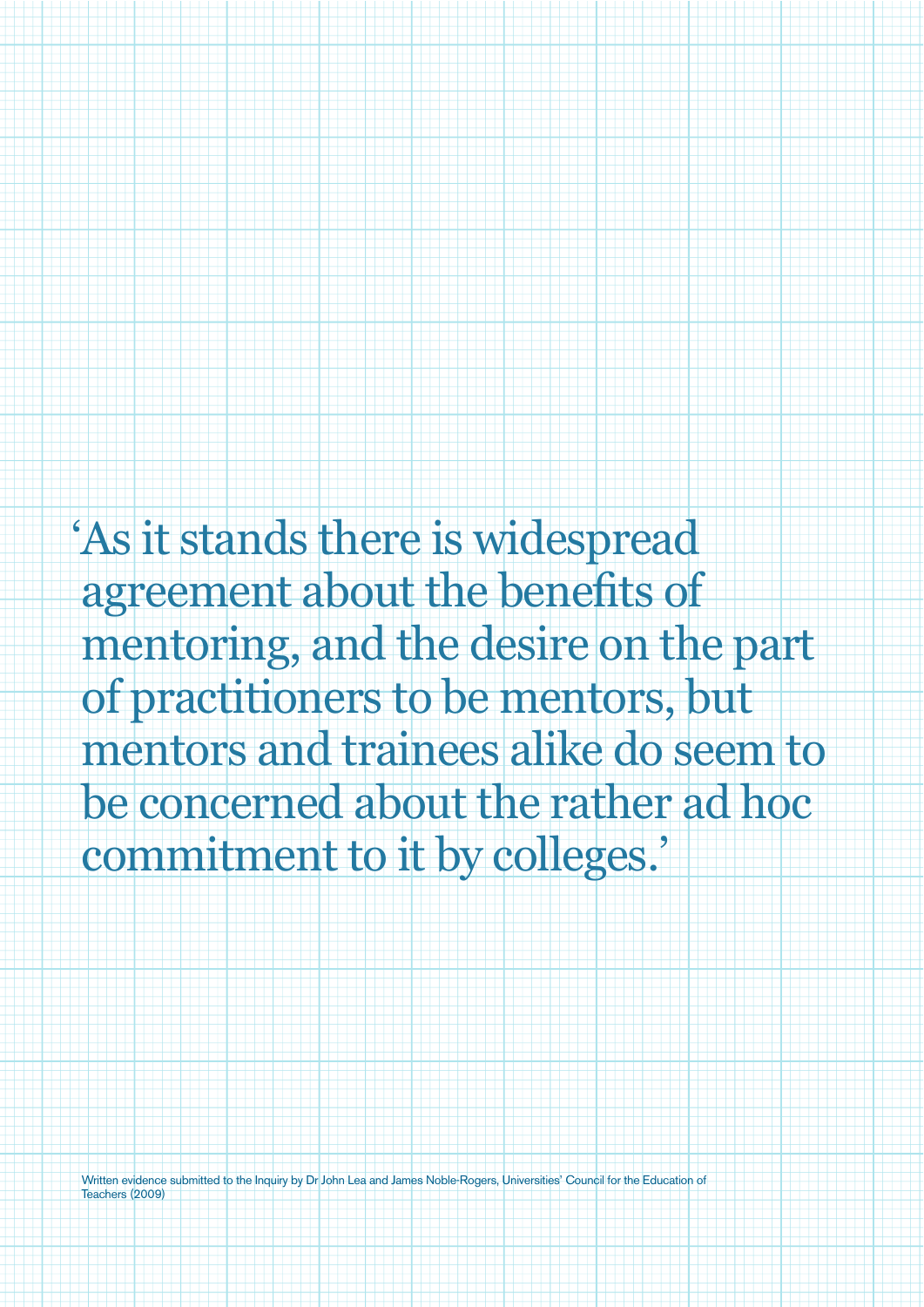> 'As it stands there is widespread agreement about the benefits of mentoring, and the desire on the part of practitioners to be mentors, but mentors and trainees alike do seem to be concerned about the rather ad hoc commitment to it by colleges.'

Written evidence submitted to the Inquiry by Dr John Lea and James Noble-Rogers, Universities' Council for the Education of Teachers (2009)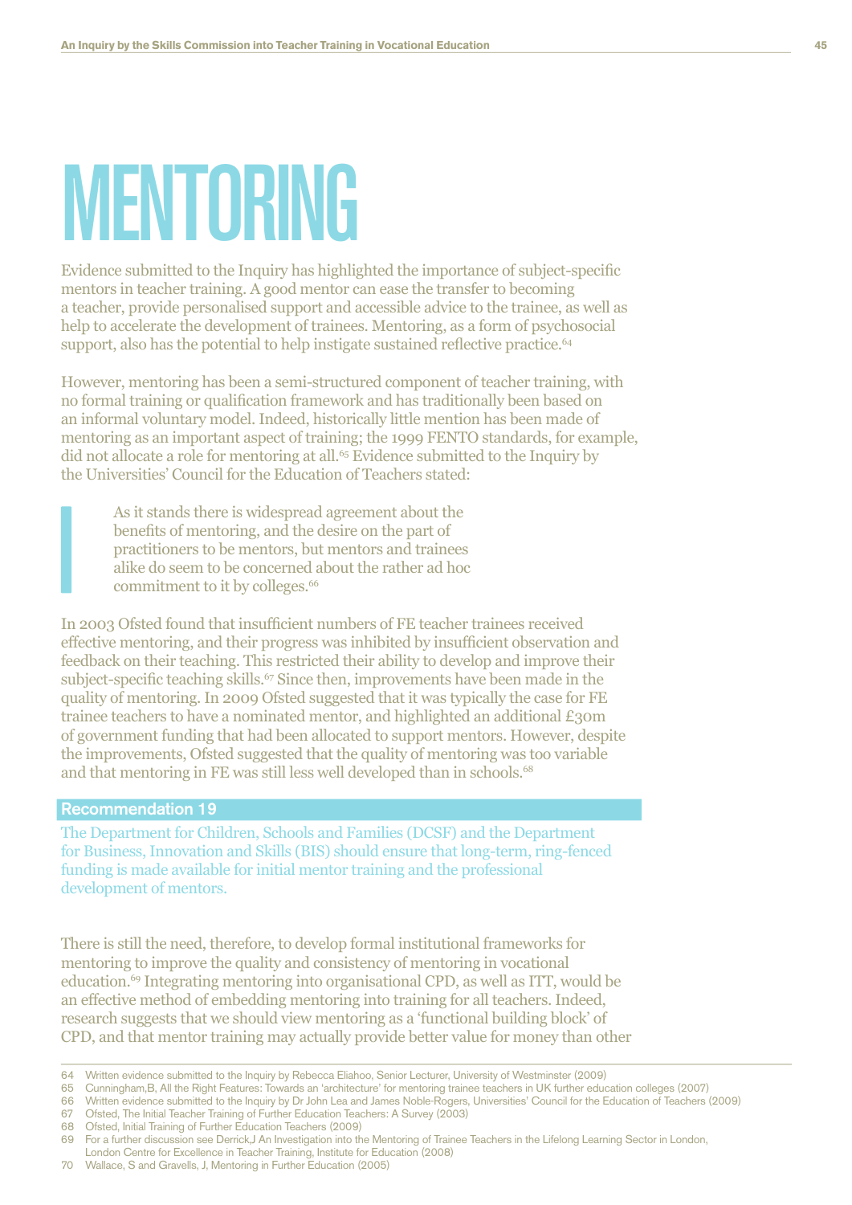# MENTORING

Evidence submitted to the Inquiry has highlighted the importance of subject-specific mentors in teacher training. A good mentor can ease the transfer to becoming a teacher, provide personalised support and accessible advice to the trainee, as well as help to accelerate the development of trainees. Mentoring, as a form of psychosocial support, also has the potential to help instigate sustained reflective practice.[64]

However, mentoring has been a semi-structured component of teacher training, with no formal training or qualification framework and has traditionally been based on an informal voluntary model. Indeed, historically little mention has been made of mentoring as an important aspect of training; the 1999 FENTO standards, for example, did not allocate a role for mentoring at all.[65] Evidence submitted to the Inquiry by the Universities' Council for the Education of Teachers stated:

> As it stands there is widespread agreement about the benefits of mentoring, and the desire on the part of practitioners to be mentors, but mentors and trainees alike do seem to be concerned about the rather ad hoc commitment to it by colleges.[66]

In 2003 Ofsted found that insufficient numbers of FE teacher trainees received effective mentoring, and their progress was inhibited by insufficient observation and feedback on their teaching. This restricted their ability to develop and improve their subject-specific teaching skills.[67] Since then, improvements have been made in the quality of mentoring. In 2009 Ofsted suggested that it was typically the case for FE trainee teachers to have a nominated mentor, and highlighted an additional £30m of government funding that had been allocated to support mentors. However, despite the improvements, Ofsted suggested that the quality of mentoring was too variable and that mentoring in FE was still less well developed than in schools.[68]

**Recommendation 19**

The Department for Children, Schools and Families (DCSF) and the Department for Business, Innovation and Skills (BIS) should ensure that long-term, ring-fenced funding is made available for initial mentor training and the professional development of mentors.

There is still the need, therefore, to develop formal institutional frameworks for mentoring to improve the quality and consistency of mentoring in vocational education.[69] Integrating mentoring into organisational CPD, as well as ITT, would be an effective method of embedding mentoring into training for all teachers. Indeed, research suggests that we should view mentoring as a 'functional building block' of CPD, and that mentor training may actually provide better value for money than other

---

64 Written evidence submitted to the Inquiry by Rebecca Eliahoo, Senior Lecturer, University of Westminster (2009)
65 Cunningham,B, All the Right Features: Towards an 'architecture' for mentoring trainee teachers in UK further education colleges (2007)
66 Written evidence submitted to the Inquiry by Dr John Lea and James Noble-Rogers, Universities' Council for the Education of Teachers (2009)
67 Ofsted, The Initial Teacher Training of Further Education Teachers: A Survey (2003)
68 Ofsted, Initial Training of Further Education Teachers (2009)
69 For a further discussion see Derrick,J An Investigation into the Mentoring of Trainee Teachers in the Lifelong Learning Sector in London, London Centre for Excellence in Teacher Training, Institute for Education (2008)
70 Wallace, S and Gravells, J, Mentoring in Further Education (2005)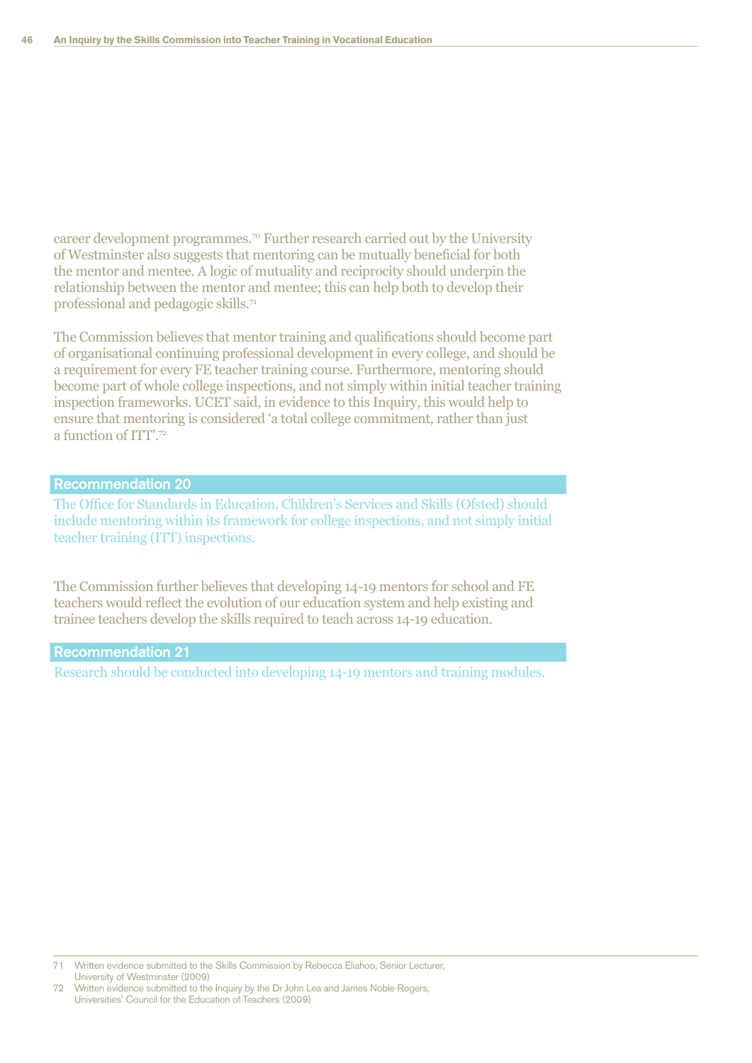career development programmes.[70] Further research carried out by the University of Westminster also suggests that mentoring can be mutually beneficial for both the mentor and mentee. A logic of mutuality and reciprocity should underpin the relationship between the mentor and mentee; this can help both to develop their professional and pedagogic skills.[71]

The Commission believes that mentor training and qualifications should become part of organisational continuing professional development in every college, and should be a requirement for every FE teacher training course. Furthermore, mentoring should become part of whole college inspections, and not simply within initial teacher training inspection frameworks. UCET said, in evidence to this Inquiry, this would help to ensure that mentoring is considered 'a total college commitment, rather than just a function of ITT'.[72]

**Recommendation 20**

The Office for Standards in Education, Children's Services and Skills (Ofsted) should include mentoring within its framework for college inspections, and not simply initial teacher training (ITT) inspections.

The Commission further believes that developing 14-19 mentors for school and FE teachers would reflect the evolution of our education system and help existing and trainee teachers develop the skills required to teach across 14-19 education.

**Recommendation 21**

Research should be conducted into developing 14-19 mentors and training modules.

---

71 Written evidence submitted to the Skills Commission by Rebecca Eliahoo, Senior Lecturer, University of Westminster (2009)

72 Written evidence submitted to the Inquiry by the Dr John Lea and James Noble-Rogers, Universities' Council for the Education of Teachers (2009)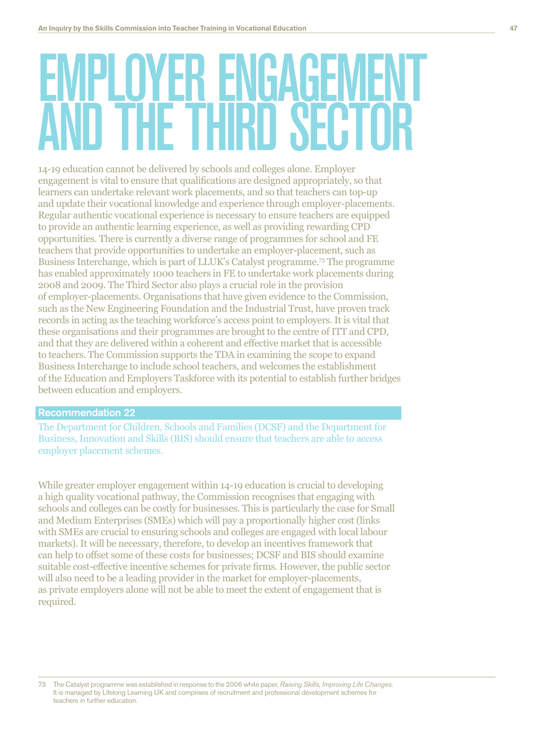# EMPLOYER ENGAGEMENT AND THE THIRD SECTOR

14-19 education cannot be delivered by schools and colleges alone. Employer engagement is vital to ensure that qualifications are designed appropriately, so that learners can undertake relevant work placements, and so that teachers can top-up and update their vocational knowledge and experience through employer-placements. Regular authentic vocational experience is necessary to ensure teachers are equipped to provide an authentic learning experience, as well as providing rewarding CPD opportunities. There is currently a diverse range of programmes for school and FE teachers that provide opportunities to undertake an employer-placement, such as Business Interchange, which is part of LLUK's Catalyst programme.[73] The programme has enabled approximately 1000 teachers in FE to undertake work placements during 2008 and 2009. The Third Sector also plays a crucial role in the provision of employer-placements. Organisations that have given evidence to the Commission, such as the New Engineering Foundation and the Industrial Trust, have proven track records in acting as the teaching workforce's access point to employers. It is vital that these organisations and their programmes are brought to the centre of ITT and CPD, and that they are delivered within a coherent and effective market that is accessible to teachers. The Commission supports the TDA in examining the scope to expand Business Interchange to include school teachers, and welcomes the establishment of the Education and Employers Taskforce with its potential to establish further bridges between education and employers.

**Recommendation 22**

The Department for Children, Schools and Families (DCSF) and the Department for Business, Innovation and Skills (BIS) should ensure that teachers are able to access employer placement schemes.

While greater employer engagement within 14-19 education is crucial to developing a high quality vocational pathway, the Commission recognises that engaging with schools and colleges can be costly for businesses. This is particularly the case for Small and Medium Enterprises (SMEs) which will pay a proportionally higher cost (links with SMEs are crucial to ensuring schools and colleges are engaged with local labour markets). It will be necessary, therefore, to develop an incentives framework that can help to offset some of these costs for businesses; DCSF and BIS should examine suitable cost-effective incentive schemes for private firms. However, the public sector will also need to be a leading provider in the market for employer-placements, as private employers alone will not be able to meet the extent of engagement that is required.

---

73 The Catalyst programme was established in response to the 2006 white paper, *Raising Skills, Improving Life Changes*. It is managed by Lifelong Learning UK and comprises of recruitment and professional development schemes for teachers in further education.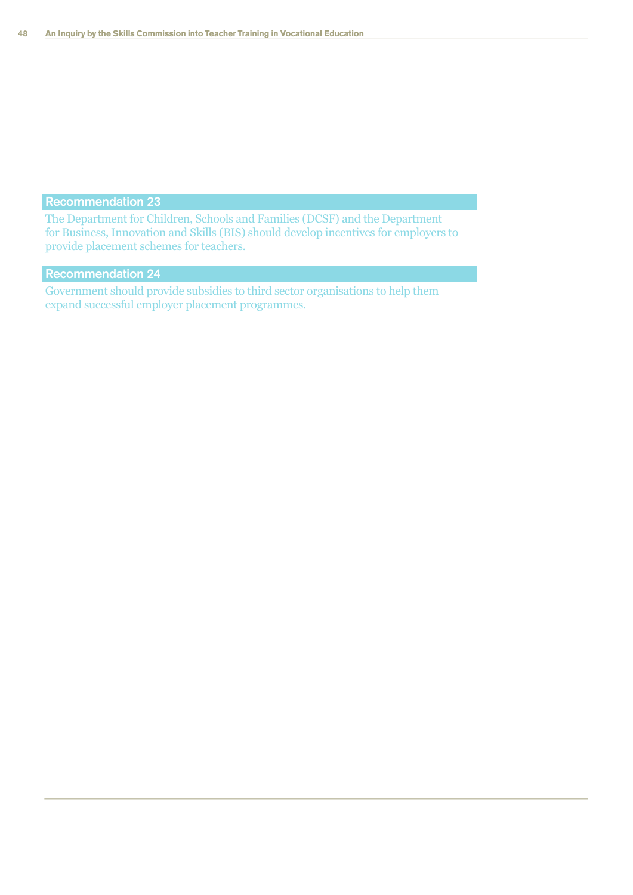### Recommendation 23

The Department for Children, Schools and Families (DCSF) and the Department for Business, Innovation and Skills (BIS) should develop incentives for employers to provide placement schemes for teachers.

### Recommendation 24

Government should provide subsidies to third sector organisations to help them expand successful employer placement programmes.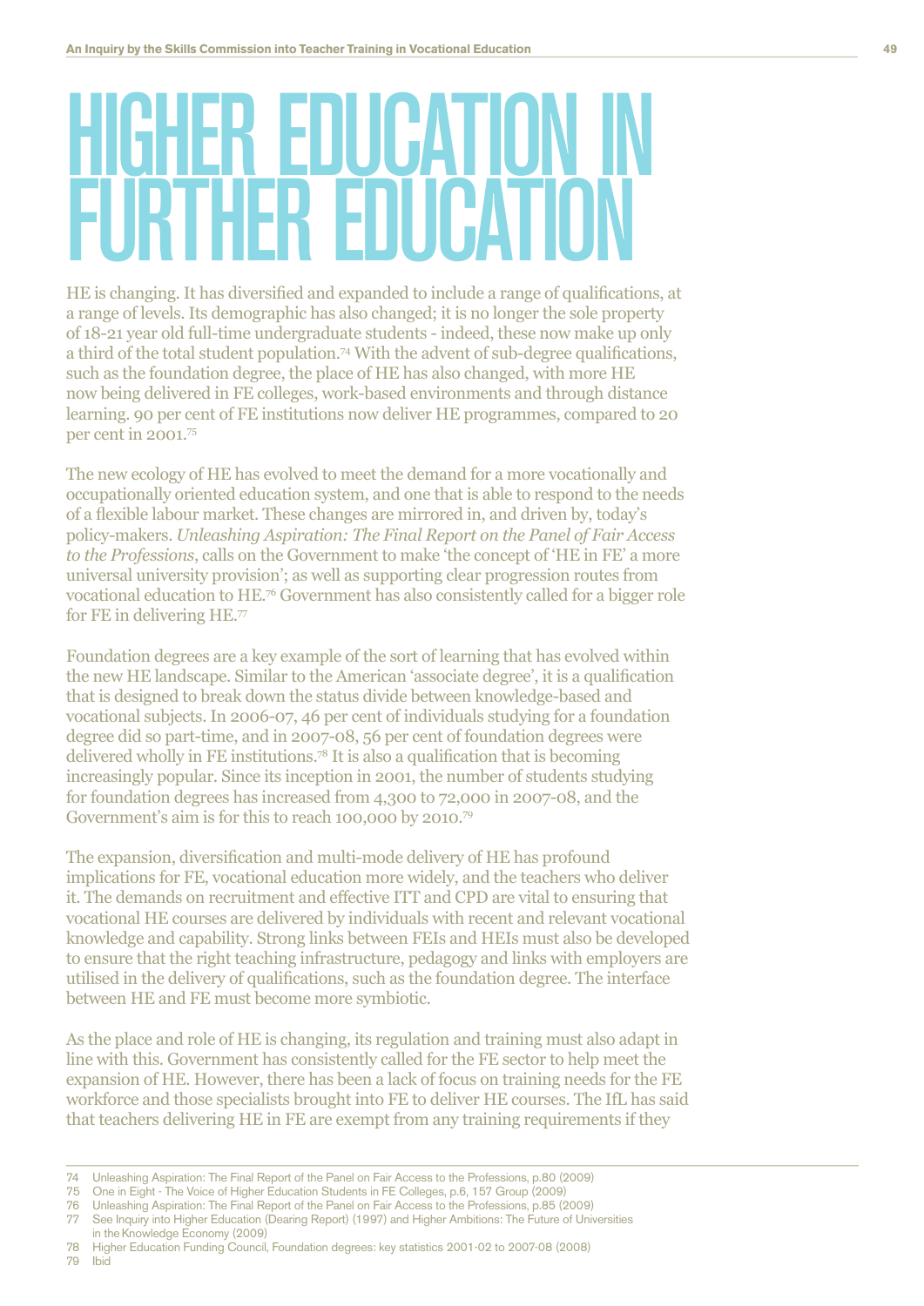# HIGHER EDUCATION IN FURTHER EDUCATION

HE is changing. It has diversified and expanded to include a range of qualifications, at a range of levels. Its demographic has also changed; it is no longer the sole property of 18-21 year old full-time undergraduate students - indeed, these now make up only a third of the total student population.[74] With the advent of sub-degree qualifications, such as the foundation degree, the place of HE has also changed, with more HE now being delivered in FE colleges, work-based environments and through distance learning. 90 per cent of FE institutions now deliver HE programmes, compared to 20 per cent in 2001.[75]

The new ecology of HE has evolved to meet the demand for a more vocationally and occupationally oriented education system, and one that is able to respond to the needs of a flexible labour market. These changes are mirrored in, and driven by, today's policy-makers. *Unleashing Aspiration: The Final Report on the Panel of Fair Access to the Professions*, calls on the Government to make 'the concept of 'HE in FE' a more universal university provision'; as well as supporting clear progression routes from vocational education to HE.[76] Government has also consistently called for a bigger role for FE in delivering HE.[77]

Foundation degrees are a key example of the sort of learning that has evolved within the new HE landscape. Similar to the American 'associate degree', it is a qualification that is designed to break down the status divide between knowledge-based and vocational subjects. In 2006-07, 46 per cent of individuals studying for a foundation degree did so part-time, and in 2007-08, 56 per cent of foundation degrees were delivered wholly in FE institutions.[78] It is also a qualification that is becoming increasingly popular. Since its inception in 2001, the number of students studying for foundation degrees has increased from 4,300 to 72,000 in 2007-08, and the Government's aim is for this to reach 100,000 by 2010.[79]

The expansion, diversification and multi-mode delivery of HE has profound implications for FE, vocational education more widely, and the teachers who deliver it. The demands on recruitment and effective ITT and CPD are vital to ensuring that vocational HE courses are delivered by individuals with recent and relevant vocational knowledge and capability. Strong links between FEIs and HEIs must also be developed to ensure that the right teaching infrastructure, pedagogy and links with employers are utilised in the delivery of qualifications, such as the foundation degree. The interface between HE and FE must become more symbiotic.

As the place and role of HE is changing, its regulation and training must also adapt in line with this. Government has consistently called for the FE sector to help meet the expansion of HE. However, there has been a lack of focus on training needs for the FE workforce and those specialists brought into FE to deliver HE courses. The IfL has said that teachers delivering HE in FE are exempt from any training requirements if they

---

74 Unleashing Aspiration: The Final Report of the Panel on Fair Access to the Professions, p.80 (2009)
75 One in Eight - The Voice of Higher Education Students in FE Colleges, p.6, 157 Group (2009)
76 Unleashing Aspiration: The Final Report of the Panel on Fair Access to the Professions, p.85 (2009)
77 See Inquiry into Higher Education (Dearing Report) (1997) and Higher Ambitions: The Future of Universities in the Knowledge Economy (2009)
78 Higher Education Funding Council, Foundation degrees: key statistics 2001-02 to 2007-08 (2008)
79 Ibid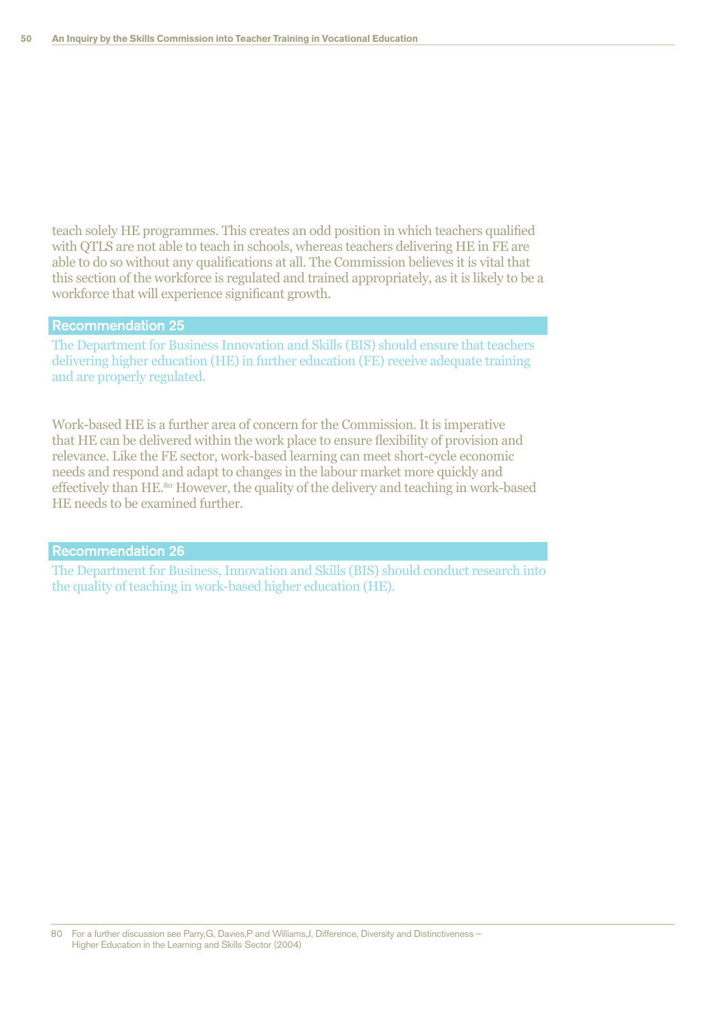teach solely HE programmes. This creates an odd position in which teachers qualified with QTLS are not able to teach in schools, whereas teachers delivering HE in FE are able to do so without any qualifications at all. The Commission believes it is vital that this section of the workforce is regulated and trained appropriately, as it is likely to be a workforce that will experience significant growth.

### Recommendation 25

The Department for Business Innovation and Skills (BIS) should ensure that teachers delivering higher education (HE) in further education (FE) receive adequate training and are properly regulated.

Work-based HE is a further area of concern for the Commission. It is imperative that HE can be delivered within the work place to ensure flexibility of provision and relevance. Like the FE sector, work-based learning can meet short-cycle economic needs and respond and adapt to changes in the labour market more quickly and effectively than HE.[80] However, the quality of the delivery and teaching in work-based HE needs to be examined further.

### Recommendation 26

The Department for Business, Innovation and Skills (BIS) should conduct research into the quality of teaching in work-based higher education (HE).

80 For a further discussion see Parry,G, Davies,P and Williams,J, Difference, Diversity and Distinctiveness – Higher Education in the Learning and Skills Sector (2004)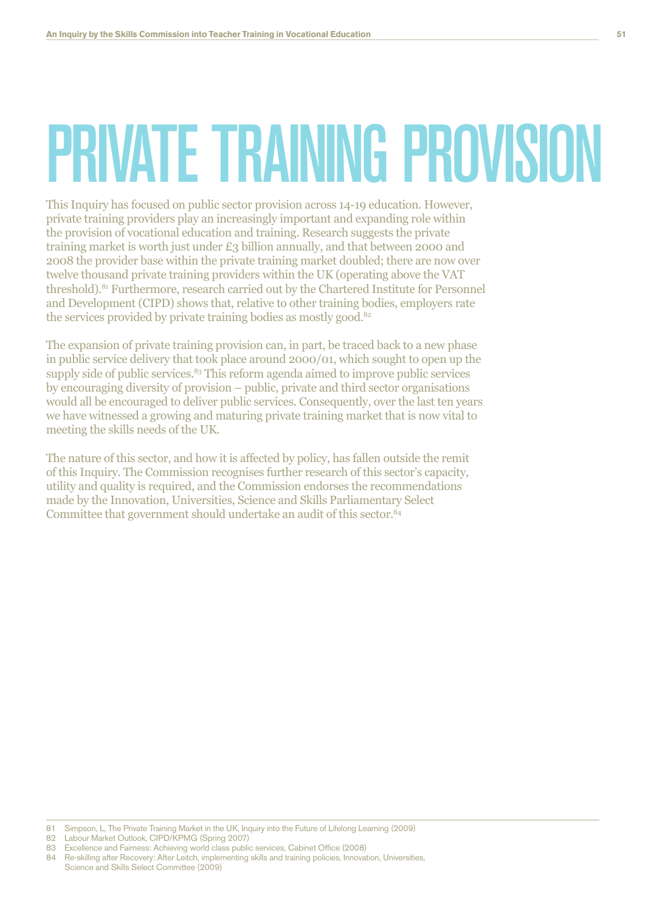# PRIVATE TRAINING PROVISION

This Inquiry has focused on public sector provision across 14-19 education. However, private training providers play an increasingly important and expanding role within the provision of vocational education and training. Research suggests the private training market is worth just under £3 billion annually, and that between 2000 and 2008 the provider base within the private training market doubled; there are now over twelve thousand private training providers within the UK (operating above the VAT threshold).[81] Furthermore, research carried out by the Chartered Institute for Personnel and Development (CIPD) shows that, relative to other training bodies, employers rate the services provided by private training bodies as mostly good.[82]

The expansion of private training provision can, in part, be traced back to a new phase in public service delivery that took place around 2000/01, which sought to open up the supply side of public services.[83] This reform agenda aimed to improve public services by encouraging diversity of provision – public, private and third sector organisations would all be encouraged to deliver public services. Consequently, over the last ten years we have witnessed a growing and maturing private training market that is now vital to meeting the skills needs of the UK.

The nature of this sector, and how it is affected by policy, has fallen outside the remit of this Inquiry. The Commission recognises further research of this sector's capacity, utility and quality is required, and the Commission endorses the recommendations made by the Innovation, Universities, Science and Skills Parliamentary Select Committee that government should undertake an audit of this sector.[84]

---

81 Simpson, L, The Private Training Market in the UK, Inquiry into the Future of Lifelong Learning (2009)
82 Labour Market Outlook, CIPD/KPMG (Spring 2007)
83 Excellence and Fairness: Achieving world class public services, Cabinet Office (2008)
84 Re-skilling after Recovery: After Leitch, implementing skills and training policies, Innovation, Universities, Science and Skills Select Committee (2009)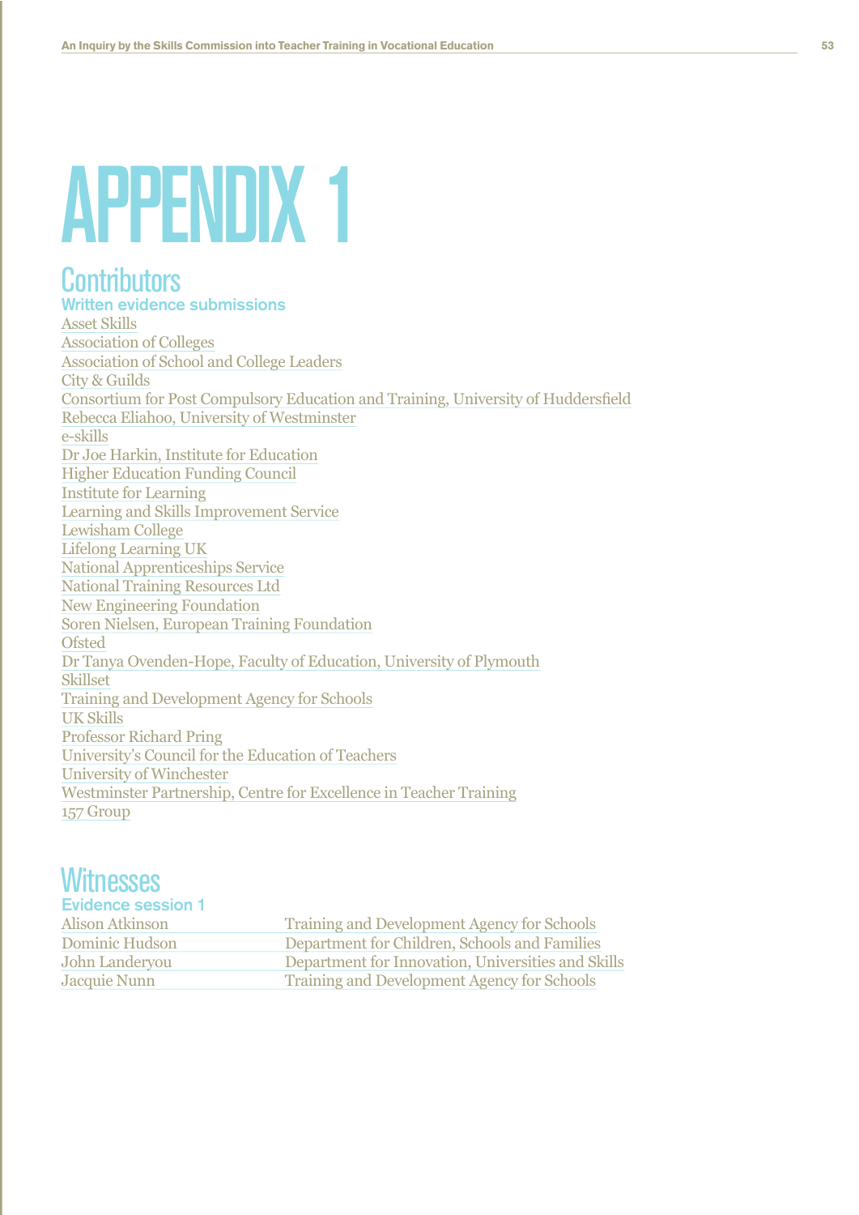# APPENDIX 1

## Contributors

### Written evidence submissions

Asset Skills
Association of Colleges
Association of School and College Leaders
City & Guilds
Consortium for Post Compulsory Education and Training, University of Huddersfield
Rebecca Eliahoo, University of Westminster
e-skills
Dr Joe Harkin, Institute for Education
Higher Education Funding Council
Institute for Learning
Learning and Skills Improvement Service
Lewisham College
Lifelong Learning UK
National Apprenticeships Service
National Training Resources Ltd
New Engineering Foundation
Soren Nielsen, European Training Foundation
Ofsted
Dr Tanya Ovenden-Hope, Faculty of Education, University of Plymouth
Skillset
Training and Development Agency for Schools
UK Skills
Professor Richard Pring
University's Council for the Education of Teachers
University of Winchester
Westminster Partnership, Centre for Excellence in Teacher Training
157 Group

## Witnesses

### Evidence session 1

| | |
|---|---|
| Alison Atkinson | Training and Development Agency for Schools |
| Dominic Hudson | Department for Children, Schools and Families |
| John Landeryou | Department for Innovation, Universities and Skills |
| Jacquie Nunn | Training and Development Agency for Schools |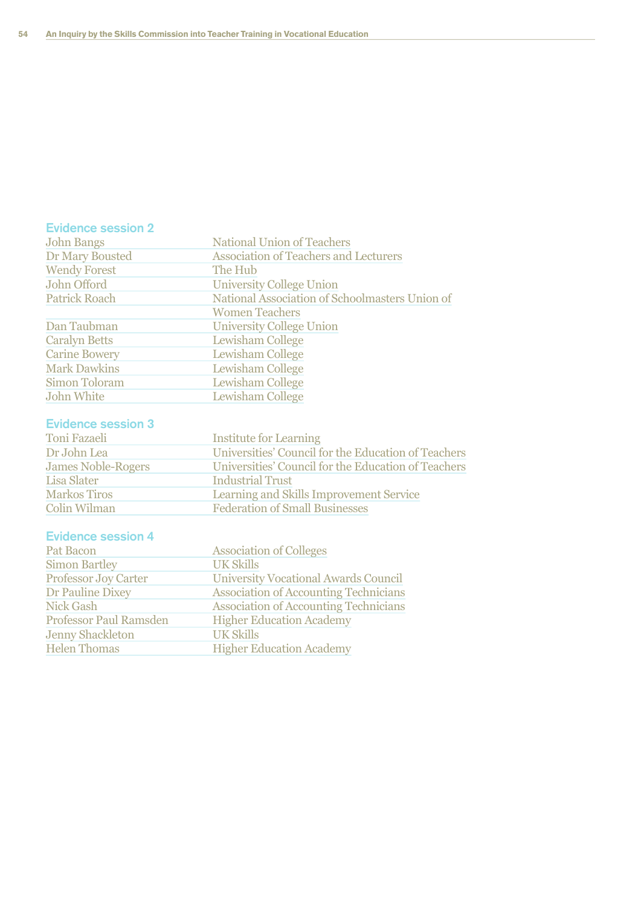## Evidence session 2

| | |
|---|---|
| John Bangs | National Union of Teachers |
| Dr Mary Bousted | Association of Teachers and Lecturers |
| Wendy Forest | The Hub |
| John Offord | University College Union |
| Patrick Roach | National Association of Schoolmasters Union of Women Teachers |
| Dan Taubman | University College Union |
| Caralyn Betts | Lewisham College |
| Carine Bowery | Lewisham College |
| Mark Dawkins | Lewisham College |
| Simon Toloram | Lewisham College |
| John White | Lewisham College |

## Evidence session 3

| | |
|---|---|
| Toni Fazaeli | Institute for Learning |
| Dr John Lea | Universities' Council for the Education of Teachers |
| James Noble-Rogers | Universities' Council for the Education of Teachers |
| Lisa Slater | Industrial Trust |
| Markos Tiros | Learning and Skills Improvement Service |
| Colin Wilman | Federation of Small Businesses |

## Evidence session 4

| | |
|---|---|
| Pat Bacon | Association of Colleges |
| Simon Bartley | UK Skills |
| Professor Joy Carter | University Vocational Awards Council |
| Dr Pauline Dixey | Association of Accounting Technicians |
| Nick Gash | Association of Accounting Technicians |
| Professor Paul Ramsden | Higher Education Academy |
| Jenny Shackleton | UK Skills |
| Helen Thomas | Higher Education Academy |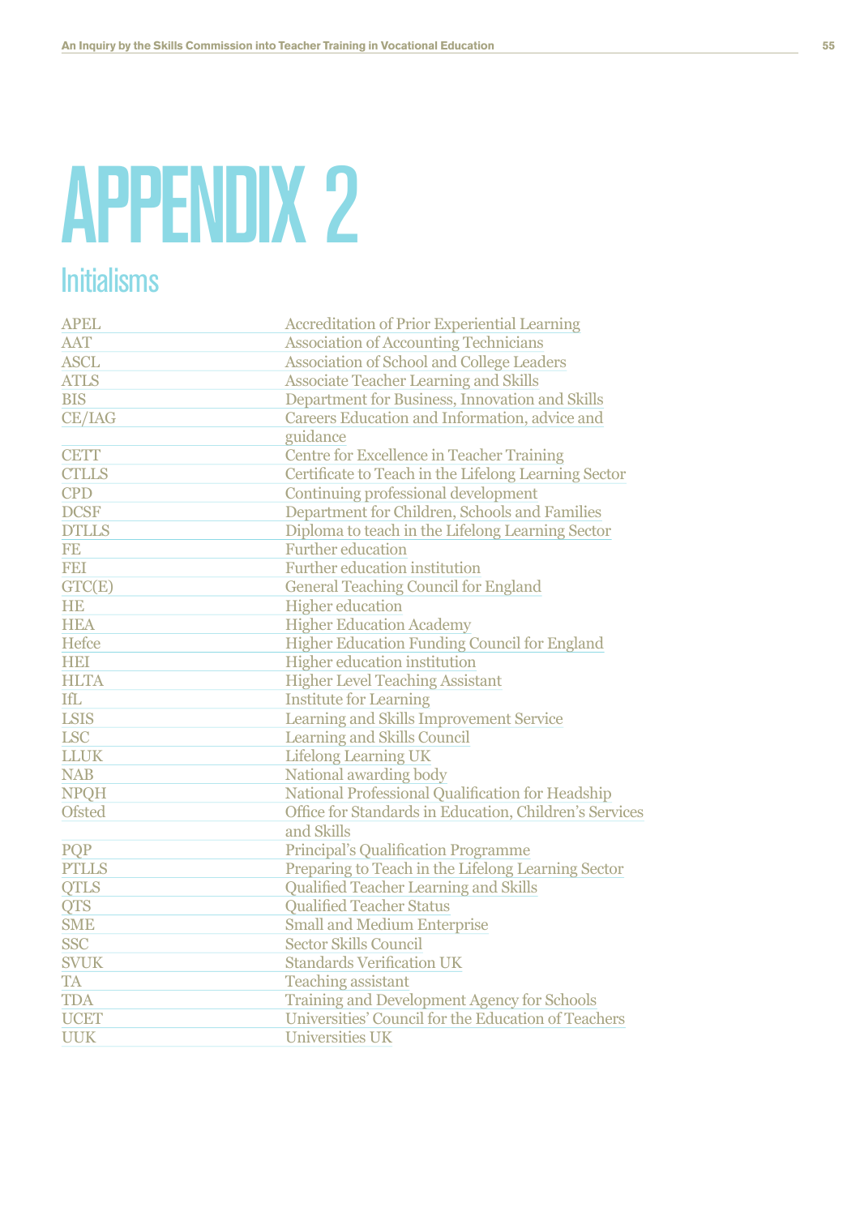# APPENDIX 2

## Initialisms

| | |
|---|---|
| APEL | Accreditation of Prior Experiential Learning |
| AAT | Association of Accounting Technicians |
| ASCL | Association of School and College Leaders |
| ATLS | Associate Teacher Learning and Skills |
| BIS | Department for Business, Innovation and Skills |
| CE/IAG | Careers Education and Information, advice and guidance |
| CETT | Centre for Excellence in Teacher Training |
| CTLLS | Certificate to Teach in the Lifelong Learning Sector |
| CPD | Continuing professional development |
| DCSF | Department for Children, Schools and Families |
| DTLLS | Diploma to teach in the Lifelong Learning Sector |
| FE | Further education |
| FEI | Further education institution |
| GTC(E) | General Teaching Council for England |
| HE | Higher education |
| HEA | Higher Education Academy |
| Hefce | Higher Education Funding Council for England |
| HEI | Higher education institution |
| HLTA | Higher Level Teaching Assistant |
| IfL | Institute for Learning |
| LSIS | Learning and Skills Improvement Service |
| LSC | Learning and Skills Council |
| LLUK | Lifelong Learning UK |
| NAB | National awarding body |
| NPQH | National Professional Qualification for Headship |
| Ofsted | Office for Standards in Education, Children's Services and Skills |
| PQP | Principal's Qualification Programme |
| PTLLS | Preparing to Teach in the Lifelong Learning Sector |
| QTLS | Qualified Teacher Learning and Skills |
| QTS | Qualified Teacher Status |
| SME | Small and Medium Enterprise |
| SSC | Sector Skills Council |
| SVUK | Standards Verification UK |
| TA | Teaching assistant |
| TDA | Training and Development Agency for Schools |
| UCET | Universities' Council for the Education of Teachers |
| UUK | Universities UK |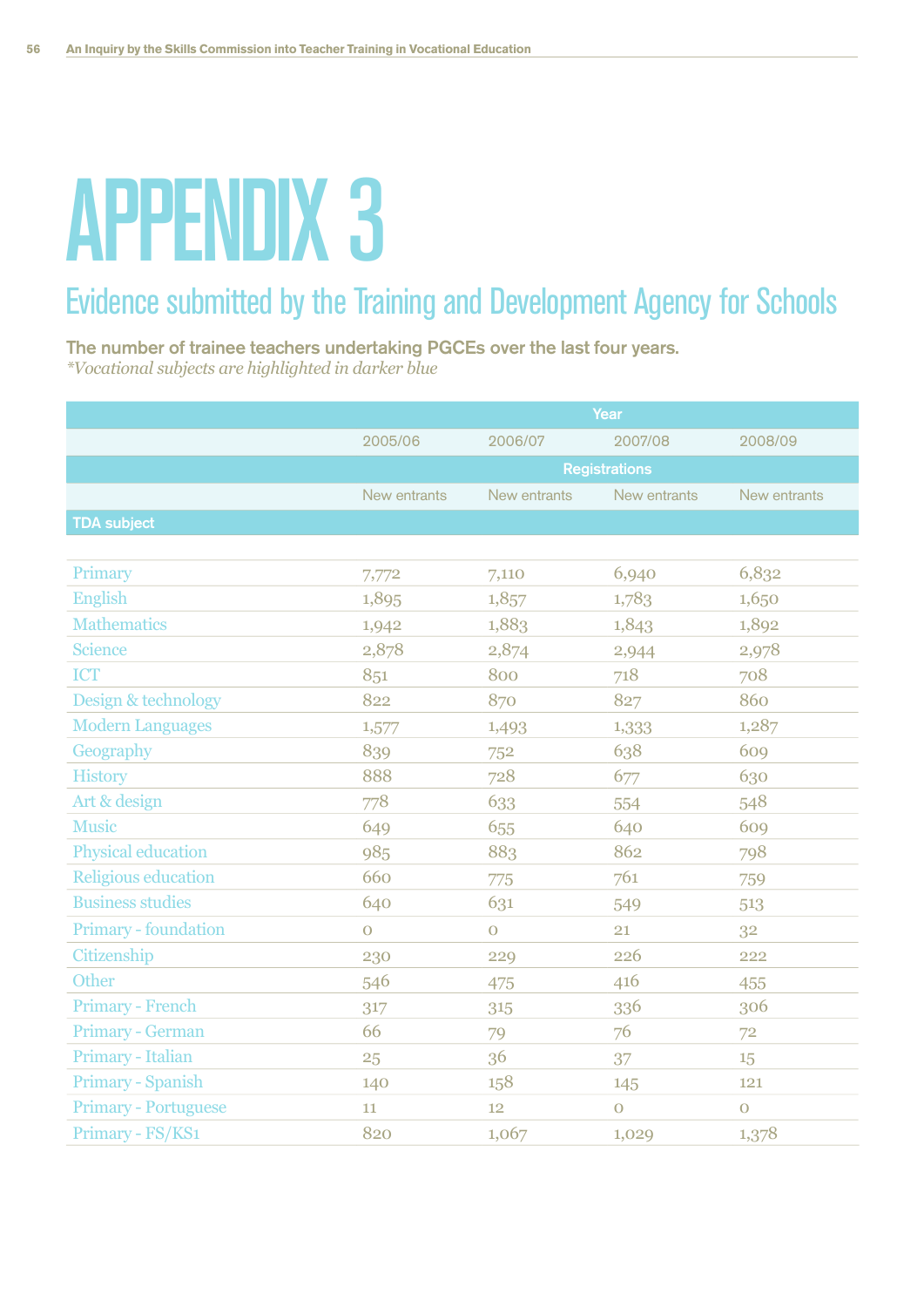# APPENDIX 3

## Evidence submitted by the Training and Development Agency for Schools

**The number of trainee teachers undertaking PGCEs over the last four years.**
*\*Vocational subjects are highlighted in darker blue*

| | Year | | | |
|---|---|---|---|---|
| | 2005/06 | 2006/07 | 2007/08 | 2008/09 |
| | Registrations | | | |
| | New entrants | New entrants | New entrants | New entrants |
| **TDA subject** | | | | |
| Primary | 7,772 | 7,110 | 6,940 | 6,832 |
| English | 1,895 | 1,857 | 1,783 | 1,650 |
| Mathematics | 1,942 | 1,883 | 1,843 | 1,892 |
| Science | 2,878 | 2,874 | 2,944 | 2,978 |
| ICT | 851 | 800 | 718 | 708 |
| Design & technology | 822 | 870 | 827 | 860 |
| Modern Languages | 1,577 | 1,493 | 1,333 | 1,287 |
| Geography | 839 | 752 | 638 | 609 |
| History | 888 | 728 | 677 | 630 |
| Art & design | 778 | 633 | 554 | 548 |
| Music | 649 | 655 | 640 | 609 |
| Physical education | 985 | 883 | 862 | 798 |
| Religious education | 660 | 775 | 761 | 759 |
| Business studies | 640 | 631 | 549 | 513 |
| Primary - foundation | 0 | 0 | 21 | 32 |
| Citizenship | 230 | 229 | 226 | 222 |
| Other | 546 | 475 | 416 | 455 |
| Primary - French | 317 | 315 | 336 | 306 |
| Primary - German | 66 | 79 | 76 | 72 |
| Primary - Italian | 25 | 36 | 37 | 15 |
| Primary - Spanish | 140 | 158 | 145 | 121 |
| Primary - Portuguese | 11 | 12 | 0 | 0 |
| Primary - FS/KS1 | 820 | 1,067 | 1,029 | 1,378 |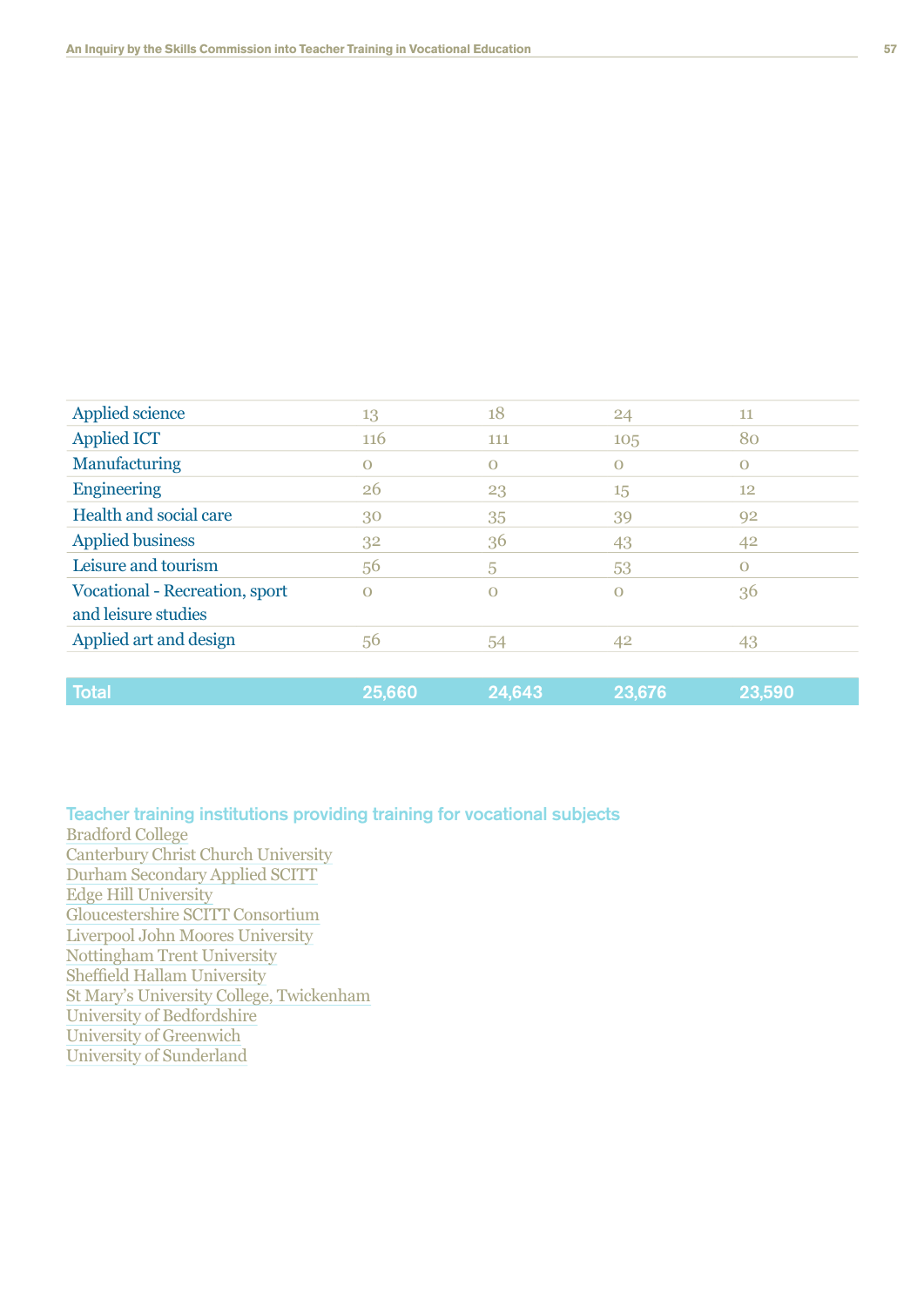| | | | | |
|---|---|---|---|---|
| Applied science | 13 | 18 | 24 | 11 |
| Applied ICT | 116 | 111 | 105 | 80 |
| Manufacturing | 0 | 0 | 0 | 0 |
| Engineering | 26 | 23 | 15 | 12 |
| Health and social care | 30 | 35 | 39 | 92 |
| Applied business | 32 | 36 | 43 | 42 |
| Leisure and tourism | 56 | 5 | 53 | 0 |
| Vocational - Recreation, sport and leisure studies | 0 | 0 | 0 | 36 |
| Applied art and design | 56 | 54 | 42 | 43 |
| **Total** | **25,660** | **24,643** | **23,676** | **23,590** |

### Teacher training institutions providing training for vocational subjects

Bradford College
Canterbury Christ Church University
Durham Secondary Applied SCITT
Edge Hill University
Gloucestershire SCITT Consortium
Liverpool John Moores University
Nottingham Trent University
Sheffield Hallam University
St Mary's University College, Twickenham
University of Bedfordshire
University of Greenwich
University of Sunderland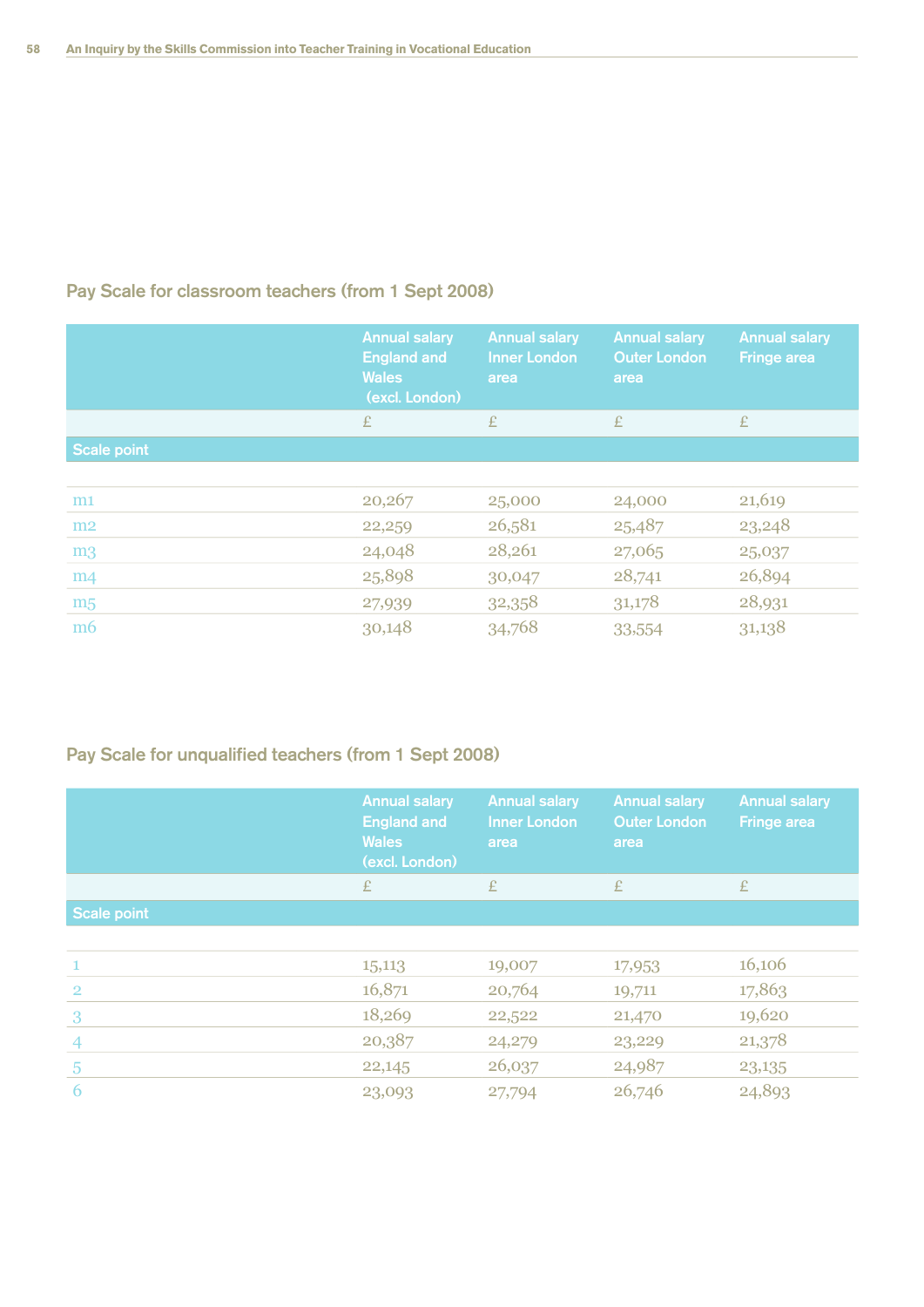## Pay Scale for classroom teachers (from 1 Sept 2008)

| | Annual salary England and Wales (excl. London) | Annual salary Inner London area | Annual salary Outer London area | Annual salary Fringe area |
|---|---|---|---|---|
| | £ | £ | £ | £ |
| **Scale point** | | | | |
| m1 | 20,267 | 25,000 | 24,000 | 21,619 |
| m2 | 22,259 | 26,581 | 25,487 | 23,248 |
| m3 | 24,048 | 28,261 | 27,065 | 25,037 |
| m4 | 25,898 | 30,047 | 28,741 | 26,894 |
| m5 | 27,939 | 32,358 | 31,178 | 28,931 |
| m6 | 30,148 | 34,768 | 33,554 | 31,138 |

## Pay Scale for unqualified teachers (from 1 Sept 2008)

| | Annual salary England and Wales (excl. London) | Annual salary Inner London area | Annual salary Outer London area | Annual salary Fringe area |
|---|---|---|---|---|
| | £ | £ | £ | £ |
| **Scale point** | | | | |
| 1 | 15,113 | 19,007 | 17,953 | 16,106 |
| 2 | 16,871 | 20,764 | 19,711 | 17,863 |
| 3 | 18,269 | 22,522 | 21,470 | 19,620 |
| 4 | 20,387 | 24,279 | 23,229 | 21,378 |
| 5 | 22,145 | 26,037 | 24,987 | 23,135 |
| 6 | 23,093 | 27,794 | 26,746 | 24,893 |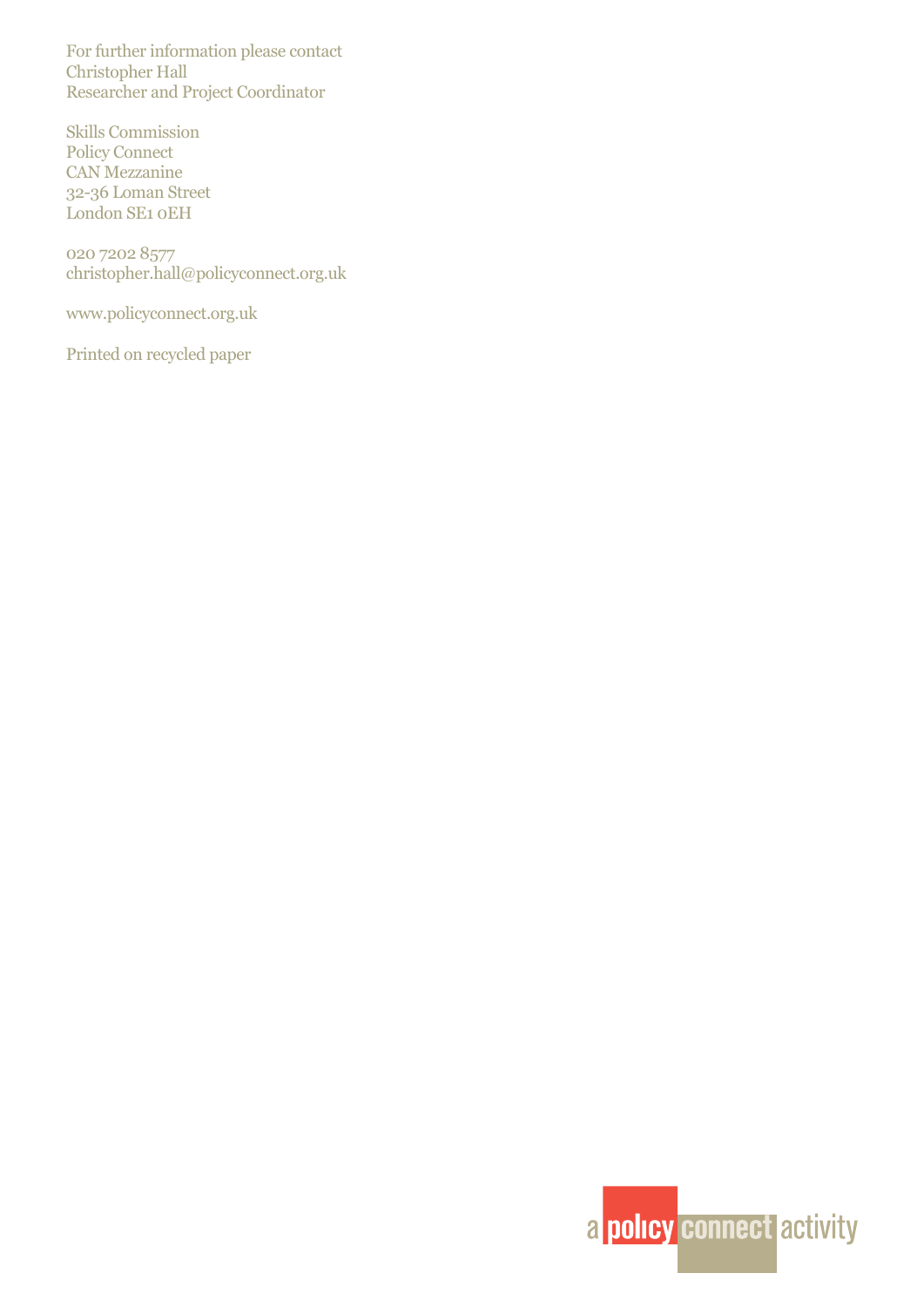For further information please contact
Christopher Hall
Researcher and Project Coordinator

Skills Commission
Policy Connect
CAN Mezzanine
32-36 Loman Street
London SE1 0EH

020 7202 8577
christopher.hall@policyconnect.org.uk

www.policyconnect.org.uk

Printed on recycled paper

a policy connect activity